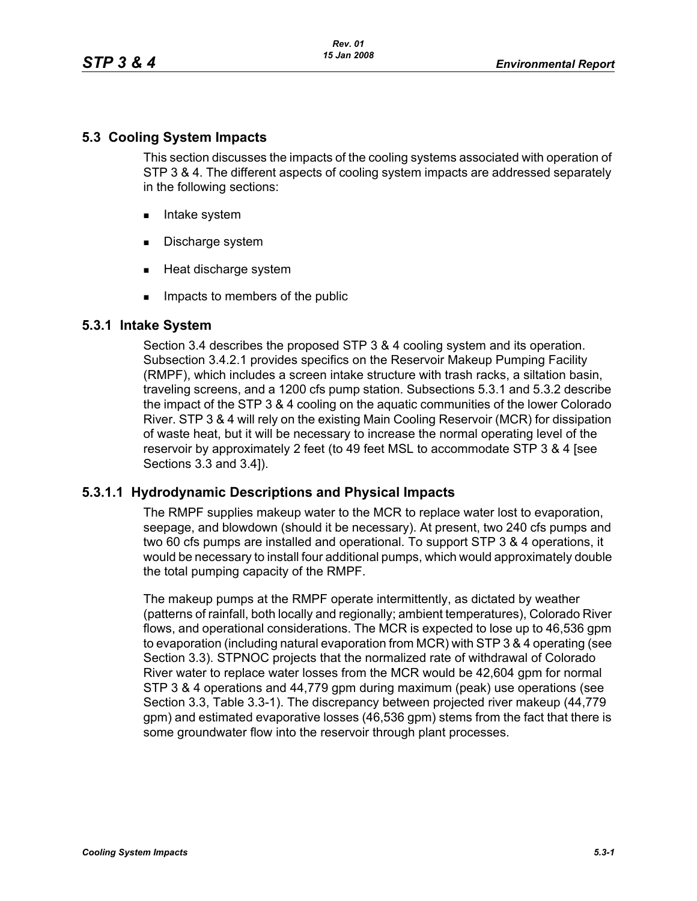## 5.3 Cooling System Impacts

This section discusses the impacts of the cooling systems associated with operation of STP 3 & 4. The different aspects of cooling system impacts are addressed separately in the following sections:

- Intake system
- Discharge system
- Heat discharge system
- Impacts to members of the public

### 5.3.1 Intake System

Section 3.4 describes the proposed STP 3 & 4 cooling system and its operation. Subsection 3.4.2.1 provides specifics on the Reservoir Makeup Pumping Facility (RMPF), which includes a screen intake structure with trash racks, a siltation basin, traveling screens, and a 1200 cfs pump station. Subsections 5.3.1 and 5.3.2 describe the impact of the STP 3 & 4 cooling on the aquatic communities of the lower Colorado River. STP 3 & 4 will rely on the existing Main Cooling Reservoir (MCR) for dissipation of waste heat, but it will be necessary to increase the normal operating level of the reservoir by approximately 2 feet (to 49 feet MSL to accommodate STP 3 & 4 [see Sections 3.3 and 3.4]).

#### 5.3.1.1 Hydrodynamic Descriptions and Physical Impacts

The RMPF supplies makeup water to the MCR to replace water lost to evaporation, seepage, and blowdown (should it be necessary). At present, two 240 cfs pumps and two 60 cfs pumps are installed and operational. To support STP 3 & 4 operations, it would be necessary to install four additional pumps, which would approximately double the total pumping capacity of the RMPF.

The makeup pumps at the RMPF operate intermittently, as dictated by weather (patterns of rainfall, both locally and regionally; ambient temperatures), Colorado River flows, and operational considerations. The MCR is expected to lose up to 46,536 gpm to evaporation (including natural evaporation from MCR) with STP 3 & 4 operating (see Section 3.3). STPNOC projects that the normalized rate of withdrawal of Colorado River water to replace water losses from the MCR would be 42,604 gpm for normal STP 3 & 4 operations and 44,779 gpm during maximum (peak) use operations (see Section 3.3, Table 3.3-1). The discrepancy between projected river makeup (44,779 gpm) and estimated evaporative losses (46,536 gpm) stems from the fact that there is some groundwater flow into the reservoir through plant processes.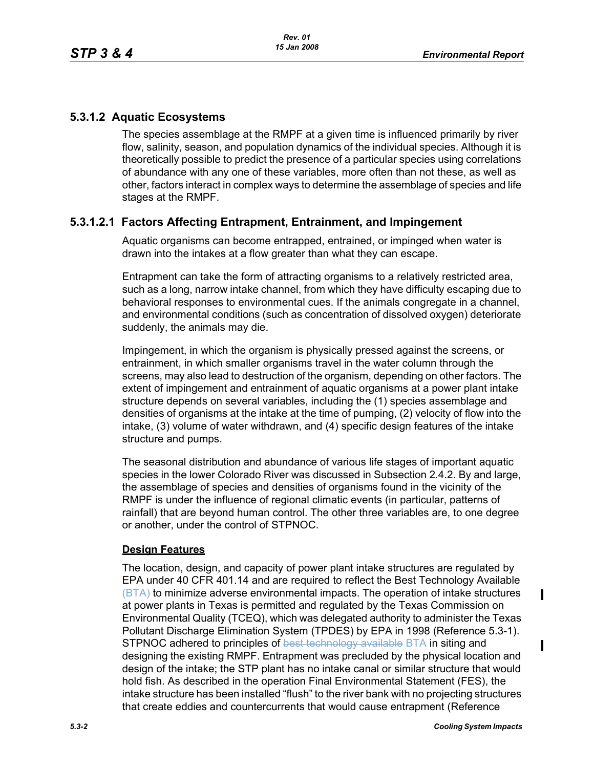## 5.3.1.2 Aquatic Ecosystems

The species assemblage at the RMPF at a given time is influenced primarily by river flow, salinity, season, and population dynamics of the individual species. Although it is theoretically possible to predict the presence of a particular species using correlations of abundance with any one of these variables, more often than not these, as well as other, factors interact in complex ways to determine the assemblage of species and life stages at the RMPF.

### 5.3.1.2.1 Factors Affecting Entrapment, Entrainment, and Impingement

Aquatic organisms can become entrapped, entrained, or impinged when water is drawn into the intakes at a flow greater than what they can escape.

Entrapment can take the form of attracting organisms to a relatively restricted area, such as a long, narrow intake channel, from which they have difficulty escaping due to behavioral responses to environmental cues. If the animals congregate in a channel, and environmental conditions (such as concentration of dissolved oxygen) deteriorate suddenly, the animals may die.

Impingement, in which the organism is physically pressed against the screens, or entrainment, in which smaller organisms travel in the water column through the screens, may also lead to destruction of the organism, depending on other factors. The extent of impingement and entrainment of aquatic organisms at a power plant intake structure depends on several variables, including the (1) species assemblage and densities of organisms at the intake at the time of pumping, (2) velocity of flow into the intake, (3) volume of water withdrawn, and (4) specific design features of the intake structure and pumps.

The seasonal distribution and abundance of various life stages of important aquatic species in the lower Colorado River was discussed in Subsection 2.4.2. By and large, the assemblage of species and densities of organisms found in the vicinity of the RMPF is under the influence of regional climatic events (in particular, patterns of rainfall) that are beyond human control. The other three variables are, to one degree or another, under the control of STPNOC.

**Design Features**

The location, design, and capacity of power plant intake structures are regulated by EPA under 40 CFR 401.14 and are required to reflect the Best Technology Available (BTA) to minimize adverse environmental impacts. The operation of intake structures at power plants in Texas is permitted and regulated by the Texas Commission on Environmental Quality (TCEQ), which was delegated authority to administer the Texas Pollutant Discharge Elimination System (TPDES) by EPA in 1998 (Reference 5.3-1). STPNOC adhered to principles of ~~best technology available~~ BTA in siting and designing the existing RMPF. Entrapment was precluded by the physical location and design of the intake; the STP plant has no intake canal or similar structure that would hold fish. As described in the operation Final Environmental Statement (FES), the intake structure has been installed "flush" to the river bank with no projecting structures that create eddies and countercurrents that would cause entrapment (Reference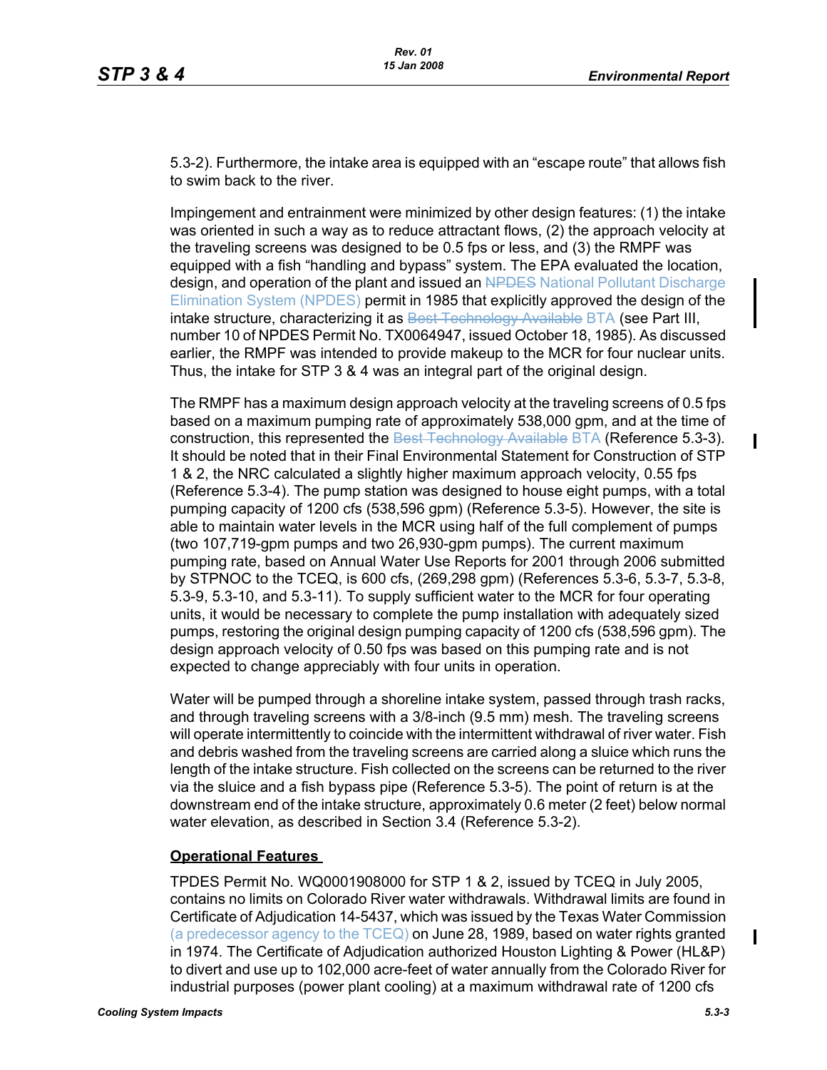5.3-2). Furthermore, the intake area is equipped with an "escape route" that allows fish to swim back to the river.

Impingement and entrainment were minimized by other design features: (1) the intake was oriented in such a way as to reduce attractant flows, (2) the approach velocity at the traveling screens was designed to be 0.5 fps or less, and (3) the RMPF was equipped with a fish "handling and bypass" system. The EPA evaluated the location, design, and operation of the plant and issued an ~~NPDES~~ National Pollutant Discharge Elimination System (NPDES) permit in 1985 that explicitly approved the design of the intake structure, characterizing it as ~~Best Technology Available~~ BTA (see Part III, number 10 of NPDES Permit No. TX0064947, issued October 18, 1985). As discussed earlier, the RMPF was intended to provide makeup to the MCR for four nuclear units. Thus, the intake for STP 3 & 4 was an integral part of the original design.

The RMPF has a maximum design approach velocity at the traveling screens of 0.5 fps based on a maximum pumping rate of approximately 538,000 gpm, and at the time of construction, this represented the ~~Best Technology Available~~ BTA (Reference 5.3-3). It should be noted that in their Final Environmental Statement for Construction of STP 1 & 2, the NRC calculated a slightly higher maximum approach velocity, 0.55 fps (Reference 5.3-4). The pump station was designed to house eight pumps, with a total pumping capacity of 1200 cfs (538,596 gpm) (Reference 5.3-5). However, the site is able to maintain water levels in the MCR using half of the full complement of pumps (two 107,719-gpm pumps and two 26,930-gpm pumps). The current maximum pumping rate, based on Annual Water Use Reports for 2001 through 2006 submitted by STPNOC to the TCEQ, is 600 cfs, (269,298 gpm) (References 5.3-6, 5.3-7, 5.3-8, 5.3-9, 5.3-10, and 5.3-11). To supply sufficient water to the MCR for four operating units, it would be necessary to complete the pump installation with adequately sized pumps, restoring the original design pumping capacity of 1200 cfs (538,596 gpm). The design approach velocity of 0.50 fps was based on this pumping rate and is not expected to change appreciably with four units in operation.

Water will be pumped through a shoreline intake system, passed through trash racks, and through traveling screens with a 3/8-inch (9.5 mm) mesh. The traveling screens will operate intermittently to coincide with the intermittent withdrawal of river water. Fish and debris washed from the traveling screens are carried along a sluice which runs the length of the intake structure. Fish collected on the screens can be returned to the river via the sluice and a fish bypass pipe (Reference 5.3-5). The point of return is at the downstream end of the intake structure, approximately 0.6 meter (2 feet) below normal water elevation, as described in Section 3.4 (Reference 5.3-2).

**Operational Features**

TPDES Permit No. WQ0001908000 for STP 1 & 2, issued by TCEQ in July 2005, contains no limits on Colorado River water withdrawals. Withdrawal limits are found in Certificate of Adjudication 14-5437, which was issued by the Texas Water Commission (a predecessor agency to the TCEQ) on June 28, 1989, based on water rights granted in 1974. The Certificate of Adjudication authorized Houston Lighting & Power (HL&P) to divert and use up to 102,000 acre-feet of water annually from the Colorado River for industrial purposes (power plant cooling) at a maximum withdrawal rate of 1200 cfs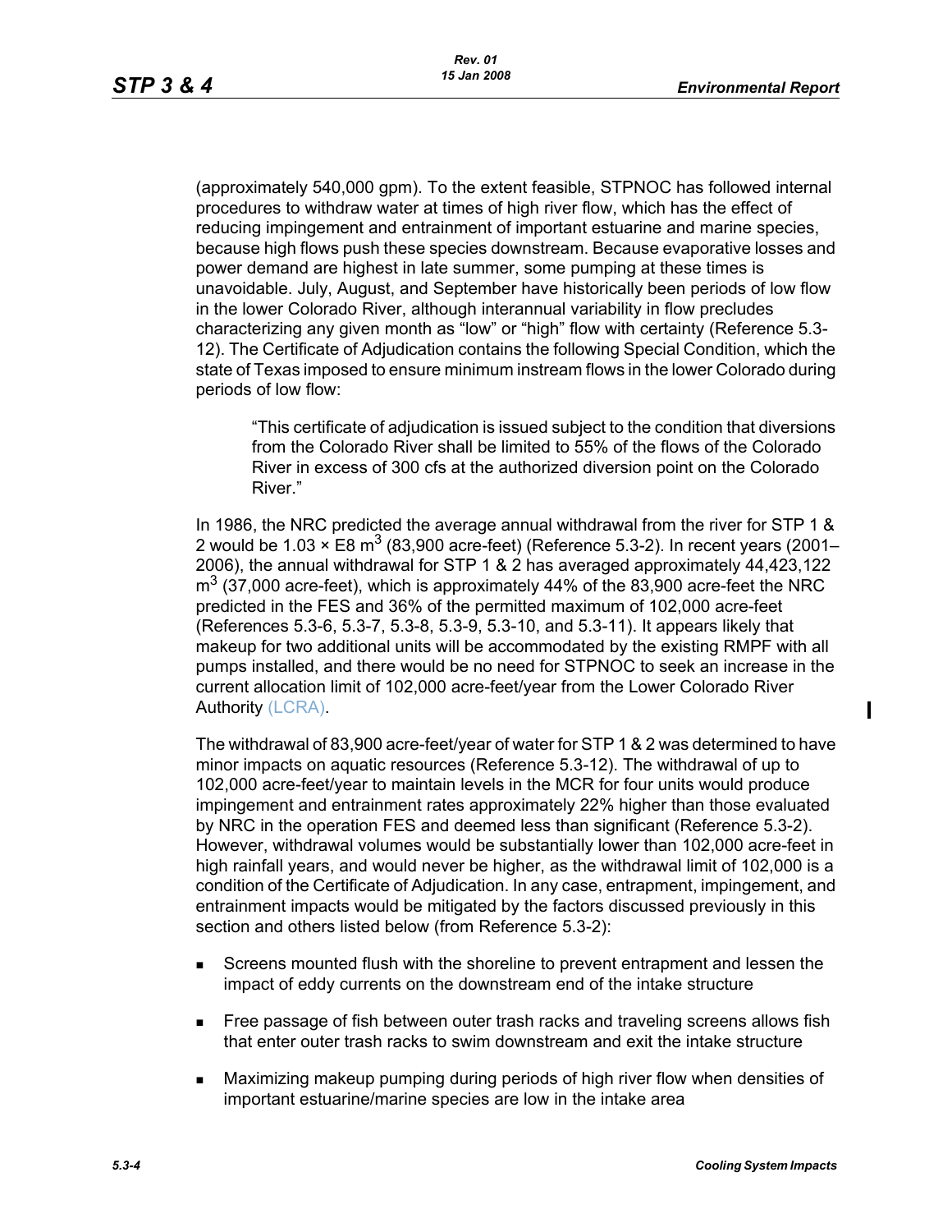(approximately 540,000 gpm). To the extent feasible, STPNOC has followed internal procedures to withdraw water at times of high river flow, which has the effect of reducing impingement and entrainment of important estuarine and marine species, because high flows push these species downstream. Because evaporative losses and power demand are highest in late summer, some pumping at these times is unavoidable. July, August, and September have historically been periods of low flow in the lower Colorado River, although interannual variability in flow precludes characterizing any given month as "low" or "high" flow with certainty (Reference 5.3-12). The Certificate of Adjudication contains the following Special Condition, which the state of Texas imposed to ensure minimum instream flows in the lower Colorado during periods of low flow:

> "This certificate of adjudication is issued subject to the condition that diversions from the Colorado River shall be limited to 55% of the flows of the Colorado River in excess of 300 cfs at the authorized diversion point on the Colorado River."

In 1986, the NRC predicted the average annual withdrawal from the river for STP 1 & 2 would be 1.03 × E8 $m^3$ (83,900 acre-feet) (Reference 5.3-2). In recent years (2001–2006), the annual withdrawal for STP 1 & 2 has averaged approximately 44,423,122 $m^3$ (37,000 acre-feet), which is approximately 44% of the 83,900 acre-feet the NRC predicted in the FES and 36% of the permitted maximum of 102,000 acre-feet (References 5.3-6, 5.3-7, 5.3-8, 5.3-9, 5.3-10, and 5.3-11). It appears likely that makeup for two additional units will be accommodated by the existing RMPF with all pumps installed, and there would be no need for STPNOC to seek an increase in the current allocation limit of 102,000 acre-feet/year from the Lower Colorado River Authority (LCRA).

The withdrawal of 83,900 acre-feet/year of water for STP 1 & 2 was determined to have minor impacts on aquatic resources (Reference 5.3-12). The withdrawal of up to 102,000 acre-feet/year to maintain levels in the MCR for four units would produce impingement and entrainment rates approximately 22% higher than those evaluated by NRC in the operation FES and deemed less than significant (Reference 5.3-2). However, withdrawal volumes would be substantially lower than 102,000 acre-feet in high rainfall years, and would never be higher, as the withdrawal limit of 102,000 is a condition of the Certificate of Adjudication. In any case, entrapment, impingement, and entrainment impacts would be mitigated by the factors discussed previously in this section and others listed below (from Reference 5.3-2):

- Screens mounted flush with the shoreline to prevent entrapment and lessen the impact of eddy currents on the downstream end of the intake structure
- Free passage of fish between outer trash racks and traveling screens allows fish that enter outer trash racks to swim downstream and exit the intake structure
- Maximizing makeup pumping during periods of high river flow when densities of important estuarine/marine species are low in the intake area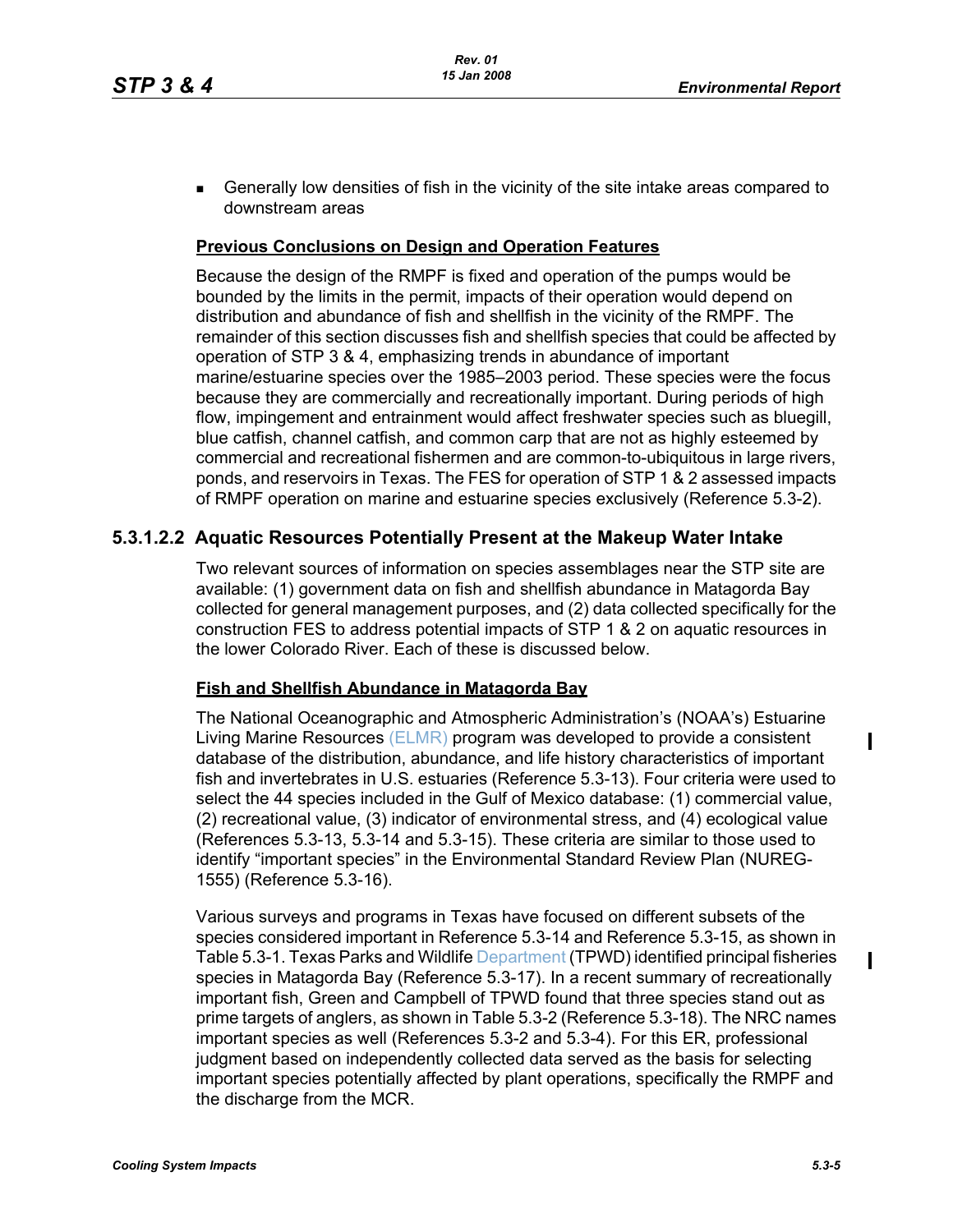- Generally low densities of fish in the vicinity of the site intake areas compared to downstream areas

**Previous Conclusions on Design and Operation Features**

Because the design of the RMPF is fixed and operation of the pumps would be bounded by the limits in the permit, impacts of their operation would depend on distribution and abundance of fish and shellfish in the vicinity of the RMPF. The remainder of this section discusses fish and shellfish species that could be affected by operation of STP 3 & 4, emphasizing trends in abundance of important marine/estuarine species over the 1985–2003 period. These species were the focus because they are commercially and recreationally important. During periods of high flow, impingement and entrainment would affect freshwater species such as bluegill, blue catfish, channel catfish, and common carp that are not as highly esteemed by commercial and recreational fishermen and are common-to-ubiquitous in large rivers, ponds, and reservoirs in Texas. The FES for operation of STP 1 & 2 assessed impacts of RMPF operation on marine and estuarine species exclusively (Reference 5.3-2).

### 5.3.1.2.2 Aquatic Resources Potentially Present at the Makeup Water Intake

Two relevant sources of information on species assemblages near the STP site are available: (1) government data on fish and shellfish abundance in Matagorda Bay collected for general management purposes, and (2) data collected specifically for the construction FES to address potential impacts of STP 1 & 2 on aquatic resources in the lower Colorado River. Each of these is discussed below.

**Fish and Shellfish Abundance in Matagorda Bay**

The National Oceanographic and Atmospheric Administration's (NOAA's) Estuarine Living Marine Resources (ELMR) program was developed to provide a consistent database of the distribution, abundance, and life history characteristics of important fish and invertebrates in U.S. estuaries (Reference 5.3-13). Four criteria were used to select the 44 species included in the Gulf of Mexico database: (1) commercial value, (2) recreational value, (3) indicator of environmental stress, and (4) ecological value (References 5.3-13, 5.3-14 and 5.3-15). These criteria are similar to those used to identify "important species" in the Environmental Standard Review Plan (NUREG-1555) (Reference 5.3-16).

Various surveys and programs in Texas have focused on different subsets of the species considered important in Reference 5.3-14 and Reference 5.3-15, as shown in Table 5.3-1. Texas Parks and Wildlife Department (TPWD) identified principal fisheries species in Matagorda Bay (Reference 5.3-17). In a recent summary of recreationally important fish, Green and Campbell of TPWD found that three species stand out as prime targets of anglers, as shown in Table 5.3-2 (Reference 5.3-18). The NRC names important species as well (References 5.3-2 and 5.3-4). For this ER, professional judgment based on independently collected data served as the basis for selecting important species potentially affected by plant operations, specifically the RMPF and the discharge from the MCR.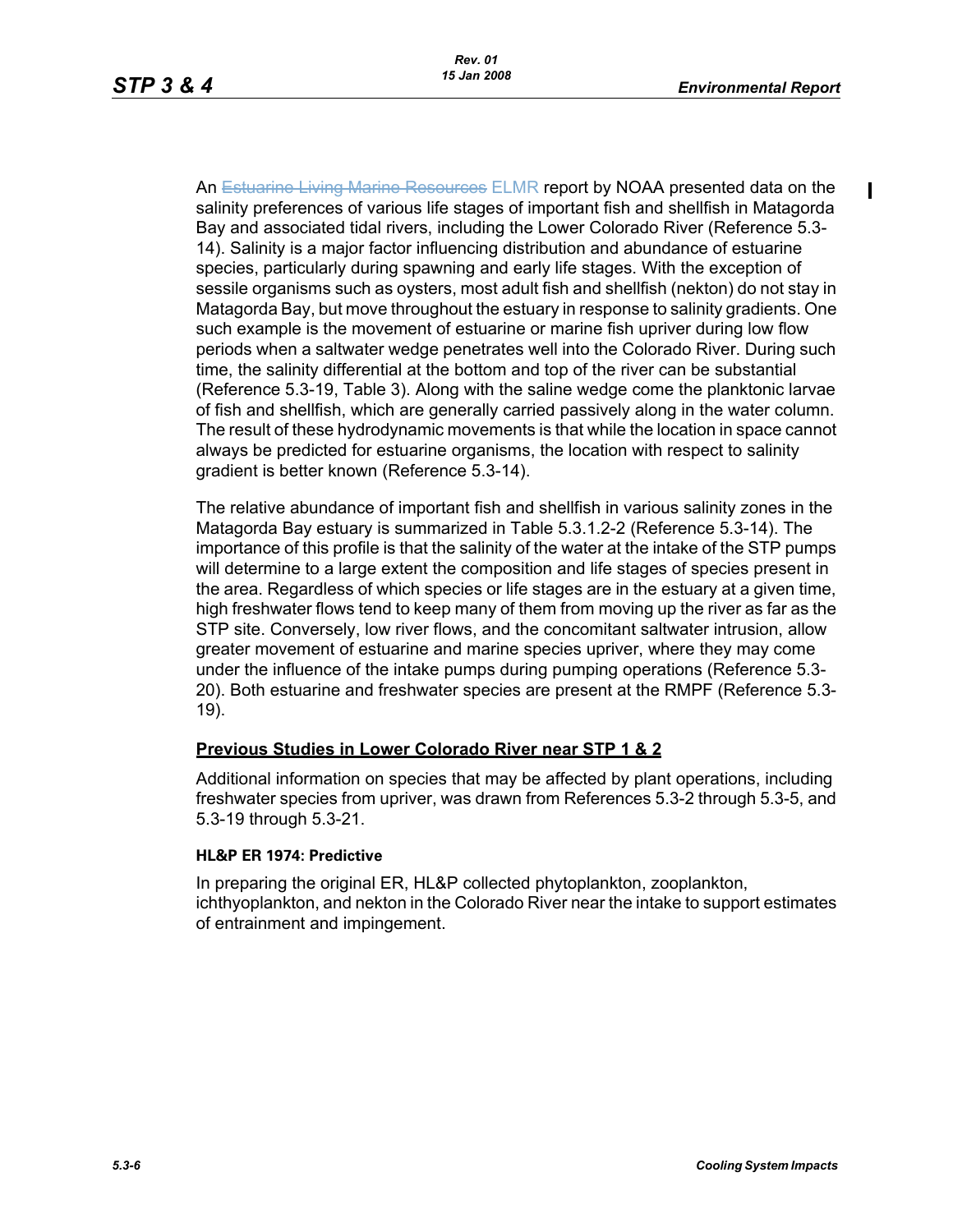An ~~Estuarine Living Marine Resources~~ ELMR report by NOAA presented data on the salinity preferences of various life stages of important fish and shellfish in Matagorda Bay and associated tidal rivers, including the Lower Colorado River (Reference 5.3-14). Salinity is a major factor influencing distribution and abundance of estuarine species, particularly during spawning and early life stages. With the exception of sessile organisms such as oysters, most adult fish and shellfish (nekton) do not stay in Matagorda Bay, but move throughout the estuary in response to salinity gradients. One such example is the movement of estuarine or marine fish upriver during low flow periods when a saltwater wedge penetrates well into the Colorado River. During such time, the salinity differential at the bottom and top of the river can be substantial (Reference 5.3-19, Table 3). Along with the saline wedge come the planktonic larvae of fish and shellfish, which are generally carried passively along in the water column. The result of these hydrodynamic movements is that while the location in space cannot always be predicted for estuarine organisms, the location with respect to salinity gradient is better known (Reference 5.3-14).

The relative abundance of important fish and shellfish in various salinity zones in the Matagorda Bay estuary is summarized in Table 5.3.1.2-2 (Reference 5.3-14). The importance of this profile is that the salinity of the water at the intake of the STP pumps will determine to a large extent the composition and life stages of species present in the area. Regardless of which species or life stages are in the estuary at a given time, high freshwater flows tend to keep many of them from moving up the river as far as the STP site. Conversely, low river flows, and the concomitant saltwater intrusion, allow greater movement of estuarine and marine species upriver, where they may come under the influence of the intake pumps during pumping operations (Reference 5.3-20). Both estuarine and freshwater species are present at the RMPF (Reference 5.3-19).

## Previous Studies in Lower Colorado River near STP 1 & 2

Additional information on species that may be affected by plant operations, including freshwater species from upriver, was drawn from References 5.3-2 through 5.3-5, and 5.3-19 through 5.3-21.

### HL&P ER 1974: Predictive

In preparing the original ER, HL&P collected phytoplankton, zooplankton, ichthyoplankton, and nekton in the Colorado River near the intake to support estimates of entrainment and impingement.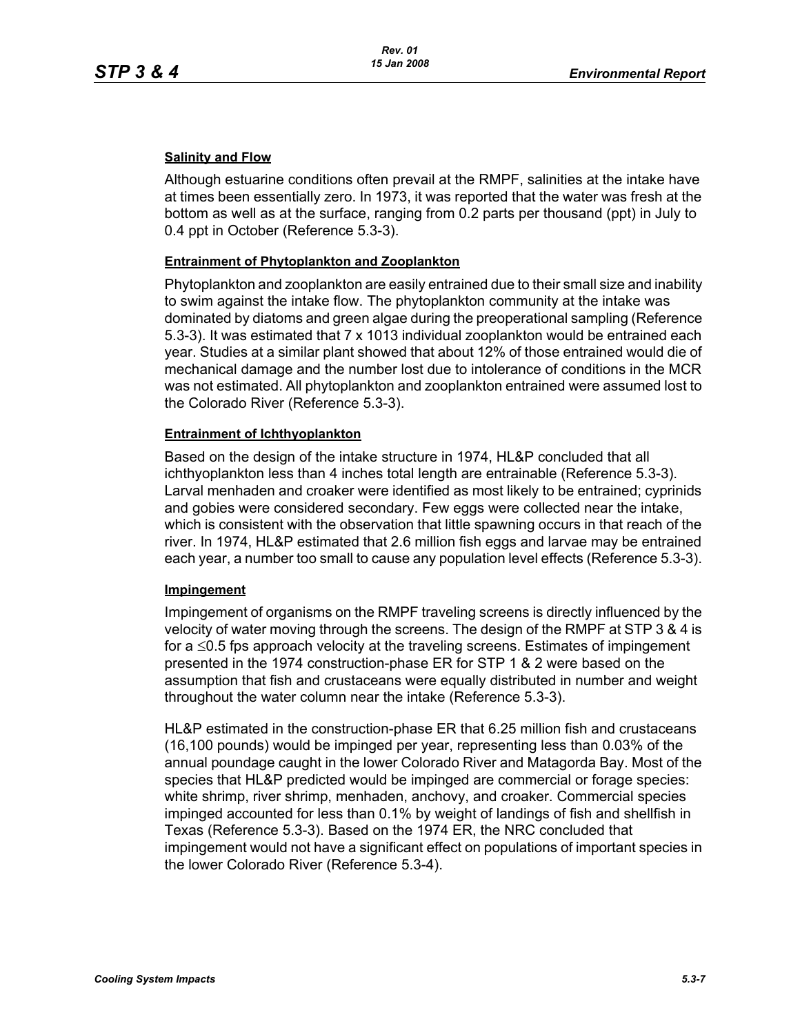**Salinity and Flow**

Although estuarine conditions often prevail at the RMPF, salinities at the intake have at times been essentially zero. In 1973, it was reported that the water was fresh at the bottom as well as at the surface, ranging from 0.2 parts per thousand (ppt) in July to 0.4 ppt in October (Reference 5.3-3).

**Entrainment of Phytoplankton and Zooplankton**

Phytoplankton and zooplankton are easily entrained due to their small size and inability to swim against the intake flow. The phytoplankton community at the intake was dominated by diatoms and green algae during the preoperational sampling (Reference 5.3-3). It was estimated that 7 x 1013 individual zooplankton would be entrained each year. Studies at a similar plant showed that about 12% of those entrained would die of mechanical damage and the number lost due to intolerance of conditions in the MCR was not estimated. All phytoplankton and zooplankton entrained were assumed lost to the Colorado River (Reference 5.3-3).

**Entrainment of Ichthyoplankton**

Based on the design of the intake structure in 1974, HL&P concluded that all ichthyoplankton less than 4 inches total length are entrainable (Reference 5.3-3). Larval menhaden and croaker were identified as most likely to be entrained; cyprinids and gobies were considered secondary. Few eggs were collected near the intake, which is consistent with the observation that little spawning occurs in that reach of the river. In 1974, HL&P estimated that 2.6 million fish eggs and larvae may be entrained each year, a number too small to cause any population level effects (Reference 5.3-3).

**Impingement**

Impingement of organisms on the RMPF traveling screens is directly influenced by the velocity of water moving through the screens. The design of the RMPF at STP 3 & 4 is for a $\leq$0.5 fps approach velocity at the traveling screens. Estimates of impingement presented in the 1974 construction-phase ER for STP 1 & 2 were based on the assumption that fish and crustaceans were equally distributed in number and weight throughout the water column near the intake (Reference 5.3-3).

HL&P estimated in the construction-phase ER that 6.25 million fish and crustaceans (16,100 pounds) would be impinged per year, representing less than 0.03% of the annual poundage caught in the lower Colorado River and Matagorda Bay. Most of the species that HL&P predicted would be impinged are commercial or forage species: white shrimp, river shrimp, menhaden, anchovy, and croaker. Commercial species impinged accounted for less than 0.1% by weight of landings of fish and shellfish in Texas (Reference 5.3-3). Based on the 1974 ER, the NRC concluded that impingement would not have a significant effect on populations of important species in the lower Colorado River (Reference 5.3-4).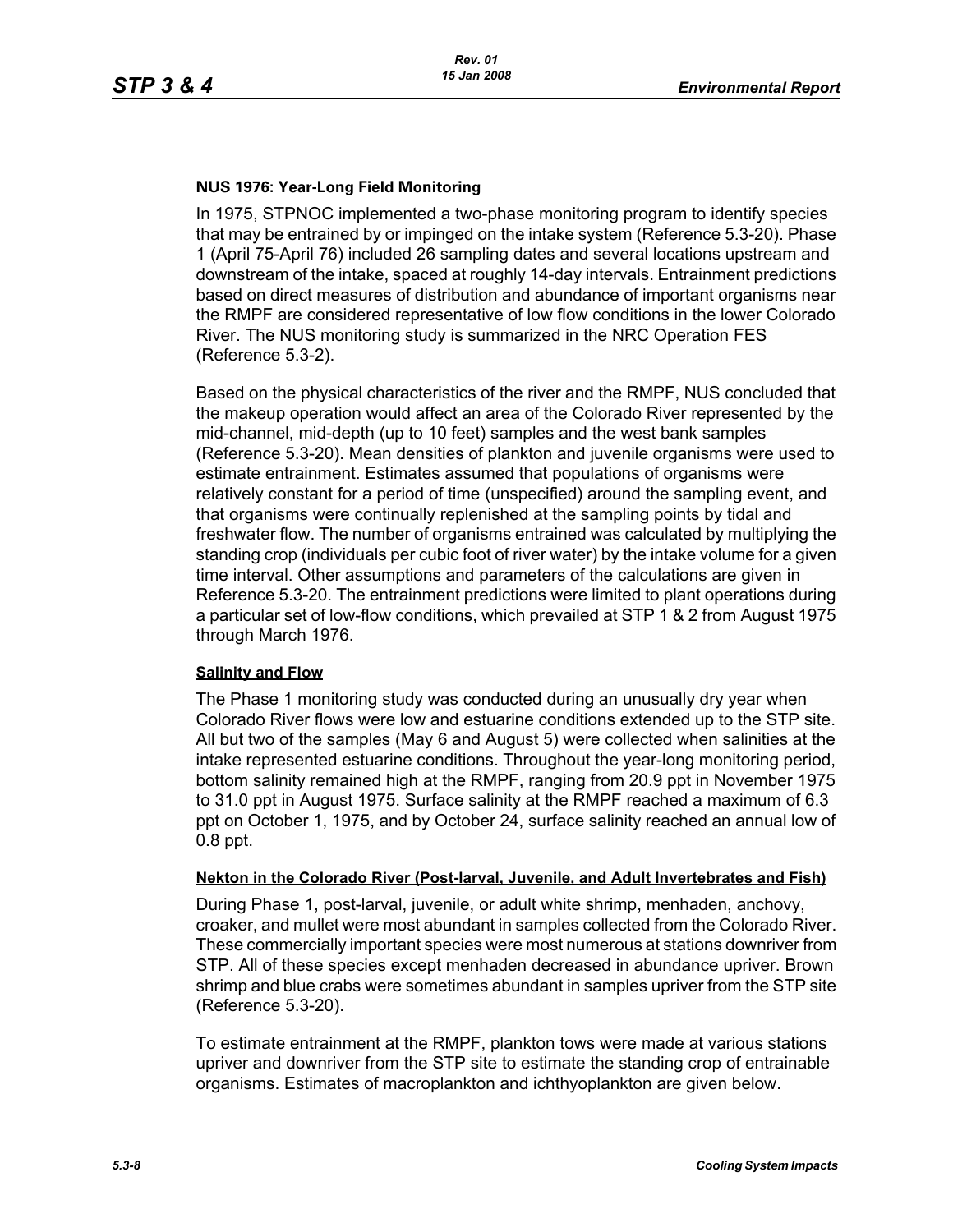**NUS 1976: Year-Long Field Monitoring**

In 1975, STPNOC implemented a two-phase monitoring program to identify species that may be entrained by or impinged on the intake system (Reference 5.3-20). Phase 1 (April 75-April 76) included 26 sampling dates and several locations upstream and downstream of the intake, spaced at roughly 14-day intervals. Entrainment predictions based on direct measures of distribution and abundance of important organisms near the RMPF are considered representative of low flow conditions in the lower Colorado River. The NUS monitoring study is summarized in the NRC Operation FES (Reference 5.3-2).

Based on the physical characteristics of the river and the RMPF, NUS concluded that the makeup operation would affect an area of the Colorado River represented by the mid-channel, mid-depth (up to 10 feet) samples and the west bank samples (Reference 5.3-20). Mean densities of plankton and juvenile organisms were used to estimate entrainment. Estimates assumed that populations of organisms were relatively constant for a period of time (unspecified) around the sampling event, and that organisms were continually replenished at the sampling points by tidal and freshwater flow. The number of organisms entrained was calculated by multiplying the standing crop (individuals per cubic foot of river water) by the intake volume for a given time interval. Other assumptions and parameters of the calculations are given in Reference 5.3-20. The entrainment predictions were limited to plant operations during a particular set of low-flow conditions, which prevailed at STP 1 & 2 from August 1975 through March 1976.

<u>Salinity and Flow</u>

The Phase 1 monitoring study was conducted during an unusually dry year when Colorado River flows were low and estuarine conditions extended up to the STP site. All but two of the samples (May 6 and August 5) were collected when salinities at the intake represented estuarine conditions. Throughout the year-long monitoring period, bottom salinity remained high at the RMPF, ranging from 20.9 ppt in November 1975 to 31.0 ppt in August 1975. Surface salinity at the RMPF reached a maximum of 6.3 ppt on October 1, 1975, and by October 24, surface salinity reached an annual low of 0.8 ppt.

<u>Nekton in the Colorado River (Post-larval, Juvenile, and Adult Invertebrates and Fish)</u>

During Phase 1, post-larval, juvenile, or adult white shrimp, menhaden, anchovy, croaker, and mullet were most abundant in samples collected from the Colorado River. These commercially important species were most numerous at stations downriver from STP. All of these species except menhaden decreased in abundance upriver. Brown shrimp and blue crabs were sometimes abundant in samples upriver from the STP site (Reference 5.3-20).

To estimate entrainment at the RMPF, plankton tows were made at various stations upriver and downriver from the STP site to estimate the standing crop of entrainable organisms. Estimates of macroplankton and ichthyoplankton are given below.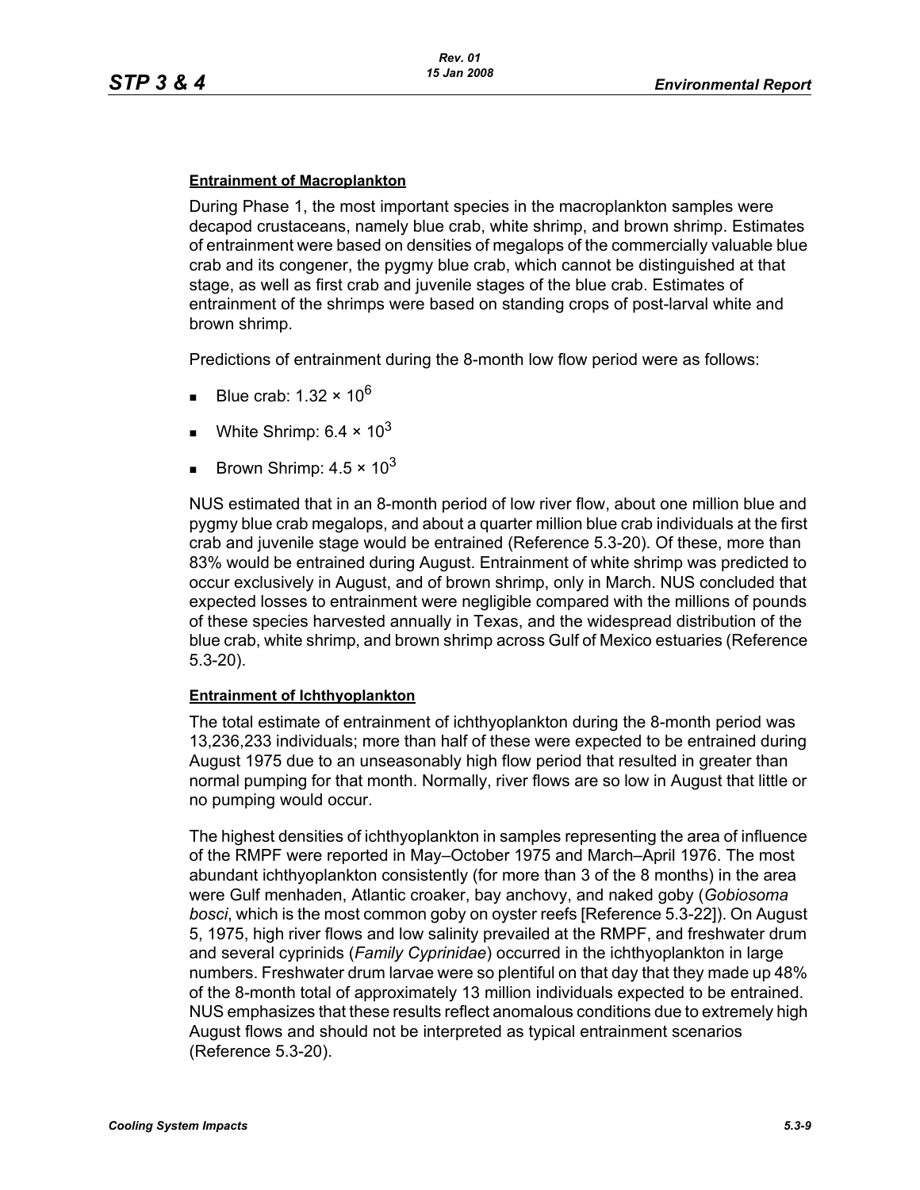**Entrainment of Macroplankton**

During Phase 1, the most important species in the macroplankton samples were decapod crustaceans, namely blue crab, white shrimp, and brown shrimp. Estimates of entrainment were based on densities of megalops of the commercially valuable blue crab and its congener, the pygmy blue crab, which cannot be distinguished at that stage, as well as first crab and juvenile stages of the blue crab. Estimates of entrainment of the shrimps were based on standing crops of post-larval white and brown shrimp.

Predictions of entrainment during the 8-month low flow period were as follows:

- Blue crab: $1.32 \times 10^6$
- White Shrimp: $6.4 \times 10^3$
- Brown Shrimp: $4.5 \times 10^3$

NUS estimated that in an 8-month period of low river flow, about one million blue and pygmy blue crab megalops, and about a quarter million blue crab individuals at the first crab and juvenile stage would be entrained (Reference 5.3-20). Of these, more than 83% would be entrained during August. Entrainment of white shrimp was predicted to occur exclusively in August, and of brown shrimp, only in March. NUS concluded that expected losses to entrainment were negligible compared with the millions of pounds of these species harvested annually in Texas, and the widespread distribution of the blue crab, white shrimp, and brown shrimp across Gulf of Mexico estuaries (Reference 5.3-20).

**Entrainment of Ichthyoplankton**

The total estimate of entrainment of ichthyoplankton during the 8-month period was 13,236,233 individuals; more than half of these were expected to be entrained during August 1975 due to an unseasonably high flow period that resulted in greater than normal pumping for that month. Normally, river flows are so low in August that little or no pumping would occur.

The highest densities of ichthyoplankton in samples representing the area of influence of the RMPF were reported in May–October 1975 and March–April 1976. The most abundant ichthyoplankton consistently (for more than 3 of the 8 months) in the area were Gulf menhaden, Atlantic croaker, bay anchovy, and naked goby (*Gobiosoma bosci*, which is the most common goby on oyster reefs [Reference 5.3-22]). On August 5, 1975, high river flows and low salinity prevailed at the RMPF, and freshwater drum and several cyprinids (*Family Cyprinidae*) occurred in the ichthyoplankton in large numbers. Freshwater drum larvae were so plentiful on that day that they made up 48% of the 8-month total of approximately 13 million individuals expected to be entrained. NUS emphasizes that these results reflect anomalous conditions due to extremely high August flows and should not be interpreted as typical entrainment scenarios (Reference 5.3-20).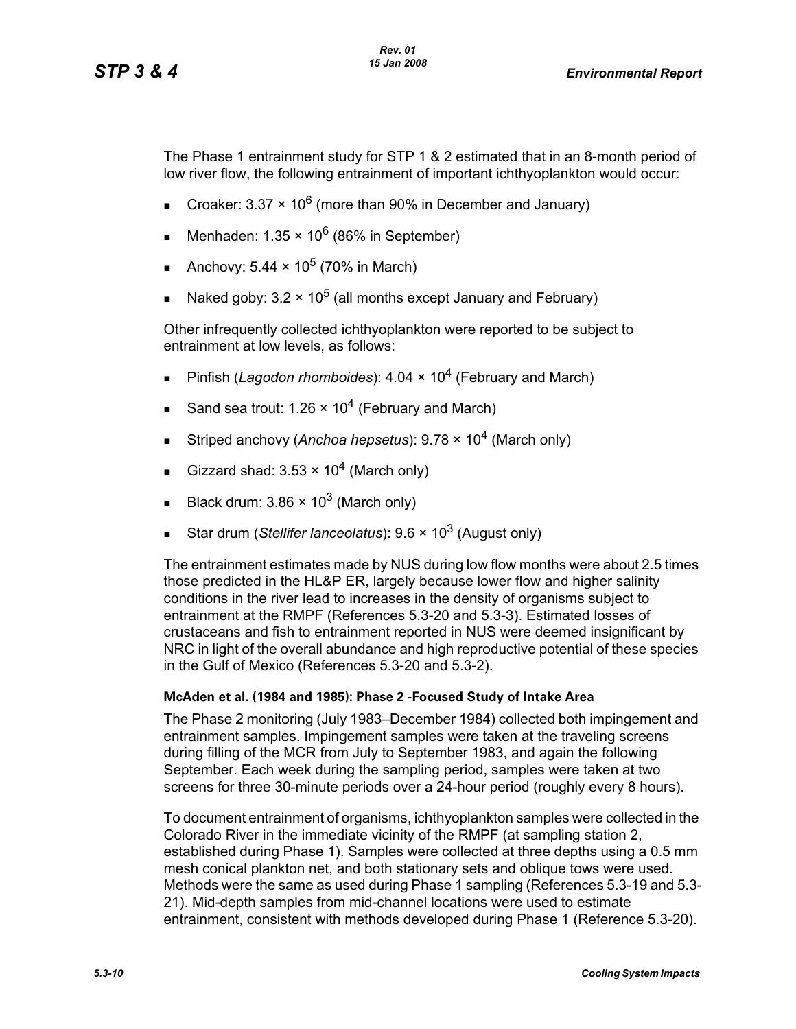The Phase 1 entrainment study for STP 1 & 2 estimated that in an 8-month period of low river flow, the following entrainment of important ichthyoplankton would occur:

- Croaker: $3.37 \times 10^6$ (more than 90% in December and January)
- Menhaden: $1.35 \times 10^6$ (86% in September)
- Anchovy: $5.44 \times 10^5$ (70% in March)
- Naked goby: $3.2 \times 10^5$ (all months except January and February)

Other infrequently collected ichthyoplankton were reported to be subject to entrainment at low levels, as follows:

- Pinfish (*Lagodon rhomboides*): $4.04 \times 10^4$ (February and March)
- Sand sea trout: $1.26 \times 10^4$ (February and March)
- Striped anchovy (*Anchoa hepsetus*): $9.78 \times 10^4$ (March only)
- Gizzard shad: $3.53 \times 10^4$ (March only)
- Black drum: $3.86 \times 10^3$ (March only)
- Star drum (*Stellifer lanceolatus*): $9.6 \times 10^3$ (August only)

The entrainment estimates made by NUS during low flow months were about 2.5 times those predicted in the HL&P ER, largely because lower flow and higher salinity conditions in the river lead to increases in the density of organisms subject to entrainment at the RMPF (References 5.3-20 and 5.3-3). Estimated losses of crustaceans and fish to entrainment reported in NUS were deemed insignificant by NRC in light of the overall abundance and high reproductive potential of these species in the Gulf of Mexico (References 5.3-20 and 5.3-2).

#### McAden et al. (1984 and 1985): Phase 2 -Focused Study of Intake Area

The Phase 2 monitoring (July 1983–December 1984) collected both impingement and entrainment samples. Impingement samples were taken at the traveling screens during filling of the MCR from July to September 1983, and again the following September. Each week during the sampling period, samples were taken at two screens for three 30-minute periods over a 24-hour period (roughly every 8 hours).

To document entrainment of organisms, ichthyoplankton samples were collected in the Colorado River in the immediate vicinity of the RMPF (at sampling station 2, established during Phase 1). Samples were collected at three depths using a 0.5 mm mesh conical plankton net, and both stationary sets and oblique tows were used. Methods were the same as used during Phase 1 sampling (References 5.3-19 and 5.3-21). Mid-depth samples from mid-channel locations were used to estimate entrainment, consistent with methods developed during Phase 1 (Reference 5.3-20).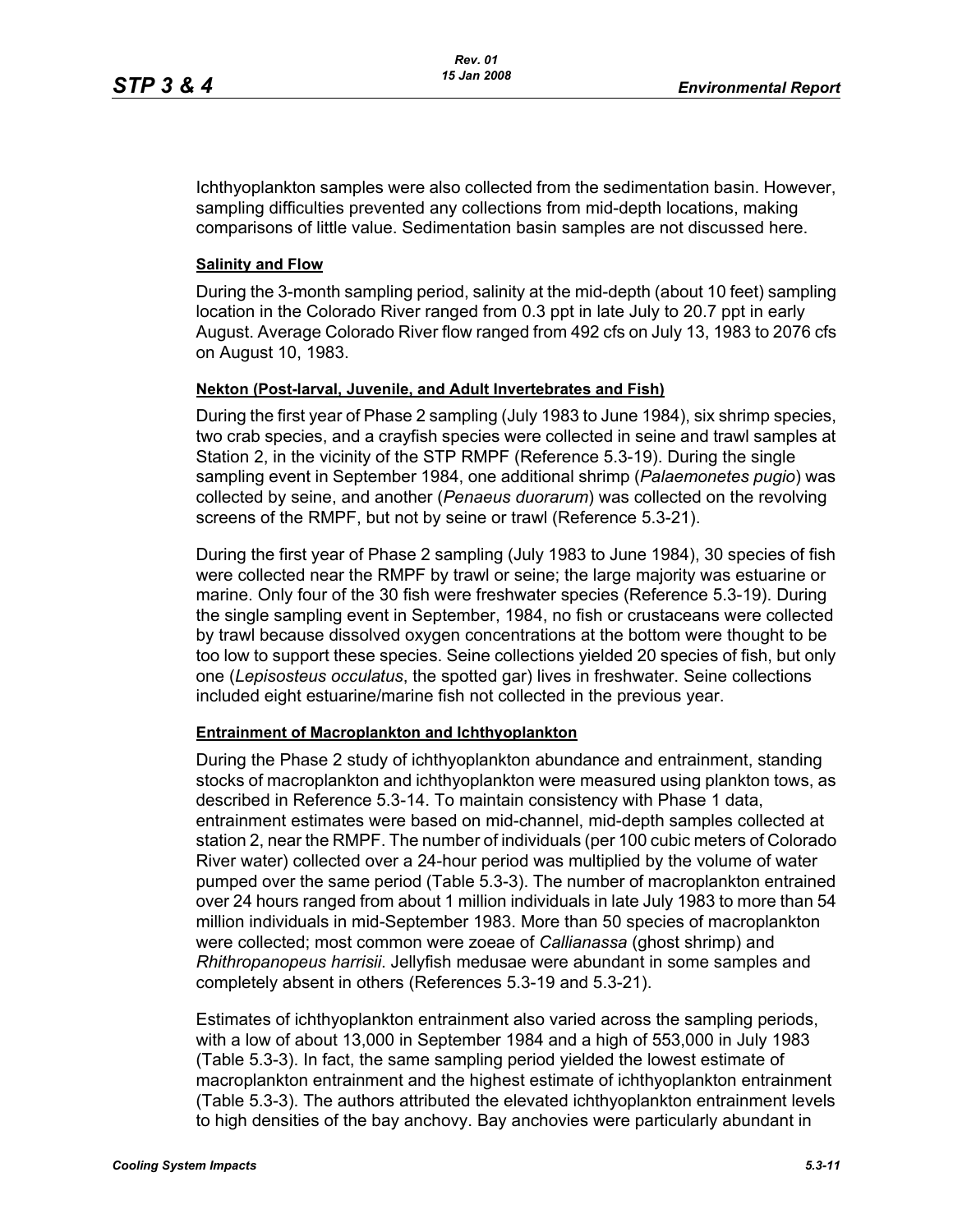Ichthyoplankton samples were also collected from the sedimentation basin. However, sampling difficulties prevented any collections from mid-depth locations, making comparisons of little value. Sedimentation basin samples are not discussed here.

**Salinity and Flow**

During the 3-month sampling period, salinity at the mid-depth (about 10 feet) sampling location in the Colorado River ranged from 0.3 ppt in late July to 20.7 ppt in early August. Average Colorado River flow ranged from 492 cfs on July 13, 1983 to 2076 cfs on August 10, 1983.

**Nekton (Post-larval, Juvenile, and Adult Invertebrates and Fish)**

During the first year of Phase 2 sampling (July 1983 to June 1984), six shrimp species, two crab species, and a crayfish species were collected in seine and trawl samples at Station 2, in the vicinity of the STP RMPF (Reference 5.3-19). During the single sampling event in September 1984, one additional shrimp (*Palaemonetes pugio*) was collected by seine, and another (*Penaeus duorarum*) was collected on the revolving screens of the RMPF, but not by seine or trawl (Reference 5.3-21).

During the first year of Phase 2 sampling (July 1983 to June 1984), 30 species of fish were collected near the RMPF by trawl or seine; the large majority was estuarine or marine. Only four of the 30 fish were freshwater species (Reference 5.3-19). During the single sampling event in September, 1984, no fish or crustaceans were collected by trawl because dissolved oxygen concentrations at the bottom were thought to be too low to support these species. Seine collections yielded 20 species of fish, but only one (*Lepisosteus occulatus*, the spotted gar) lives in freshwater. Seine collections included eight estuarine/marine fish not collected in the previous year.

**Entrainment of Macroplankton and Ichthyoplankton**

During the Phase 2 study of ichthyoplankton abundance and entrainment, standing stocks of macroplankton and ichthyoplankton were measured using plankton tows, as described in Reference 5.3-14. To maintain consistency with Phase 1 data, entrainment estimates were based on mid-channel, mid-depth samples collected at station 2, near the RMPF. The number of individuals (per 100 cubic meters of Colorado River water) collected over a 24-hour period was multiplied by the volume of water pumped over the same period (Table 5.3-3). The number of macroplankton entrained over 24 hours ranged from about 1 million individuals in late July 1983 to more than 54 million individuals in mid-September 1983. More than 50 species of macroplankton were collected; most common were zoeae of *Callianassa* (ghost shrimp) and *Rhithropanopeus harrisii*. Jellyfish medusae were abundant in some samples and completely absent in others (References 5.3-19 and 5.3-21).

Estimates of ichthyoplankton entrainment also varied across the sampling periods, with a low of about 13,000 in September 1984 and a high of 553,000 in July 1983 (Table 5.3-3). In fact, the same sampling period yielded the lowest estimate of macroplankton entrainment and the highest estimate of ichthyoplankton entrainment (Table 5.3-3). The authors attributed the elevated ichthyoplankton entrainment levels to high densities of the bay anchovy. Bay anchovies were particularly abundant in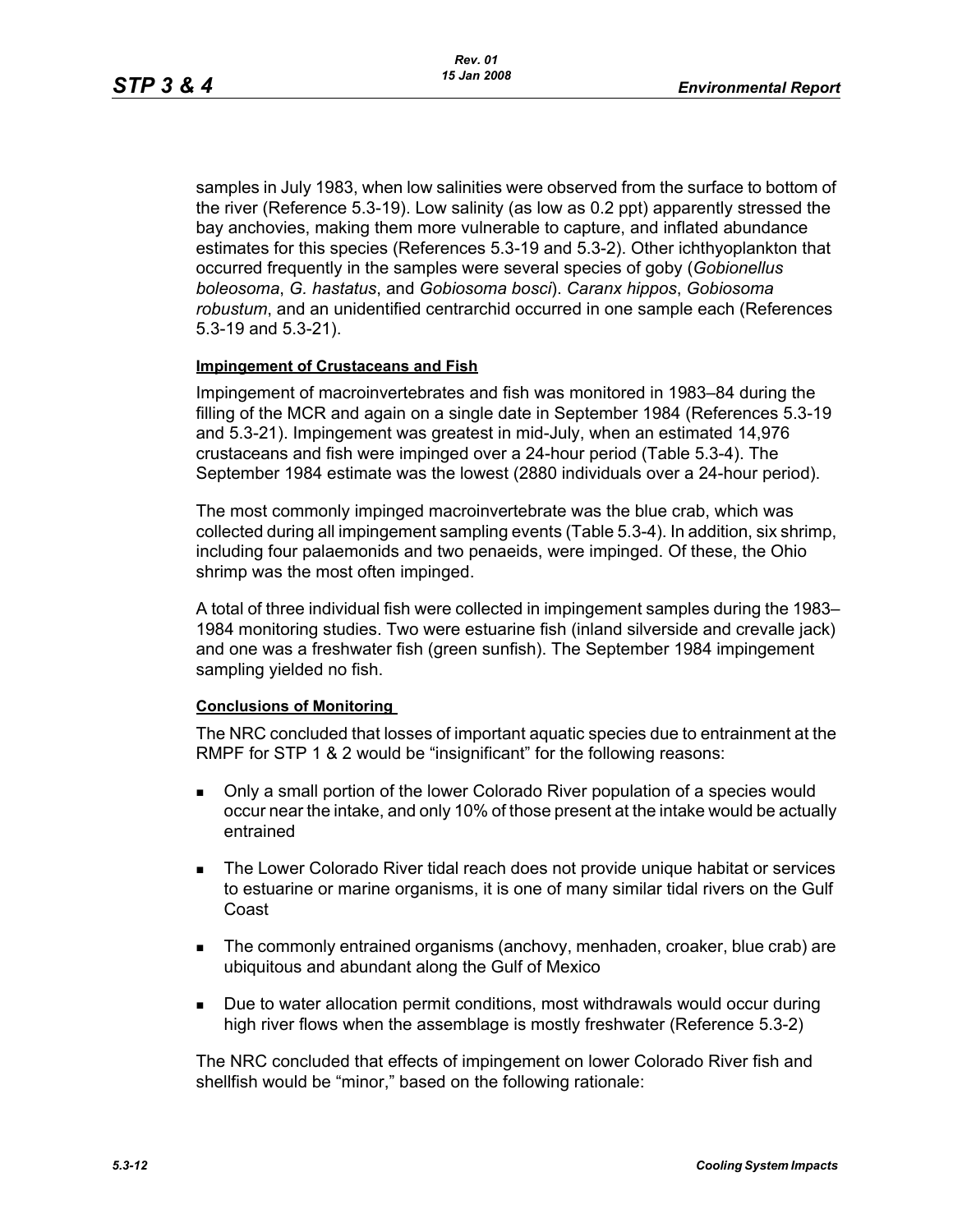samples in July 1983, when low salinities were observed from the surface to bottom of the river (Reference 5.3-19). Low salinity (as low as 0.2 ppt) apparently stressed the bay anchovies, making them more vulnerable to capture, and inflated abundance estimates for this species (References 5.3-19 and 5.3-2). Other ichthyoplankton that occurred frequently in the samples were several species of goby (*Gobionellus boleosoma*, *G. hastatus*, and *Gobiosoma bosci*). *Caranx hippos*, *Gobiosoma robustum*, and an unidentified centrarchid occurred in one sample each (References 5.3-19 and 5.3-21).

**Impingement of Crustaceans and Fish**

Impingement of macroinvertebrates and fish was monitored in 1983–84 during the filling of the MCR and again on a single date in September 1984 (References 5.3-19 and 5.3-21). Impingement was greatest in mid-July, when an estimated 14,976 crustaceans and fish were impinged over a 24-hour period (Table 5.3-4). The September 1984 estimate was the lowest (2880 individuals over a 24-hour period).

The most commonly impinged macroinvertebrate was the blue crab, which was collected during all impingement sampling events (Table 5.3-4). In addition, six shrimp, including four palaemonids and two penaeids, were impinged. Of these, the Ohio shrimp was the most often impinged.

A total of three individual fish were collected in impingement samples during the 1983–1984 monitoring studies. Two were estuarine fish (inland silverside and crevalle jack) and one was a freshwater fish (green sunfish). The September 1984 impingement sampling yielded no fish.

**Conclusions of Monitoring**

The NRC concluded that losses of important aquatic species due to entrainment at the RMPF for STP 1 & 2 would be "insignificant" for the following reasons:

- Only a small portion of the lower Colorado River population of a species would occur near the intake, and only 10% of those present at the intake would be actually entrained
- The Lower Colorado River tidal reach does not provide unique habitat or services to estuarine or marine organisms, it is one of many similar tidal rivers on the Gulf Coast
- The commonly entrained organisms (anchovy, menhaden, croaker, blue crab) are ubiquitous and abundant along the Gulf of Mexico
- Due to water allocation permit conditions, most withdrawals would occur during high river flows when the assemblage is mostly freshwater (Reference 5.3-2)

The NRC concluded that effects of impingement on lower Colorado River fish and shellfish would be "minor," based on the following rationale: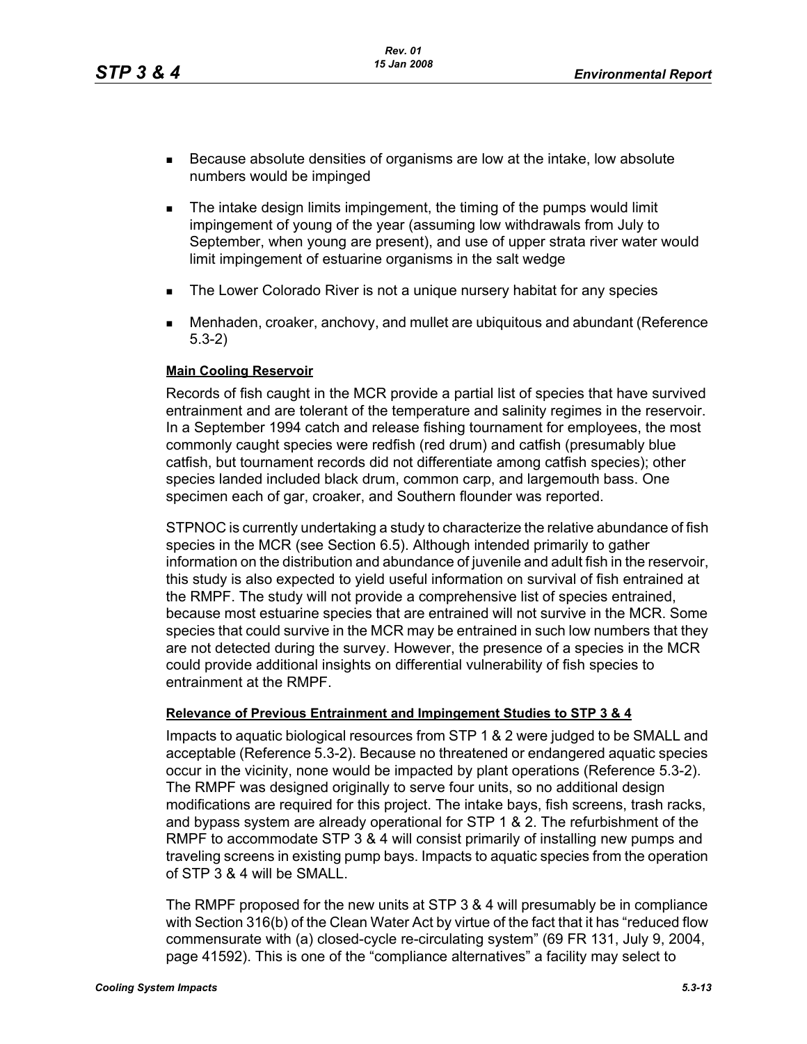- Because absolute densities of organisms are low at the intake, low absolute numbers would be impinged
- The intake design limits impingement, the timing of the pumps would limit impingement of young of the year (assuming low withdrawals from July to September, when young are present), and use of upper strata river water would limit impingement of estuarine organisms in the salt wedge
- The Lower Colorado River is not a unique nursery habitat for any species
- Menhaden, croaker, anchovy, and mullet are ubiquitous and abundant (Reference 5.3-2)

**Main Cooling Reservoir**

Records of fish caught in the MCR provide a partial list of species that have survived entrainment and are tolerant of the temperature and salinity regimes in the reservoir. In a September 1994 catch and release fishing tournament for employees, the most commonly caught species were redfish (red drum) and catfish (presumably blue catfish, but tournament records did not differentiate among catfish species); other species landed included black drum, common carp, and largemouth bass. One specimen each of gar, croaker, and Southern flounder was reported.

STPNOC is currently undertaking a study to characterize the relative abundance of fish species in the MCR (see Section 6.5). Although intended primarily to gather information on the distribution and abundance of juvenile and adult fish in the reservoir, this study is also expected to yield useful information on survival of fish entrained at the RMPF. The study will not provide a comprehensive list of species entrained, because most estuarine species that are entrained will not survive in the MCR. Some species that could survive in the MCR may be entrained in such low numbers that they are not detected during the survey. However, the presence of a species in the MCR could provide additional insights on differential vulnerability of fish species to entrainment at the RMPF.

**Relevance of Previous Entrainment and Impingement Studies to STP 3 & 4**

Impacts to aquatic biological resources from STP 1 & 2 were judged to be SMALL and acceptable (Reference 5.3-2). Because no threatened or endangered aquatic species occur in the vicinity, none would be impacted by plant operations (Reference 5.3-2). The RMPF was designed originally to serve four units, so no additional design modifications are required for this project. The intake bays, fish screens, trash racks, and bypass system are already operational for STP 1 & 2. The refurbishment of the RMPF to accommodate STP 3 & 4 will consist primarily of installing new pumps and traveling screens in existing pump bays. Impacts to aquatic species from the operation of STP 3 & 4 will be SMALL.

The RMPF proposed for the new units at STP 3 & 4 will presumably be in compliance with Section 316(b) of the Clean Water Act by virtue of the fact that it has "reduced flow commensurate with (a) closed-cycle re-circulating system" (69 FR 131, July 9, 2004, page 41592). This is one of the "compliance alternatives" a facility may select to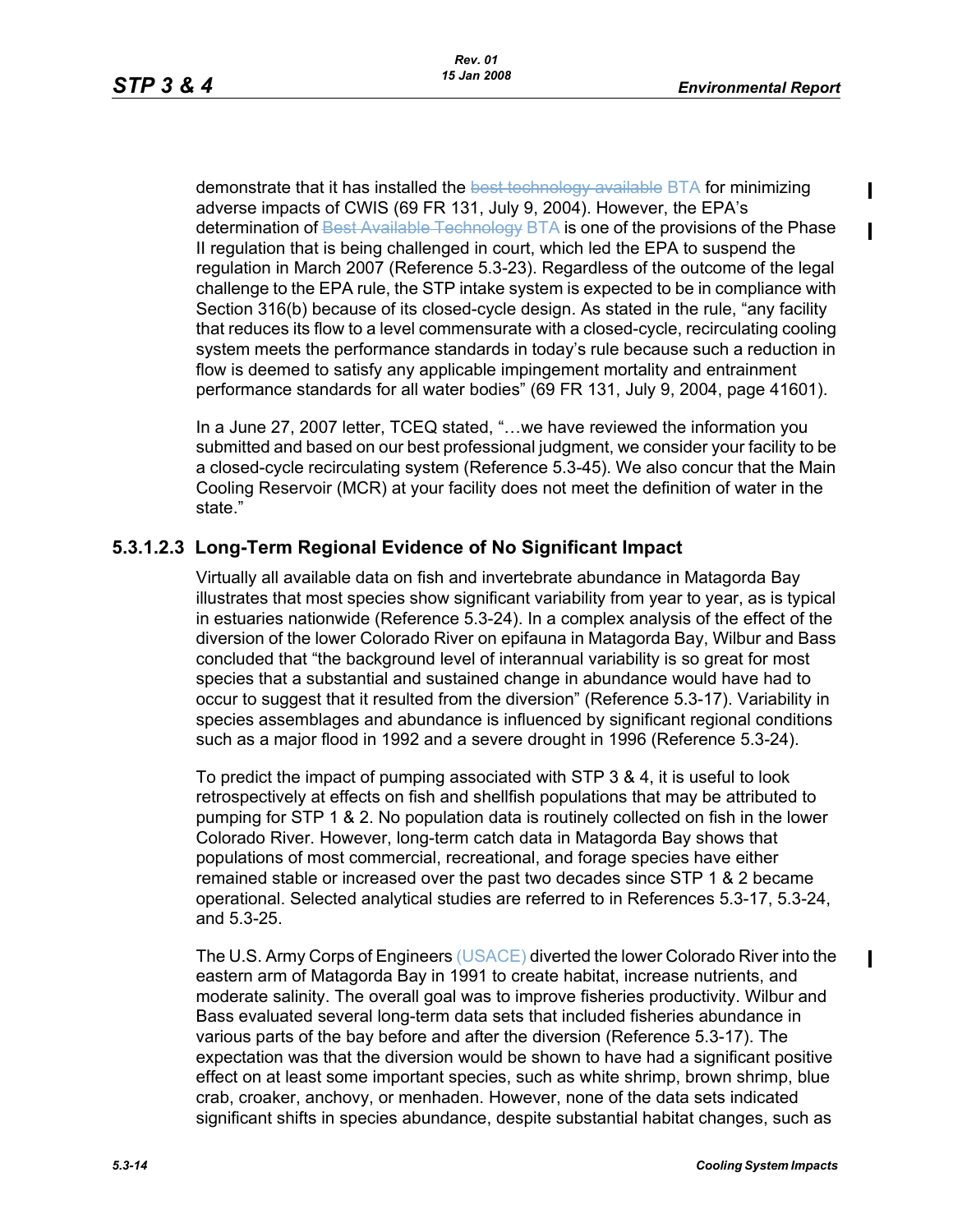demonstrate that it has installed the ~~best technology available~~ BTA for minimizing adverse impacts of CWIS (69 FR 131, July 9, 2004). However, the EPA's determination of ~~Best Available Technology~~ BTA is one of the provisions of the Phase II regulation that is being challenged in court, which led the EPA to suspend the regulation in March 2007 (Reference 5.3-23). Regardless of the outcome of the legal challenge to the EPA rule, the STP intake system is expected to be in compliance with Section 316(b) because of its closed-cycle design. As stated in the rule, "any facility that reduces its flow to a level commensurate with a closed-cycle, recirculating cooling system meets the performance standards in today's rule because such a reduction in flow is deemed to satisfy any applicable impingement mortality and entrainment performance standards for all water bodies" (69 FR 131, July 9, 2004, page 41601).

In a June 27, 2007 letter, TCEQ stated, "…we have reviewed the information you submitted and based on our best professional judgment, we consider your facility to be a closed-cycle recirculating system (Reference 5.3-45). We also concur that the Main Cooling Reservoir (MCR) at your facility does not meet the definition of water in the state."

### 5.3.1.2.3 Long-Term Regional Evidence of No Significant Impact

Virtually all available data on fish and invertebrate abundance in Matagorda Bay illustrates that most species show significant variability from year to year, as is typical in estuaries nationwide (Reference 5.3-24). In a complex analysis of the effect of the diversion of the lower Colorado River on epifauna in Matagorda Bay, Wilbur and Bass concluded that "the background level of interannual variability is so great for most species that a substantial and sustained change in abundance would have had to occur to suggest that it resulted from the diversion" (Reference 5.3-17). Variability in species assemblages and abundance is influenced by significant regional conditions such as a major flood in 1992 and a severe drought in 1996 (Reference 5.3-24).

To predict the impact of pumping associated with STP 3 & 4, it is useful to look retrospectively at effects on fish and shellfish populations that may be attributed to pumping for STP 1 & 2. No population data is routinely collected on fish in the lower Colorado River. However, long-term catch data in Matagorda Bay shows that populations of most commercial, recreational, and forage species have either remained stable or increased over the past two decades since STP 1 & 2 became operational. Selected analytical studies are referred to in References 5.3-17, 5.3-24, and 5.3-25.

The U.S. Army Corps of Engineers (USACE) diverted the lower Colorado River into the eastern arm of Matagorda Bay in 1991 to create habitat, increase nutrients, and moderate salinity. The overall goal was to improve fisheries productivity. Wilbur and Bass evaluated several long-term data sets that included fisheries abundance in various parts of the bay before and after the diversion (Reference 5.3-17). The expectation was that the diversion would be shown to have had a significant positive effect on at least some important species, such as white shrimp, brown shrimp, blue crab, croaker, anchovy, or menhaden. However, none of the data sets indicated significant shifts in species abundance, despite substantial habitat changes, such as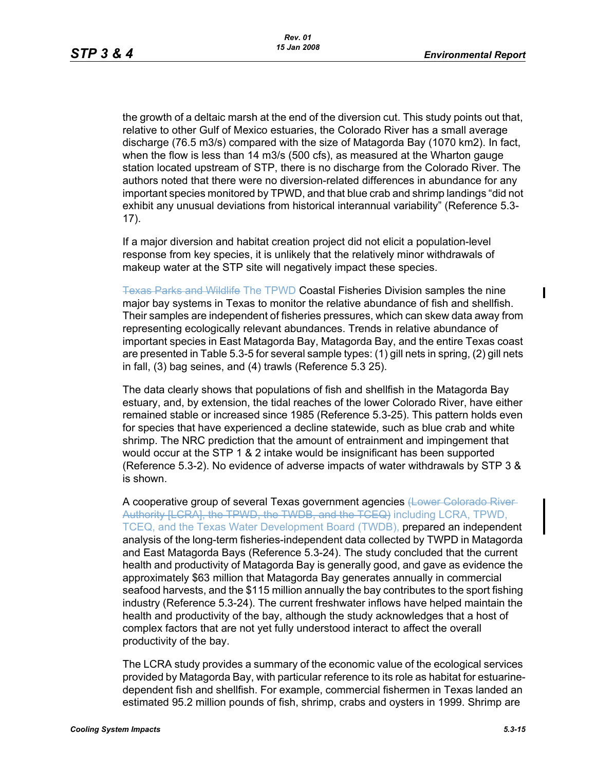the growth of a deltaic marsh at the end of the diversion cut. This study points out that, relative to other Gulf of Mexico estuaries, the Colorado River has a small average discharge (76.5 m3/s) compared with the size of Matagorda Bay (1070 km2). In fact, when the flow is less than 14 m3/s (500 cfs), as measured at the Wharton gauge station located upstream of STP, there is no discharge from the Colorado River. The authors noted that there were no diversion-related differences in abundance for any important species monitored by TPWD, and that blue crab and shrimp landings "did not exhibit any unusual deviations from historical interannual variability" (Reference 5.3-17).

If a major diversion and habitat creation project did not elicit a population-level response from key species, it is unlikely that the relatively minor withdrawals of makeup water at the STP site will negatively impact these species.

~~Texas Parks and Wildlife~~ The TPWD Coastal Fisheries Division samples the nine major bay systems in Texas to monitor the relative abundance of fish and shellfish. Their samples are independent of fisheries pressures, which can skew data away from representing ecologically relevant abundances. Trends in relative abundance of important species in East Matagorda Bay, Matagorda Bay, and the entire Texas coast are presented in Table 5.3-5 for several sample types: (1) gill nets in spring, (2) gill nets in fall, (3) bag seines, and (4) trawls (Reference 5.3 25).

The data clearly shows that populations of fish and shellfish in the Matagorda Bay estuary, and, by extension, the tidal reaches of the lower Colorado River, have either remained stable or increased since 1985 (Reference 5.3-25). This pattern holds even for species that have experienced a decline statewide, such as blue crab and white shrimp. The NRC prediction that the amount of entrainment and impingement that would occur at the STP 1 & 2 intake would be insignificant has been supported (Reference 5.3-2). No evidence of adverse impacts of water withdrawals by STP 3 & is shown.

A cooperative group of several Texas government agencies ~~(Lower Colorado River Authority [LCRA], the TPWD, the TWDB, and the TCEQ)~~ including LCRA, TPWD, TCEQ, and the Texas Water Development Board (TWDB), prepared an independent analysis of the long-term fisheries-independent data collected by TWPD in Matagorda and East Matagorda Bays (Reference 5.3-24). The study concluded that the current health and productivity of Matagorda Bay is generally good, and gave as evidence the approximately $63 million that Matagorda Bay generates annually in commercial seafood harvests, and the $115 million annually the bay contributes to the sport fishing industry (Reference 5.3-24). The current freshwater inflows have helped maintain the health and productivity of the bay, although the study acknowledges that a host of complex factors that are not yet fully understood interact to affect the overall productivity of the bay.

The LCRA study provides a summary of the economic value of the ecological services provided by Matagorda Bay, with particular reference to its role as habitat for estuarine-dependent fish and shellfish. For example, commercial fishermen in Texas landed an estimated 95.2 million pounds of fish, shrimp, crabs and oysters in 1999. Shrimp are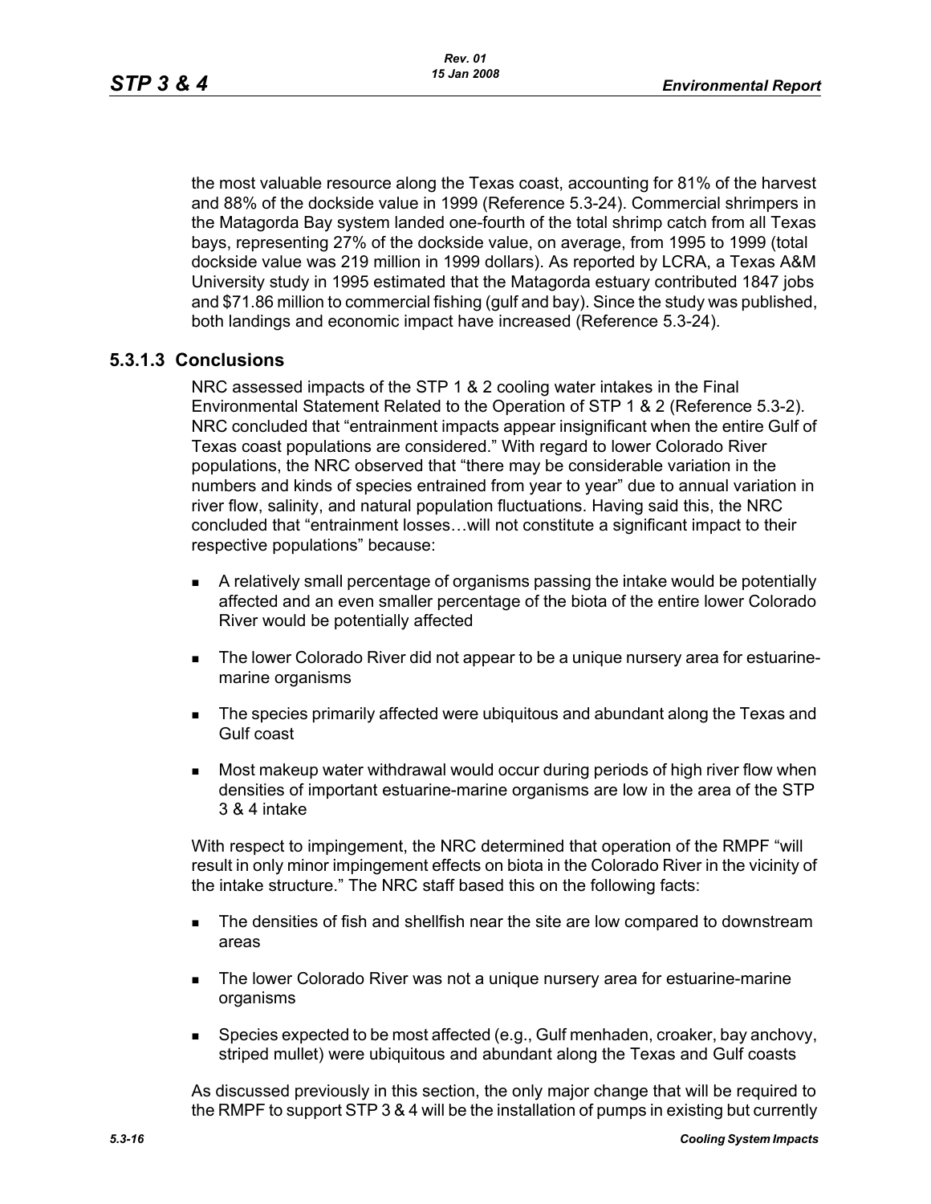the most valuable resource along the Texas coast, accounting for 81% of the harvest and 88% of the dockside value in 1999 (Reference 5.3-24). Commercial shrimpers in the Matagorda Bay system landed one-fourth of the total shrimp catch from all Texas bays, representing 27% of the dockside value, on average, from 1995 to 1999 (total dockside value was 219 million in 1999 dollars). As reported by LCRA, a Texas A&M University study in 1995 estimated that the Matagorda estuary contributed 1847 jobs and $71.86 million to commercial fishing (gulf and bay). Since the study was published, both landings and economic impact have increased (Reference 5.3-24).

### 5.3.1.3 Conclusions

NRC assessed impacts of the STP 1 & 2 cooling water intakes in the Final Environmental Statement Related to the Operation of STP 1 & 2 (Reference 5.3-2). NRC concluded that "entrainment impacts appear insignificant when the entire Gulf of Texas coast populations are considered." With regard to lower Colorado River populations, the NRC observed that "there may be considerable variation in the numbers and kinds of species entrained from year to year" due to annual variation in river flow, salinity, and natural population fluctuations. Having said this, the NRC concluded that "entrainment losses…will not constitute a significant impact to their respective populations" because:

- A relatively small percentage of organisms passing the intake would be potentially affected and an even smaller percentage of the biota of the entire lower Colorado River would be potentially affected
- The lower Colorado River did not appear to be a unique nursery area for estuarine-marine organisms
- The species primarily affected were ubiquitous and abundant along the Texas and Gulf coast
- Most makeup water withdrawal would occur during periods of high river flow when densities of important estuarine-marine organisms are low in the area of the STP 3 & 4 intake

With respect to impingement, the NRC determined that operation of the RMPF "will result in only minor impingement effects on biota in the Colorado River in the vicinity of the intake structure." The NRC staff based this on the following facts:

- The densities of fish and shellfish near the site are low compared to downstream areas
- The lower Colorado River was not a unique nursery area for estuarine-marine organisms
- Species expected to be most affected (e.g., Gulf menhaden, croaker, bay anchovy, striped mullet) were ubiquitous and abundant along the Texas and Gulf coasts

As discussed previously in this section, the only major change that will be required to the RMPF to support STP 3 & 4 will be the installation of pumps in existing but currently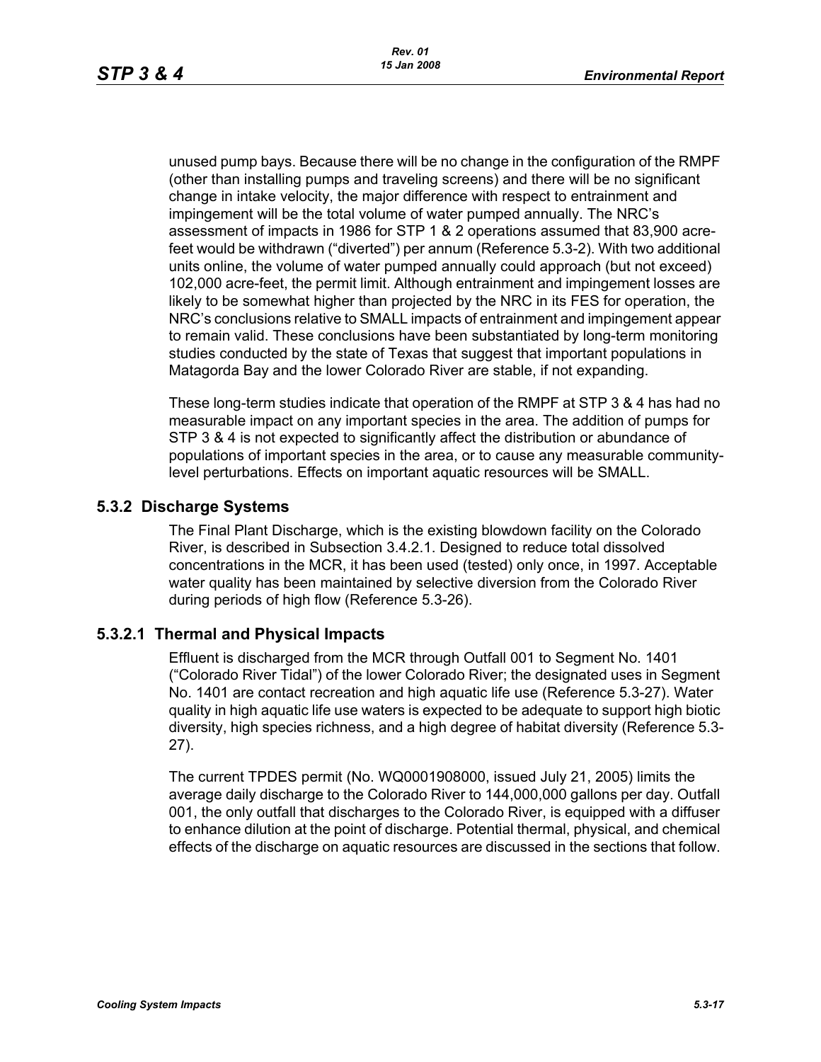unused pump bays. Because there will be no change in the configuration of the RMPF (other than installing pumps and traveling screens) and there will be no significant change in intake velocity, the major difference with respect to entrainment and impingement will be the total volume of water pumped annually. The NRC's assessment of impacts in 1986 for STP 1 & 2 operations assumed that 83,900 acre-feet would be withdrawn ("diverted") per annum (Reference 5.3-2). With two additional units online, the volume of water pumped annually could approach (but not exceed) 102,000 acre-feet, the permit limit. Although entrainment and impingement losses are likely to be somewhat higher than projected by the NRC in its FES for operation, the NRC's conclusions relative to SMALL impacts of entrainment and impingement appear to remain valid. These conclusions have been substantiated by long-term monitoring studies conducted by the state of Texas that suggest that important populations in Matagorda Bay and the lower Colorado River are stable, if not expanding.

These long-term studies indicate that operation of the RMPF at STP 3 & 4 has had no measurable impact on any important species in the area. The addition of pumps for STP 3 & 4 is not expected to significantly affect the distribution or abundance of populations of important species in the area, or to cause any measurable community-level perturbations. Effects on important aquatic resources will be SMALL.

## 5.3.2 Discharge Systems

The Final Plant Discharge, which is the existing blowdown facility on the Colorado River, is described in Subsection 3.4.2.1. Designed to reduce total dissolved concentrations in the MCR, it has been used (tested) only once, in 1997. Acceptable water quality has been maintained by selective diversion from the Colorado River during periods of high flow (Reference 5.3-26).

### 5.3.2.1 Thermal and Physical Impacts

Effluent is discharged from the MCR through Outfall 001 to Segment No. 1401 ("Colorado River Tidal") of the lower Colorado River; the designated uses in Segment No. 1401 are contact recreation and high aquatic life use (Reference 5.3-27). Water quality in high aquatic life use waters is expected to be adequate to support high biotic diversity, high species richness, and a high degree of habitat diversity (Reference 5.3-27).

The current TPDES permit (No. WQ0001908000, issued July 21, 2005) limits the average daily discharge to the Colorado River to 144,000,000 gallons per day. Outfall 001, the only outfall that discharges to the Colorado River, is equipped with a diffuser to enhance dilution at the point of discharge. Potential thermal, physical, and chemical effects of the discharge on aquatic resources are discussed in the sections that follow.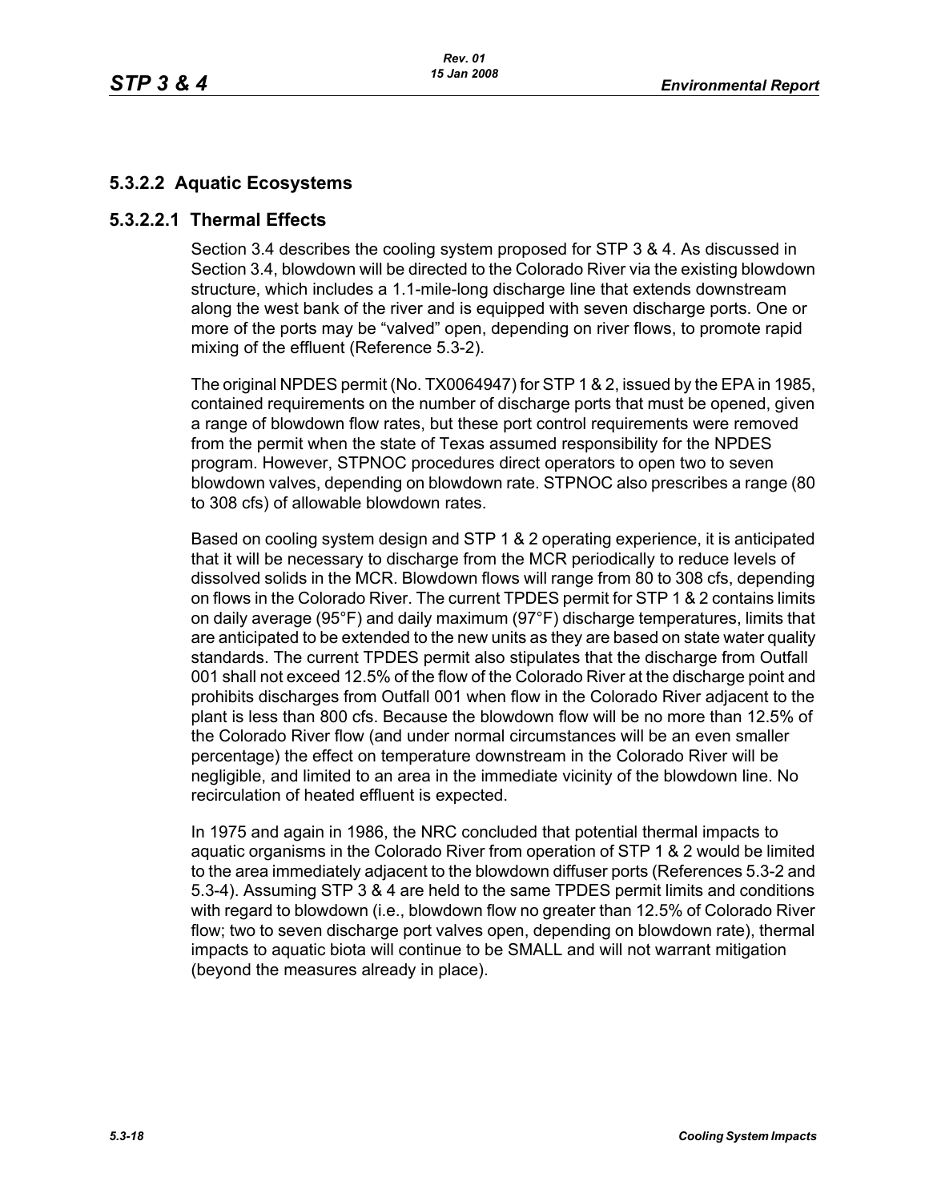## 5.3.2.2 Aquatic Ecosystems

### 5.3.2.2.1 Thermal Effects

Section 3.4 describes the cooling system proposed for STP 3 & 4. As discussed in Section 3.4, blowdown will be directed to the Colorado River via the existing blowdown structure, which includes a 1.1-mile-long discharge line that extends downstream along the west bank of the river and is equipped with seven discharge ports. One or more of the ports may be "valved" open, depending on river flows, to promote rapid mixing of the effluent (Reference 5.3-2).

The original NPDES permit (No. TX0064947) for STP 1 & 2, issued by the EPA in 1985, contained requirements on the number of discharge ports that must be opened, given a range of blowdown flow rates, but these port control requirements were removed from the permit when the state of Texas assumed responsibility for the NPDES program. However, STPNOC procedures direct operators to open two to seven blowdown valves, depending on blowdown rate. STPNOC also prescribes a range (80 to 308 cfs) of allowable blowdown rates.

Based on cooling system design and STP 1 & 2 operating experience, it is anticipated that it will be necessary to discharge from the MCR periodically to reduce levels of dissolved solids in the MCR. Blowdown flows will range from 80 to 308 cfs, depending on flows in the Colorado River. The current TPDES permit for STP 1 & 2 contains limits on daily average (95°F) and daily maximum (97°F) discharge temperatures, limits that are anticipated to be extended to the new units as they are based on state water quality standards. The current TPDES permit also stipulates that the discharge from Outfall 001 shall not exceed 12.5% of the flow of the Colorado River at the discharge point and prohibits discharges from Outfall 001 when flow in the Colorado River adjacent to the plant is less than 800 cfs. Because the blowdown flow will be no more than 12.5% of the Colorado River flow (and under normal circumstances will be an even smaller percentage) the effect on temperature downstream in the Colorado River will be negligible, and limited to an area in the immediate vicinity of the blowdown line. No recirculation of heated effluent is expected.

In 1975 and again in 1986, the NRC concluded that potential thermal impacts to aquatic organisms in the Colorado River from operation of STP 1 & 2 would be limited to the area immediately adjacent to the blowdown diffuser ports (References 5.3-2 and 5.3-4). Assuming STP 3 & 4 are held to the same TPDES permit limits and conditions with regard to blowdown (i.e., blowdown flow no greater than 12.5% of Colorado River flow; two to seven discharge port valves open, depending on blowdown rate), thermal impacts to aquatic biota will continue to be SMALL and will not warrant mitigation (beyond the measures already in place).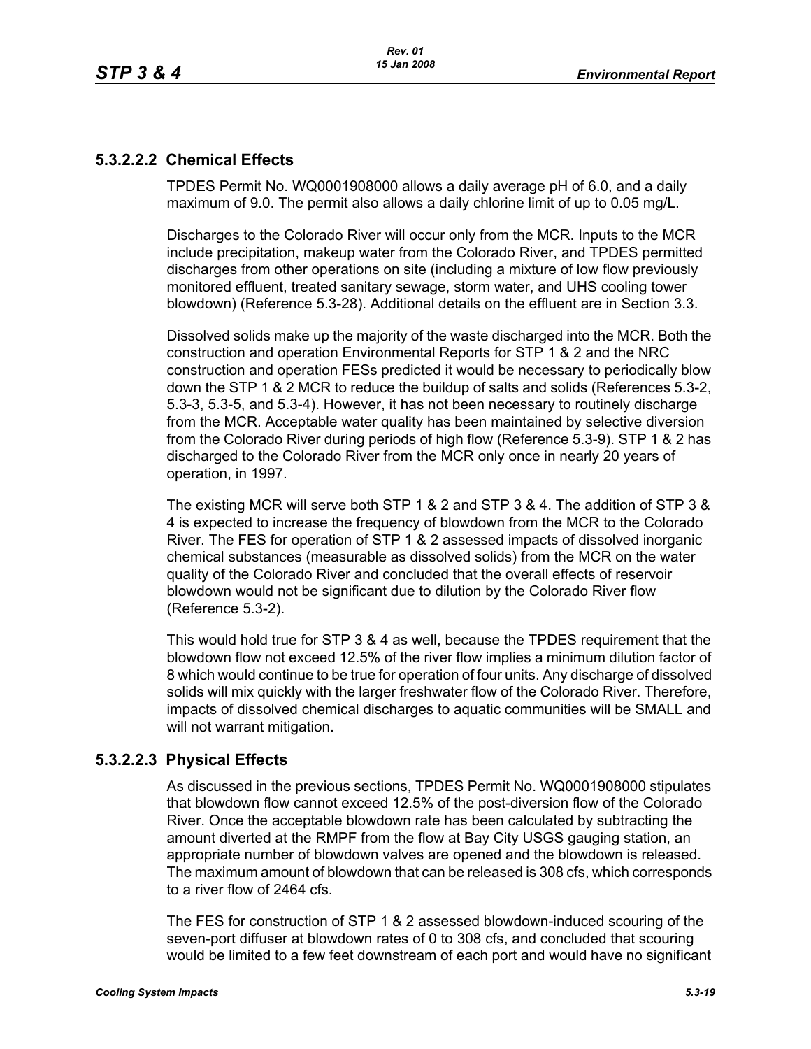#### 5.3.2.2.2 Chemical Effects

TPDES Permit No. WQ0001908000 allows a daily average pH of 6.0, and a daily maximum of 9.0. The permit also allows a daily chlorine limit of up to 0.05 mg/L.

Discharges to the Colorado River will occur only from the MCR. Inputs to the MCR include precipitation, makeup water from the Colorado River, and TPDES permitted discharges from other operations on site (including a mixture of low flow previously monitored effluent, treated sanitary sewage, storm water, and UHS cooling tower blowdown) (Reference 5.3-28). Additional details on the effluent are in Section 3.3.

Dissolved solids make up the majority of the waste discharged into the MCR. Both the construction and operation Environmental Reports for STP 1 & 2 and the NRC construction and operation FESs predicted it would be necessary to periodically blow down the STP 1 & 2 MCR to reduce the buildup of salts and solids (References 5.3-2, 5.3-3, 5.3-5, and 5.3-4). However, it has not been necessary to routinely discharge from the MCR. Acceptable water quality has been maintained by selective diversion from the Colorado River during periods of high flow (Reference 5.3-9). STP 1 & 2 has discharged to the Colorado River from the MCR only once in nearly 20 years of operation, in 1997.

The existing MCR will serve both STP 1 & 2 and STP 3 & 4. The addition of STP 3 & 4 is expected to increase the frequency of blowdown from the MCR to the Colorado River. The FES for operation of STP 1 & 2 assessed impacts of dissolved inorganic chemical substances (measurable as dissolved solids) from the MCR on the water quality of the Colorado River and concluded that the overall effects of reservoir blowdown would not be significant due to dilution by the Colorado River flow (Reference 5.3-2).

This would hold true for STP 3 & 4 as well, because the TPDES requirement that the blowdown flow not exceed 12.5% of the river flow implies a minimum dilution factor of 8 which would continue to be true for operation of four units. Any discharge of dissolved solids will mix quickly with the larger freshwater flow of the Colorado River. Therefore, impacts of dissolved chemical discharges to aquatic communities will be SMALL and will not warrant mitigation.

#### 5.3.2.2.3 Physical Effects

As discussed in the previous sections, TPDES Permit No. WQ0001908000 stipulates that blowdown flow cannot exceed 12.5% of the post-diversion flow of the Colorado River. Once the acceptable blowdown rate has been calculated by subtracting the amount diverted at the RMPF from the flow at Bay City USGS gauging station, an appropriate number of blowdown valves are opened and the blowdown is released. The maximum amount of blowdown that can be released is 308 cfs, which corresponds to a river flow of 2464 cfs.

The FES for construction of STP 1 & 2 assessed blowdown-induced scouring of the seven-port diffuser at blowdown rates of 0 to 308 cfs, and concluded that scouring would be limited to a few feet downstream of each port and would have no significant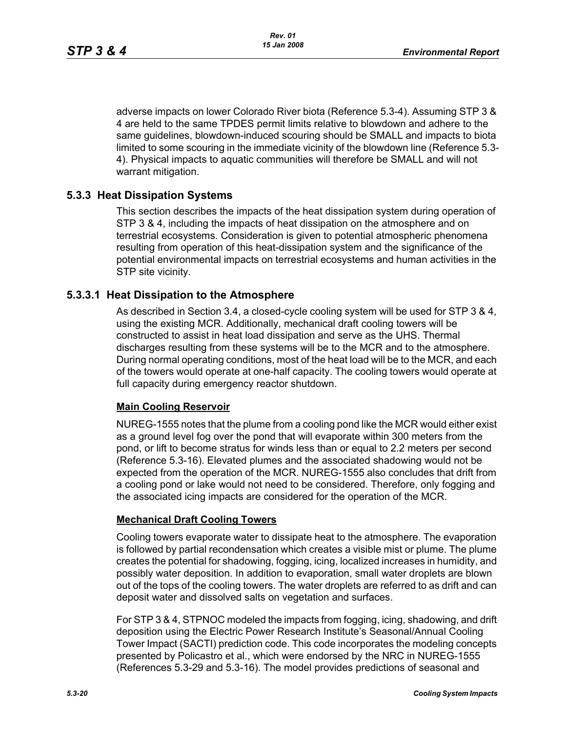adverse impacts on lower Colorado River biota (Reference 5.3-4). Assuming STP 3 & 4 are held to the same TPDES permit limits relative to blowdown and adhere to the same guidelines, blowdown-induced scouring should be SMALL and impacts to biota limited to some scouring in the immediate vicinity of the blowdown line (Reference 5.3-4). Physical impacts to aquatic communities will therefore be SMALL and will not warrant mitigation.

## 5.3.3 Heat Dissipation Systems

This section describes the impacts of the heat dissipation system during operation of STP 3 & 4, including the impacts of heat dissipation on the atmosphere and on terrestrial ecosystems. Consideration is given to potential atmospheric phenomena resulting from operation of this heat-dissipation system and the significance of the potential environmental impacts on terrestrial ecosystems and human activities in the STP site vicinity.

### 5.3.3.1 Heat Dissipation to the Atmosphere

As described in Section 3.4, a closed-cycle cooling system will be used for STP 3 & 4, using the existing MCR. Additionally, mechanical draft cooling towers will be constructed to assist in heat load dissipation and serve as the UHS. Thermal discharges resulting from these systems will be to the MCR and to the atmosphere. During normal operating conditions, most of the heat load will be to the MCR, and each of the towers would operate at one-half capacity. The cooling towers would operate at full capacity during emergency reactor shutdown.

**Main Cooling Reservoir**

NUREG-1555 notes that the plume from a cooling pond like the MCR would either exist as a ground level fog over the pond that will evaporate within 300 meters from the pond, or lift to become stratus for winds less than or equal to 2.2 meters per second (Reference 5.3-16). Elevated plumes and the associated shadowing would not be expected from the operation of the MCR. NUREG-1555 also concludes that drift from a cooling pond or lake would not need to be considered. Therefore, only fogging and the associated icing impacts are considered for the operation of the MCR.

**Mechanical Draft Cooling Towers**

Cooling towers evaporate water to dissipate heat to the atmosphere. The evaporation is followed by partial recondensation which creates a visible mist or plume. The plume creates the potential for shadowing, fogging, icing, localized increases in humidity, and possibly water deposition. In addition to evaporation, small water droplets are blown out of the tops of the cooling towers. The water droplets are referred to as drift and can deposit water and dissolved salts on vegetation and surfaces.

For STP 3 & 4, STPNOC modeled the impacts from fogging, icing, shadowing, and drift deposition using the Electric Power Research Institute's Seasonal/Annual Cooling Tower Impact (SACTI) prediction code. This code incorporates the modeling concepts presented by Policastro et al., which were endorsed by the NRC in NUREG-1555 (References 5.3-29 and 5.3-16). The model provides predictions of seasonal and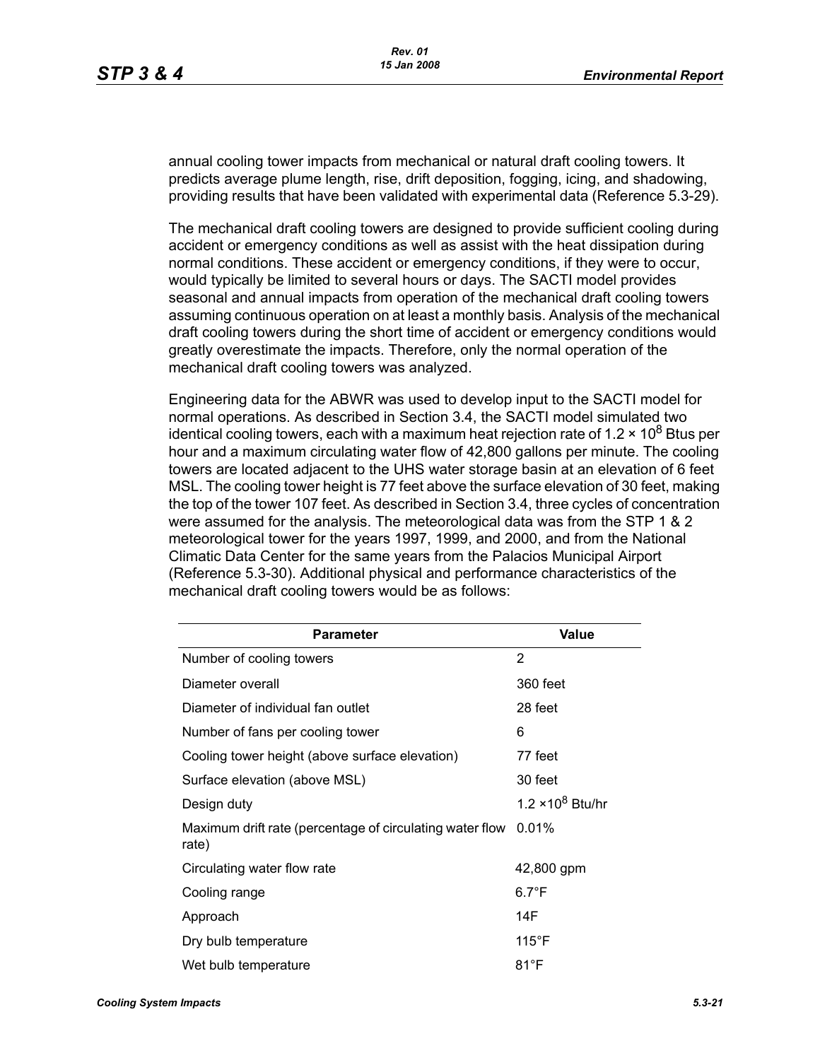annual cooling tower impacts from mechanical or natural draft cooling towers. It predicts average plume length, rise, drift deposition, fogging, icing, and shadowing, providing results that have been validated with experimental data (Reference 5.3-29).

The mechanical draft cooling towers are designed to provide sufficient cooling during accident or emergency conditions as well as assist with the heat dissipation during normal conditions. These accident or emergency conditions, if they were to occur, would typically be limited to several hours or days. The SACTI model provides seasonal and annual impacts from operation of the mechanical draft cooling towers assuming continuous operation on at least a monthly basis. Analysis of the mechanical draft cooling towers during the short time of accident or emergency conditions would greatly overestimate the impacts. Therefore, only the normal operation of the mechanical draft cooling towers was analyzed.

Engineering data for the ABWR was used to develop input to the SACTI model for normal operations. As described in Section 3.4, the SACTI model simulated two identical cooling towers, each with a maximum heat rejection rate of $1.2 \times 10^8$ Btus per hour and a maximum circulating water flow of 42,800 gallons per minute. The cooling towers are located adjacent to the UHS water storage basin at an elevation of 6 feet MSL. The cooling tower height is 77 feet above the surface elevation of 30 feet, making the top of the tower 107 feet. As described in Section 3.4, three cycles of concentration were assumed for the analysis. The meteorological data was from the STP 1 & 2 meteorological tower for the years 1997, 1999, and 2000, and from the National Climatic Data Center for the same years from the Palacios Municipal Airport (Reference 5.3-30). Additional physical and performance characteristics of the mechanical draft cooling towers would be as follows:

| Parameter | Value |
|---|---|
| Number of cooling towers | 2 |
| Diameter overall | 360 feet |
| Diameter of individual fan outlet | 28 feet |
| Number of fans per cooling tower | 6 |
| Cooling tower height (above surface elevation) | 77 feet |
| Surface elevation (above MSL) | 30 feet |
| Design duty | $1.2 \times 10^8$ Btu/hr |
| Maximum drift rate (percentage of circulating water flow rate) | 0.01% |
| Circulating water flow rate | 42,800 gpm |
| Cooling range | 6.7°F |
| Approach | 14F |
| Dry bulb temperature | 115°F |
| Wet bulb temperature | 81°F |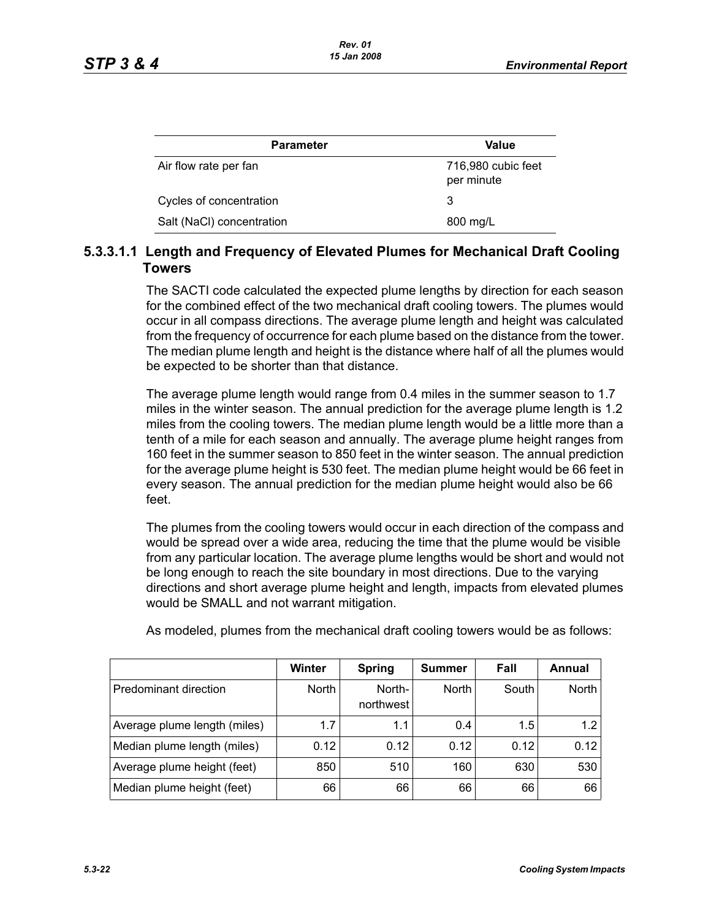| Parameter | Value |
| --- | --- |
| Air flow rate per fan | 716,980 cubic feet per minute |
| Cycles of concentration | 3 |
| Salt (NaCl) concentration | 800 mg/L |

#### 5.3.3.1.1 Length and Frequency of Elevated Plumes for Mechanical Draft Cooling Towers

The SACTI code calculated the expected plume lengths by direction for each season for the combined effect of the two mechanical draft cooling towers. The plumes would occur in all compass directions. The average plume length and height was calculated from the frequency of occurrence for each plume based on the distance from the tower. The median plume length and height is the distance where half of all the plumes would be expected to be shorter than that distance.

The average plume length would range from 0.4 miles in the summer season to 1.7 miles in the winter season. The annual prediction for the average plume length is 1.2 miles from the cooling towers. The median plume length would be a little more than a tenth of a mile for each season and annually. The average plume height ranges from 160 feet in the summer season to 850 feet in the winter season. The annual prediction for the average plume height is 530 feet. The median plume height would be 66 feet in every season. The annual prediction for the median plume height would also be 66 feet.

The plumes from the cooling towers would occur in each direction of the compass and would be spread over a wide area, reducing the time that the plume would be visible from any particular location. The average plume lengths would be short and would not be long enough to reach the site boundary in most directions. Due to the varying directions and short average plume height and length, impacts from elevated plumes would be SMALL and not warrant mitigation.

As modeled, plumes from the mechanical draft cooling towers would be as follows:

| | Winter | Spring | Summer | Fall | Annual |
| --- | --- | --- | --- | --- | --- |
| Predominant direction | North | North-northwest | North | South | North |
| Average plume length (miles) | 1.7 | 1.1 | 0.4 | 1.5 | 1.2 |
| Median plume length (miles) | 0.12 | 0.12 | 0.12 | 0.12 | 0.12 |
| Average plume height (feet) | 850 | 510 | 160 | 630 | 530 |
| Median plume height (feet) | 66 | 66 | 66 | 66 | 66 |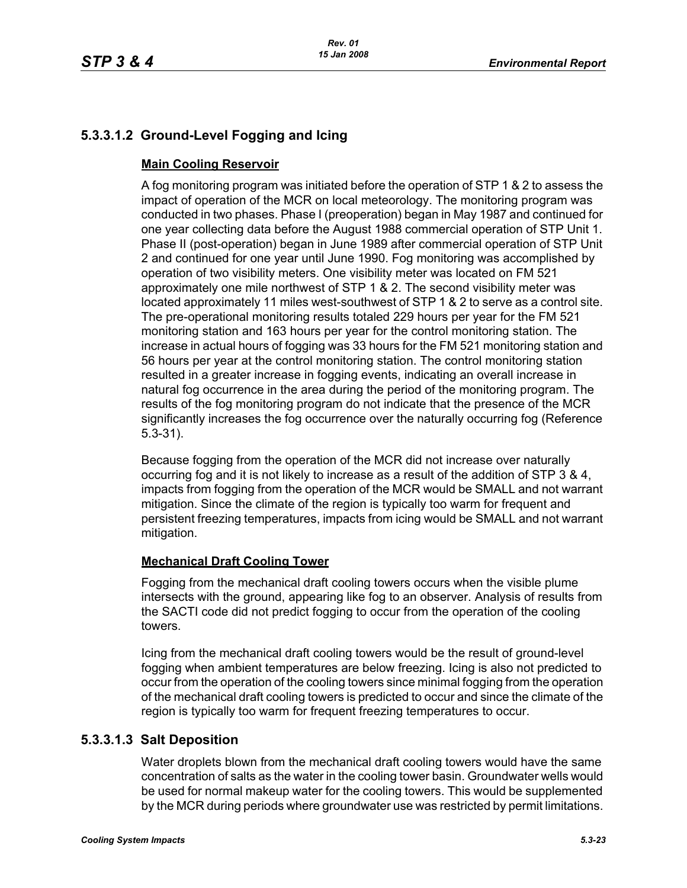### 5.3.3.1.2 Ground-Level Fogging and Icing

**Main Cooling Reservoir**

A fog monitoring program was initiated before the operation of STP 1 & 2 to assess the impact of operation of the MCR on local meteorology. The monitoring program was conducted in two phases. Phase I (preoperation) began in May 1987 and continued for one year collecting data before the August 1988 commercial operation of STP Unit 1. Phase II (post-operation) began in June 1989 after commercial operation of STP Unit 2 and continued for one year until June 1990. Fog monitoring was accomplished by operation of two visibility meters. One visibility meter was located on FM 521 approximately one mile northwest of STP 1 & 2. The second visibility meter was located approximately 11 miles west-southwest of STP 1 & 2 to serve as a control site. The pre-operational monitoring results totaled 229 hours per year for the FM 521 monitoring station and 163 hours per year for the control monitoring station. The increase in actual hours of fogging was 33 hours for the FM 521 monitoring station and 56 hours per year at the control monitoring station. The control monitoring station resulted in a greater increase in fogging events, indicating an overall increase in natural fog occurrence in the area during the period of the monitoring program. The results of the fog monitoring program do not indicate that the presence of the MCR significantly increases the fog occurrence over the naturally occurring fog (Reference 5.3-31).

Because fogging from the operation of the MCR did not increase over naturally occurring fog and it is not likely to increase as a result of the addition of STP 3 & 4, impacts from fogging from the operation of the MCR would be SMALL and not warrant mitigation. Since the climate of the region is typically too warm for frequent and persistent freezing temperatures, impacts from icing would be SMALL and not warrant mitigation.

**Mechanical Draft Cooling Tower**

Fogging from the mechanical draft cooling towers occurs when the visible plume intersects with the ground, appearing like fog to an observer. Analysis of results from the SACTI code did not predict fogging to occur from the operation of the cooling towers.

Icing from the mechanical draft cooling towers would be the result of ground-level fogging when ambient temperatures are below freezing. Icing is also not predicted to occur from the operation of the cooling towers since minimal fogging from the operation of the mechanical draft cooling towers is predicted to occur and since the climate of the region is typically too warm for frequent freezing temperatures to occur.

### 5.3.3.1.3 Salt Deposition

Water droplets blown from the mechanical draft cooling towers would have the same concentration of salts as the water in the cooling tower basin. Groundwater wells would be used for normal makeup water for the cooling towers. This would be supplemented by the MCR during periods where groundwater use was restricted by permit limitations.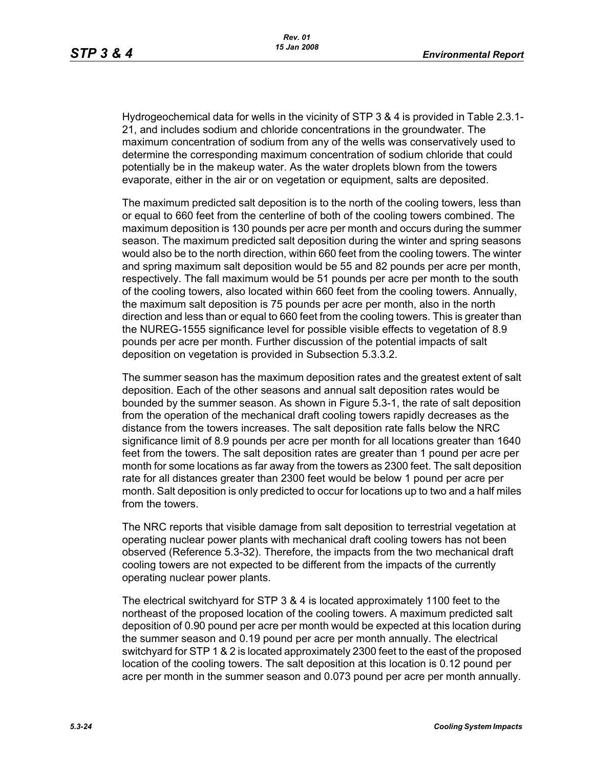Hydrogeochemical data for wells in the vicinity of STP 3 & 4 is provided in Table 2.3.1-21, and includes sodium and chloride concentrations in the groundwater. The maximum concentration of sodium from any of the wells was conservatively used to determine the corresponding maximum concentration of sodium chloride that could potentially be in the makeup water. As the water droplets blown from the towers evaporate, either in the air or on vegetation or equipment, salts are deposited.

The maximum predicted salt deposition is to the north of the cooling towers, less than or equal to 660 feet from the centerline of both of the cooling towers combined. The maximum deposition is 130 pounds per acre per month and occurs during the summer season. The maximum predicted salt deposition during the winter and spring seasons would also be to the north direction, within 660 feet from the cooling towers. The winter and spring maximum salt deposition would be 55 and 82 pounds per acre per month, respectively. The fall maximum would be 51 pounds per acre per month to the south of the cooling towers, also located within 660 feet from the cooling towers. Annually, the maximum salt deposition is 75 pounds per acre per month, also in the north direction and less than or equal to 660 feet from the cooling towers. This is greater than the NUREG-1555 significance level for possible visible effects to vegetation of 8.9 pounds per acre per month. Further discussion of the potential impacts of salt deposition on vegetation is provided in Subsection 5.3.3.2.

The summer season has the maximum deposition rates and the greatest extent of salt deposition. Each of the other seasons and annual salt deposition rates would be bounded by the summer season. As shown in Figure 5.3-1, the rate of salt deposition from the operation of the mechanical draft cooling towers rapidly decreases as the distance from the towers increases. The salt deposition rate falls below the NRC significance limit of 8.9 pounds per acre per month for all locations greater than 1640 feet from the towers. The salt deposition rates are greater than 1 pound per acre per month for some locations as far away from the towers as 2300 feet. The salt deposition rate for all distances greater than 2300 feet would be below 1 pound per acre per month. Salt deposition is only predicted to occur for locations up to two and a half miles from the towers.

The NRC reports that visible damage from salt deposition to terrestrial vegetation at operating nuclear power plants with mechanical draft cooling towers has not been observed (Reference 5.3-32). Therefore, the impacts from the two mechanical draft cooling towers are not expected to be different from the impacts of the currently operating nuclear power plants.

The electrical switchyard for STP 3 & 4 is located approximately 1100 feet to the northeast of the proposed location of the cooling towers. A maximum predicted salt deposition of 0.90 pound per acre per month would be expected at this location during the summer season and 0.19 pound per acre per month annually. The electrical switchyard for STP 1 & 2 is located approximately 2300 feet to the east of the proposed location of the cooling towers. The salt deposition at this location is 0.12 pound per acre per month in the summer season and 0.073 pound per acre per month annually.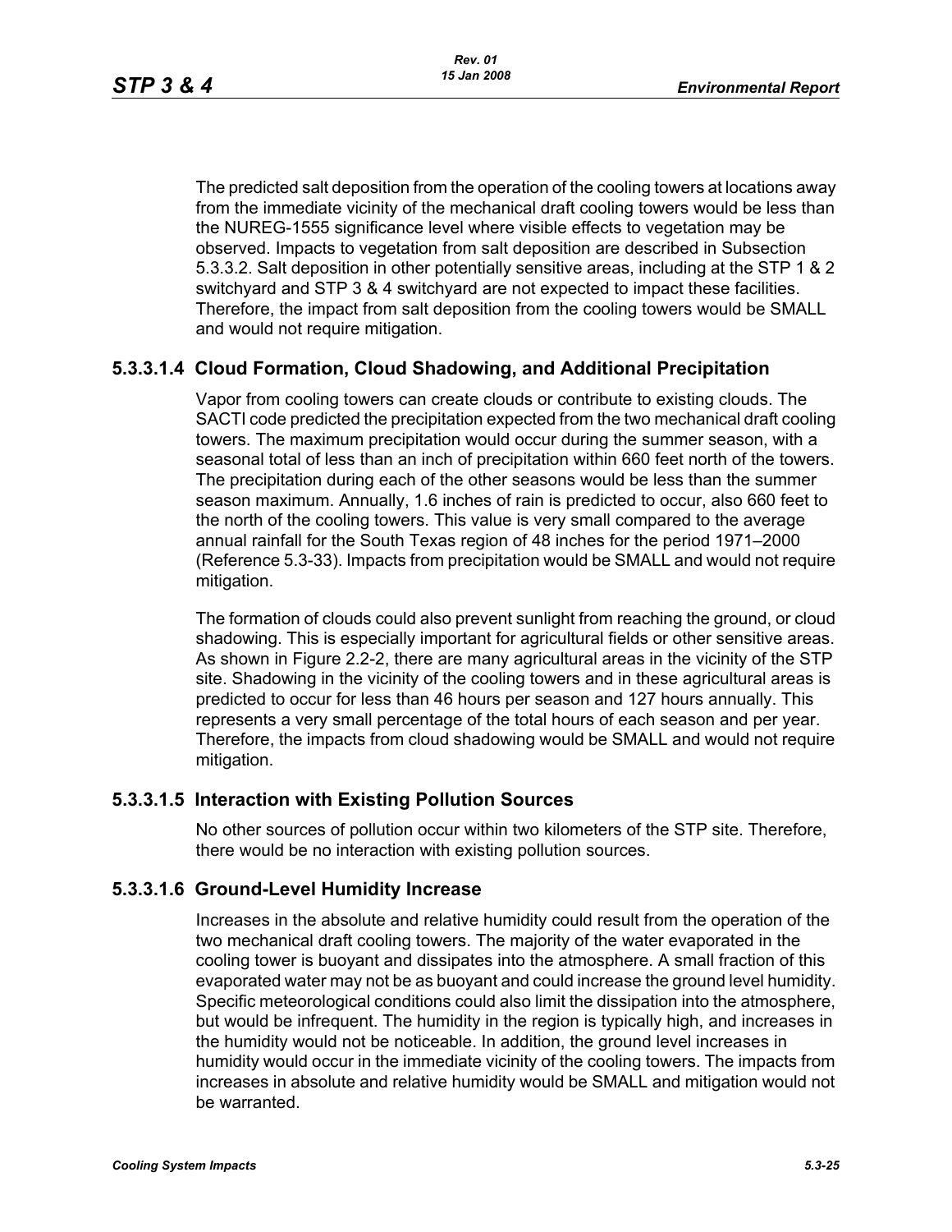The predicted salt deposition from the operation of the cooling towers at locations away from the immediate vicinity of the mechanical draft cooling towers would be less than the NUREG-1555 significance level where visible effects to vegetation may be observed. Impacts to vegetation from salt deposition are described in Subsection 5.3.3.2. Salt deposition in other potentially sensitive areas, including at the STP 1 & 2 switchyard and STP 3 & 4 switchyard are not expected to impact these facilities. Therefore, the impact from salt deposition from the cooling towers would be SMALL and would not require mitigation.

#### 5.3.3.1.4 Cloud Formation, Cloud Shadowing, and Additional Precipitation

Vapor from cooling towers can create clouds or contribute to existing clouds. The SACTI code predicted the precipitation expected from the two mechanical draft cooling towers. The maximum precipitation would occur during the summer season, with a seasonal total of less than an inch of precipitation within 660 feet north of the towers. The precipitation during each of the other seasons would be less than the summer season maximum. Annually, 1.6 inches of rain is predicted to occur, also 660 feet to the north of the cooling towers. This value is very small compared to the average annual rainfall for the South Texas region of 48 inches for the period 1971–2000 (Reference 5.3-33). Impacts from precipitation would be SMALL and would not require mitigation.

The formation of clouds could also prevent sunlight from reaching the ground, or cloud shadowing. This is especially important for agricultural fields or other sensitive areas. As shown in Figure 2.2-2, there are many agricultural areas in the vicinity of the STP site. Shadowing in the vicinity of the cooling towers and in these agricultural areas is predicted to occur for less than 46 hours per season and 127 hours annually. This represents a very small percentage of the total hours of each season and per year. Therefore, the impacts from cloud shadowing would be SMALL and would not require mitigation.

#### 5.3.3.1.5 Interaction with Existing Pollution Sources

No other sources of pollution occur within two kilometers of the STP site. Therefore, there would be no interaction with existing pollution sources.

#### 5.3.3.1.6 Ground-Level Humidity Increase

Increases in the absolute and relative humidity could result from the operation of the two mechanical draft cooling towers. The majority of the water evaporated in the cooling tower is buoyant and dissipates into the atmosphere. A small fraction of this evaporated water may not be as buoyant and could increase the ground level humidity. Specific meteorological conditions could also limit the dissipation into the atmosphere, but would be infrequent. The humidity in the region is typically high, and increases in the humidity would not be noticeable. In addition, the ground level increases in humidity would occur in the immediate vicinity of the cooling towers. The impacts from increases in absolute and relative humidity would be SMALL and mitigation would not be warranted.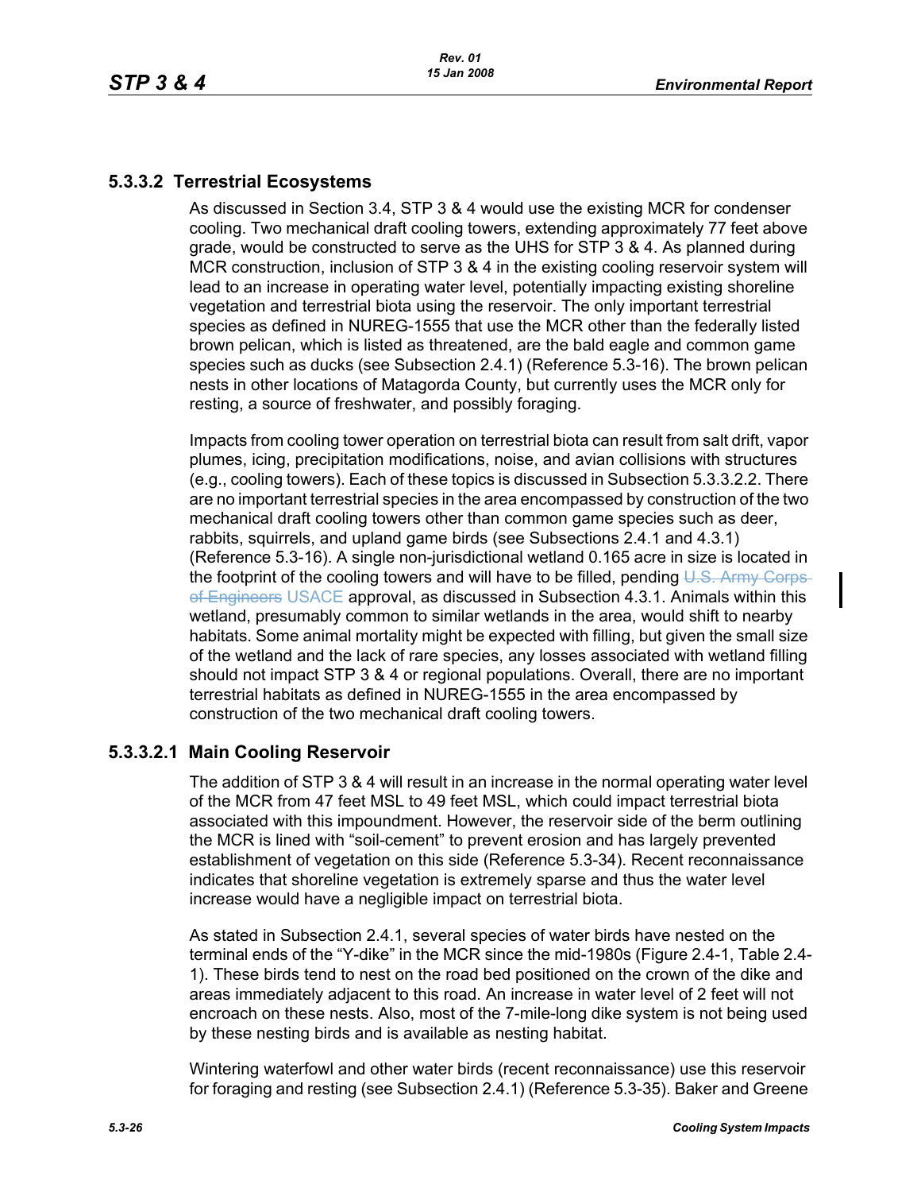## 5.3.3.2 Terrestrial Ecosystems

As discussed in Section 3.4, STP 3 & 4 would use the existing MCR for condenser cooling. Two mechanical draft cooling towers, extending approximately 77 feet above grade, would be constructed to serve as the UHS for STP 3 & 4. As planned during MCR construction, inclusion of STP 3 & 4 in the existing cooling reservoir system will lead to an increase in operating water level, potentially impacting existing shoreline vegetation and terrestrial biota using the reservoir. The only important terrestrial species as defined in NUREG-1555 that use the MCR other than the federally listed brown pelican, which is listed as threatened, are the bald eagle and common game species such as ducks (see Subsection 2.4.1) (Reference 5.3-16). The brown pelican nests in other locations of Matagorda County, but currently uses the MCR only for resting, a source of freshwater, and possibly foraging.

Impacts from cooling tower operation on terrestrial biota can result from salt drift, vapor plumes, icing, precipitation modifications, noise, and avian collisions with structures (e.g., cooling towers). Each of these topics is discussed in Subsection 5.3.3.2.2. There are no important terrestrial species in the area encompassed by construction of the two mechanical draft cooling towers other than common game species such as deer, rabbits, squirrels, and upland game birds (see Subsections 2.4.1 and 4.3.1) (Reference 5.3-16). A single non-jurisdictional wetland 0.165 acre in size is located in the footprint of the cooling towers and will have to be filled, pending ~~U.S. Army Corps of Engineers~~ USACE approval, as discussed in Subsection 4.3.1. Animals within this wetland, presumably common to similar wetlands in the area, would shift to nearby habitats. Some animal mortality might be expected with filling, but given the small size of the wetland and the lack of rare species, any losses associated with wetland filling should not impact STP 3 & 4 or regional populations. Overall, there are no important terrestrial habitats as defined in NUREG-1555 in the area encompassed by construction of the two mechanical draft cooling towers.

### 5.3.3.2.1 Main Cooling Reservoir

The addition of STP 3 & 4 will result in an increase in the normal operating water level of the MCR from 47 feet MSL to 49 feet MSL, which could impact terrestrial biota associated with this impoundment. However, the reservoir side of the berm outlining the MCR is lined with "soil-cement" to prevent erosion and has largely prevented establishment of vegetation on this side (Reference 5.3-34). Recent reconnaissance indicates that shoreline vegetation is extremely sparse and thus the water level increase would have a negligible impact on terrestrial biota.

As stated in Subsection 2.4.1, several species of water birds have nested on the terminal ends of the "Y-dike" in the MCR since the mid-1980s (Figure 2.4-1, Table 2.4-1). These birds tend to nest on the road bed positioned on the crown of the dike and areas immediately adjacent to this road. An increase in water level of 2 feet will not encroach on these nests. Also, most of the 7-mile-long dike system is not being used by these nesting birds and is available as nesting habitat.

Wintering waterfowl and other water birds (recent reconnaissance) use this reservoir for foraging and resting (see Subsection 2.4.1) (Reference 5.3-35). Baker and Greene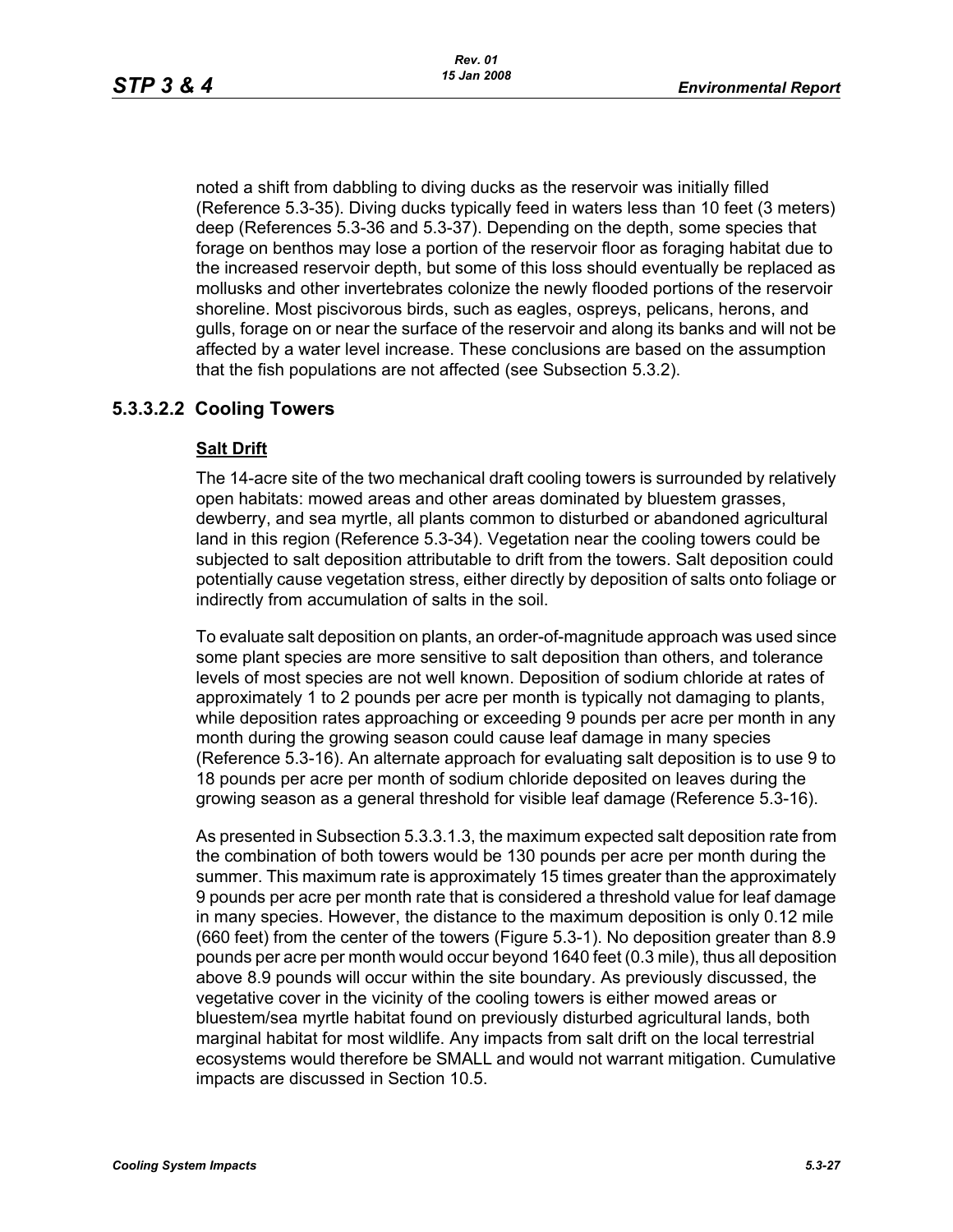noted a shift from dabbling to diving ducks as the reservoir was initially filled (Reference 5.3-35). Diving ducks typically feed in waters less than 10 feet (3 meters) deep (References 5.3-36 and 5.3-37). Depending on the depth, some species that forage on benthos may lose a portion of the reservoir floor as foraging habitat due to the increased reservoir depth, but some of this loss should eventually be replaced as mollusks and other invertebrates colonize the newly flooded portions of the reservoir shoreline. Most piscivorous birds, such as eagles, ospreys, pelicans, herons, and gulls, forage on or near the surface of the reservoir and along its banks and will not be affected by a water level increase. These conclusions are based on the assumption that the fish populations are not affected (see Subsection 5.3.2).

### 5.3.3.2.2 Cooling Towers

**Salt Drift**

The 14-acre site of the two mechanical draft cooling towers is surrounded by relatively open habitats: mowed areas and other areas dominated by bluestem grasses, dewberry, and sea myrtle, all plants common to disturbed or abandoned agricultural land in this region (Reference 5.3-34). Vegetation near the cooling towers could be subjected to salt deposition attributable to drift from the towers. Salt deposition could potentially cause vegetation stress, either directly by deposition of salts onto foliage or indirectly from accumulation of salts in the soil.

To evaluate salt deposition on plants, an order-of-magnitude approach was used since some plant species are more sensitive to salt deposition than others, and tolerance levels of most species are not well known. Deposition of sodium chloride at rates of approximately 1 to 2 pounds per acre per month is typically not damaging to plants, while deposition rates approaching or exceeding 9 pounds per acre per month in any month during the growing season could cause leaf damage in many species (Reference 5.3-16). An alternate approach for evaluating salt deposition is to use 9 to 18 pounds per acre per month of sodium chloride deposited on leaves during the growing season as a general threshold for visible leaf damage (Reference 5.3-16).

As presented in Subsection 5.3.3.1.3, the maximum expected salt deposition rate from the combination of both towers would be 130 pounds per acre per month during the summer. This maximum rate is approximately 15 times greater than the approximately 9 pounds per acre per month rate that is considered a threshold value for leaf damage in many species. However, the distance to the maximum deposition is only 0.12 mile (660 feet) from the center of the towers (Figure 5.3-1). No deposition greater than 8.9 pounds per acre per month would occur beyond 1640 feet (0.3 mile), thus all deposition above 8.9 pounds will occur within the site boundary. As previously discussed, the vegetative cover in the vicinity of the cooling towers is either mowed areas or bluestem/sea myrtle habitat found on previously disturbed agricultural lands, both marginal habitat for most wildlife. Any impacts from salt drift on the local terrestrial ecosystems would therefore be SMALL and would not warrant mitigation. Cumulative impacts are discussed in Section 10.5.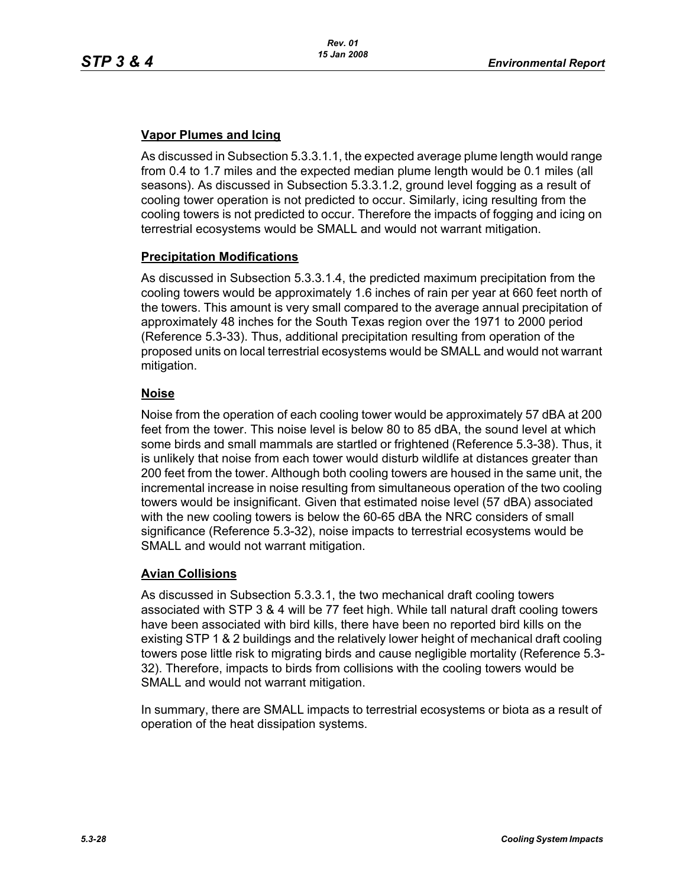**Vapor Plumes and Icing**

As discussed in Subsection 5.3.3.1.1, the expected average plume length would range from 0.4 to 1.7 miles and the expected median plume length would be 0.1 miles (all seasons). As discussed in Subsection 5.3.3.1.2, ground level fogging as a result of cooling tower operation is not predicted to occur. Similarly, icing resulting from the cooling towers is not predicted to occur. Therefore the impacts of fogging and icing on terrestrial ecosystems would be SMALL and would not warrant mitigation.

**Precipitation Modifications**

As discussed in Subsection 5.3.3.1.4, the predicted maximum precipitation from the cooling towers would be approximately 1.6 inches of rain per year at 660 feet north of the towers. This amount is very small compared to the average annual precipitation of approximately 48 inches for the South Texas region over the 1971 to 2000 period (Reference 5.3-33). Thus, additional precipitation resulting from operation of the proposed units on local terrestrial ecosystems would be SMALL and would not warrant mitigation.

**Noise**

Noise from the operation of each cooling tower would be approximately 57 dBA at 200 feet from the tower. This noise level is below 80 to 85 dBA, the sound level at which some birds and small mammals are startled or frightened (Reference 5.3-38). Thus, it is unlikely that noise from each tower would disturb wildlife at distances greater than 200 feet from the tower. Although both cooling towers are housed in the same unit, the incremental increase in noise resulting from simultaneous operation of the two cooling towers would be insignificant. Given that estimated noise level (57 dBA) associated with the new cooling towers is below the 60-65 dBA the NRC considers of small significance (Reference 5.3-32), noise impacts to terrestrial ecosystems would be SMALL and would not warrant mitigation.

**Avian Collisions**

As discussed in Subsection 5.3.3.1, the two mechanical draft cooling towers associated with STP 3 & 4 will be 77 feet high. While tall natural draft cooling towers have been associated with bird kills, there have been no reported bird kills on the existing STP 1 & 2 buildings and the relatively lower height of mechanical draft cooling towers pose little risk to migrating birds and cause negligible mortality (Reference 5.3-32). Therefore, impacts to birds from collisions with the cooling towers would be SMALL and would not warrant mitigation.

In summary, there are SMALL impacts to terrestrial ecosystems or biota as a result of operation of the heat dissipation systems.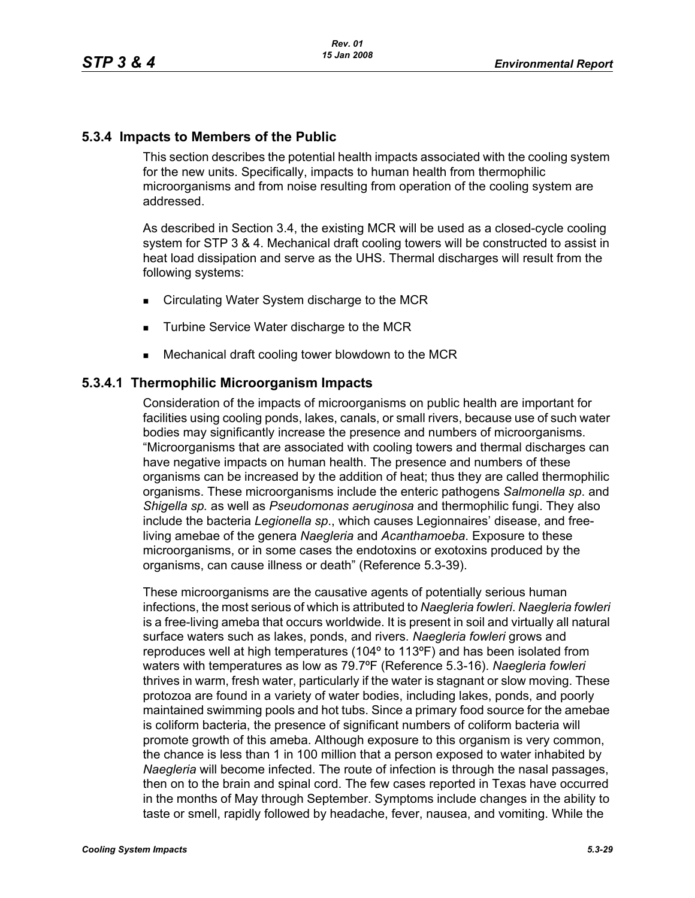## 5.3.4 Impacts to Members of the Public

This section describes the potential health impacts associated with the cooling system for the new units. Specifically, impacts to human health from thermophilic microorganisms and from noise resulting from operation of the cooling system are addressed.

As described in Section 3.4, the existing MCR will be used as a closed-cycle cooling system for STP 3 & 4. Mechanical draft cooling towers will be constructed to assist in heat load dissipation and serve as the UHS. Thermal discharges will result from the following systems:

- Circulating Water System discharge to the MCR
- Turbine Service Water discharge to the MCR
- Mechanical draft cooling tower blowdown to the MCR

### 5.3.4.1 Thermophilic Microorganism Impacts

Consideration of the impacts of microorganisms on public health are important for facilities using cooling ponds, lakes, canals, or small rivers, because use of such water bodies may significantly increase the presence and numbers of microorganisms. "Microorganisms that are associated with cooling towers and thermal discharges can have negative impacts on human health. The presence and numbers of these organisms can be increased by the addition of heat; thus they are called thermophilic organisms. These microorganisms include the enteric pathogens *Salmonella sp*. and *Shigella sp.* as well as *Pseudomonas aeruginosa* and thermophilic fungi. They also include the bacteria *Legionella sp*., which causes Legionnaires' disease, and free-living amebae of the genera *Naegleria* and *Acanthamoeba*. Exposure to these microorganisms, or in some cases the endotoxins or exotoxins produced by the organisms, can cause illness or death" (Reference 5.3-39).

These microorganisms are the causative agents of potentially serious human infections, the most serious of which is attributed to *Naegleria fowleri*. *Naegleria fowleri* is a free-living ameba that occurs worldwide. It is present in soil and virtually all natural surface waters such as lakes, ponds, and rivers. *Naegleria fowleri* grows and reproduces well at high temperatures (104º to 113ºF) and has been isolated from waters with temperatures as low as 79.7ºF (Reference 5.3-16). *Naegleria fowleri* thrives in warm, fresh water, particularly if the water is stagnant or slow moving. These protozoa are found in a variety of water bodies, including lakes, ponds, and poorly maintained swimming pools and hot tubs. Since a primary food source for the amebae is coliform bacteria, the presence of significant numbers of coliform bacteria will promote growth of this ameba. Although exposure to this organism is very common, the chance is less than 1 in 100 million that a person exposed to water inhabited by *Naegleria* will become infected. The route of infection is through the nasal passages, then on to the brain and spinal cord. The few cases reported in Texas have occurred in the months of May through September. Symptoms include changes in the ability to taste or smell, rapidly followed by headache, fever, nausea, and vomiting. While the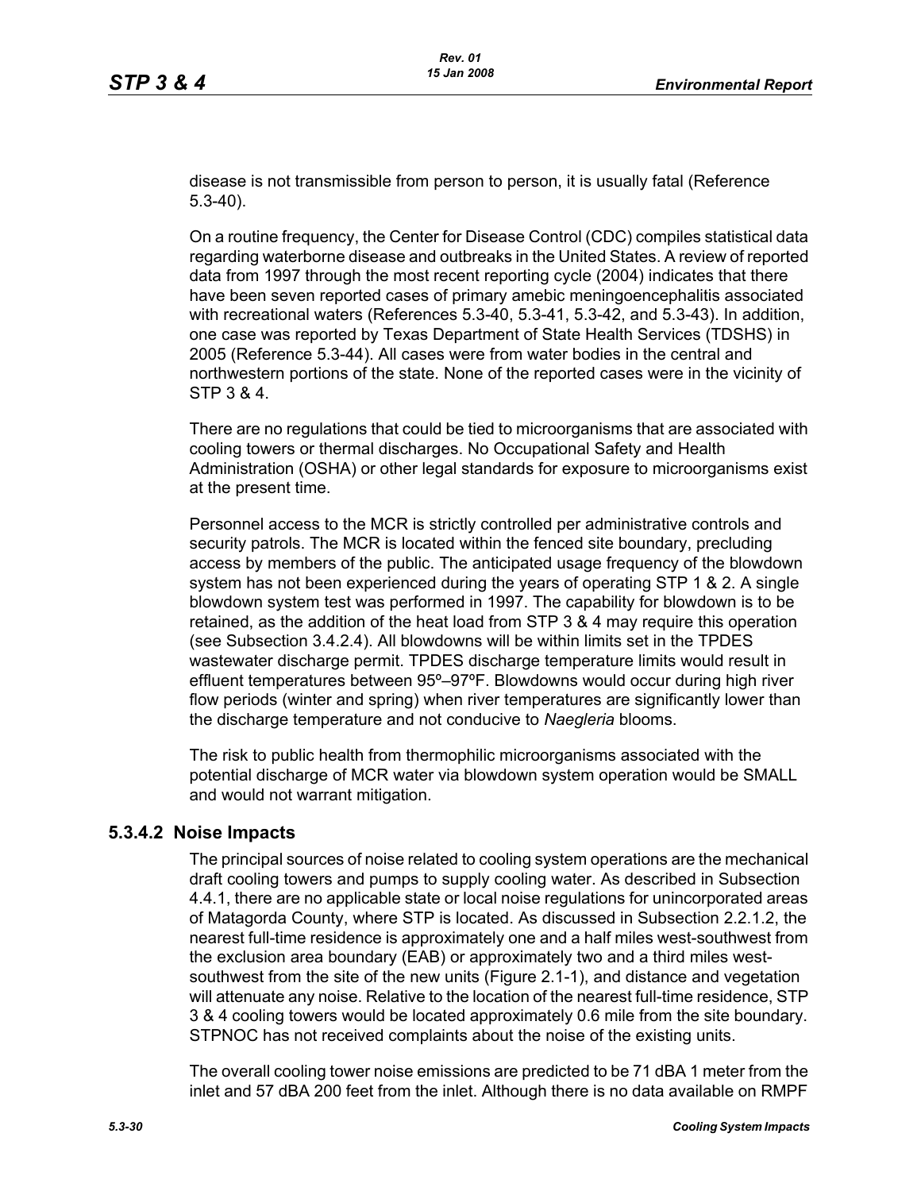disease is not transmissible from person to person, it is usually fatal (Reference 5.3-40).

On a routine frequency, the Center for Disease Control (CDC) compiles statistical data regarding waterborne disease and outbreaks in the United States. A review of reported data from 1997 through the most recent reporting cycle (2004) indicates that there have been seven reported cases of primary amebic meningoencephalitis associated with recreational waters (References 5.3-40, 5.3-41, 5.3-42, and 5.3-43). In addition, one case was reported by Texas Department of State Health Services (TDSHS) in 2005 (Reference 5.3-44). All cases were from water bodies in the central and northwestern portions of the state. None of the reported cases were in the vicinity of STP 3 & 4.

There are no regulations that could be tied to microorganisms that are associated with cooling towers or thermal discharges. No Occupational Safety and Health Administration (OSHA) or other legal standards for exposure to microorganisms exist at the present time.

Personnel access to the MCR is strictly controlled per administrative controls and security patrols. The MCR is located within the fenced site boundary, precluding access by members of the public. The anticipated usage frequency of the blowdown system has not been experienced during the years of operating STP 1 & 2. A single blowdown system test was performed in 1997. The capability for blowdown is to be retained, as the addition of the heat load from STP 3 & 4 may require this operation (see Subsection 3.4.2.4). All blowdowns will be within limits set in the TPDES wastewater discharge permit. TPDES discharge temperature limits would result in effluent temperatures between 95º–97ºF. Blowdowns would occur during high river flow periods (winter and spring) when river temperatures are significantly lower than the discharge temperature and not conducive to *Naegleria* blooms.

The risk to public health from thermophilic microorganisms associated with the potential discharge of MCR water via blowdown system operation would be SMALL and would not warrant mitigation.

### 5.3.4.2 Noise Impacts

The principal sources of noise related to cooling system operations are the mechanical draft cooling towers and pumps to supply cooling water. As described in Subsection 4.4.1, there are no applicable state or local noise regulations for unincorporated areas of Matagorda County, where STP is located. As discussed in Subsection 2.2.1.2, the nearest full-time residence is approximately one and a half miles west-southwest from the exclusion area boundary (EAB) or approximately two and a third miles west-southwest from the site of the new units (Figure 2.1-1), and distance and vegetation will attenuate any noise. Relative to the location of the nearest full-time residence, STP 3 & 4 cooling towers would be located approximately 0.6 mile from the site boundary. STPNOC has not received complaints about the noise of the existing units.

The overall cooling tower noise emissions are predicted to be 71 dBA 1 meter from the inlet and 57 dBA 200 feet from the inlet. Although there is no data available on RMPF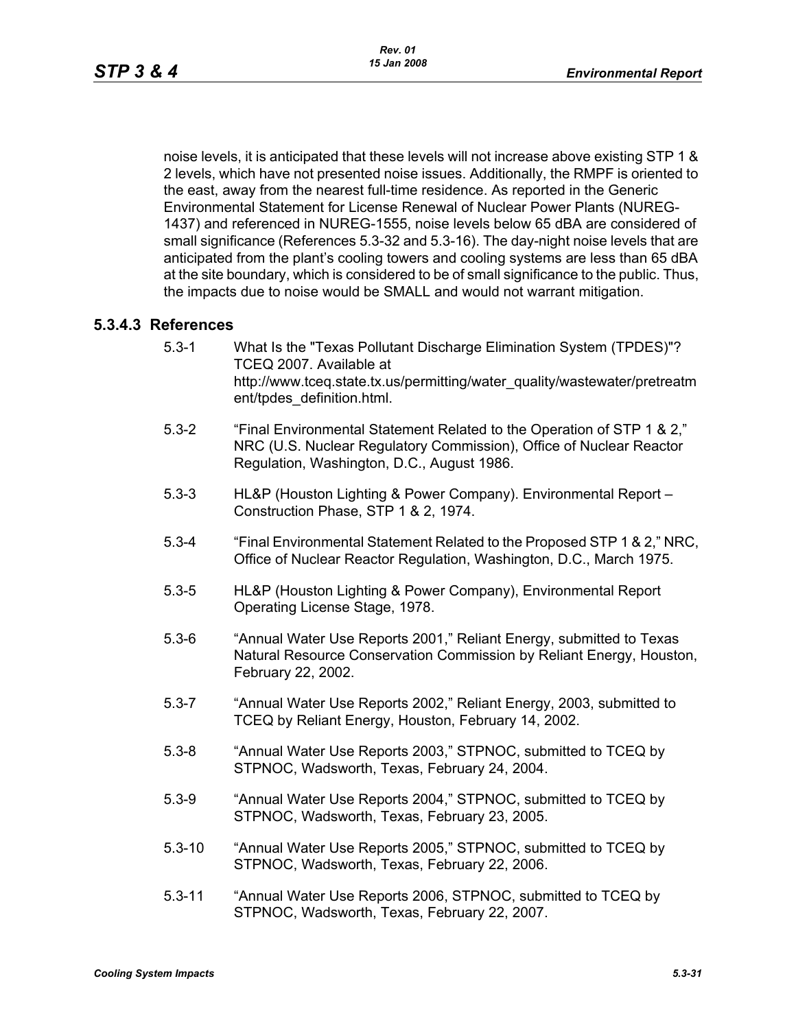noise levels, it is anticipated that these levels will not increase above existing STP 1 & 2 levels, which have not presented noise issues. Additionally, the RMPF is oriented to the east, away from the nearest full-time residence. As reported in the Generic Environmental Statement for License Renewal of Nuclear Power Plants (NUREG-1437) and referenced in NUREG-1555, noise levels below 65 dBA are considered of small significance (References 5.3-32 and 5.3-16). The day-night noise levels that are anticipated from the plant's cooling towers and cooling systems are less than 65 dBA at the site boundary, which is considered to be of small significance to the public. Thus, the impacts due to noise would be SMALL and would not warrant mitigation.

### 5.3.4.3 References

5.3-1 What Is the "Texas Pollutant Discharge Elimination System (TPDES)"? TCEQ 2007. Available at http://www.tceq.state.tx.us/permitting/water_quality/wastewater/pretreatment/tpdes_definition.html.

5.3-2 "Final Environmental Statement Related to the Operation of STP 1 & 2," NRC (U.S. Nuclear Regulatory Commission), Office of Nuclear Reactor Regulation, Washington, D.C., August 1986.

5.3-3 HL&P (Houston Lighting & Power Company). Environmental Report – Construction Phase, STP 1 & 2, 1974.

5.3-4 "Final Environmental Statement Related to the Proposed STP 1 & 2," NRC, Office of Nuclear Reactor Regulation, Washington, D.C., March 1975.

5.3-5 HL&P (Houston Lighting & Power Company), Environmental Report Operating License Stage, 1978.

5.3-6 "Annual Water Use Reports 2001," Reliant Energy, submitted to Texas Natural Resource Conservation Commission by Reliant Energy, Houston, February 22, 2002.

5.3-7 "Annual Water Use Reports 2002," Reliant Energy, 2003, submitted to TCEQ by Reliant Energy, Houston, February 14, 2002.

5.3-8 "Annual Water Use Reports 2003," STPNOC, submitted to TCEQ by STPNOC, Wadsworth, Texas, February 24, 2004.

5.3-9 "Annual Water Use Reports 2004," STPNOC, submitted to TCEQ by STPNOC, Wadsworth, Texas, February 23, 2005.

5.3-10 "Annual Water Use Reports 2005," STPNOC, submitted to TCEQ by STPNOC, Wadsworth, Texas, February 22, 2006.

5.3-11 "Annual Water Use Reports 2006, STPNOC, submitted to TCEQ by STPNOC, Wadsworth, Texas, February 22, 2007.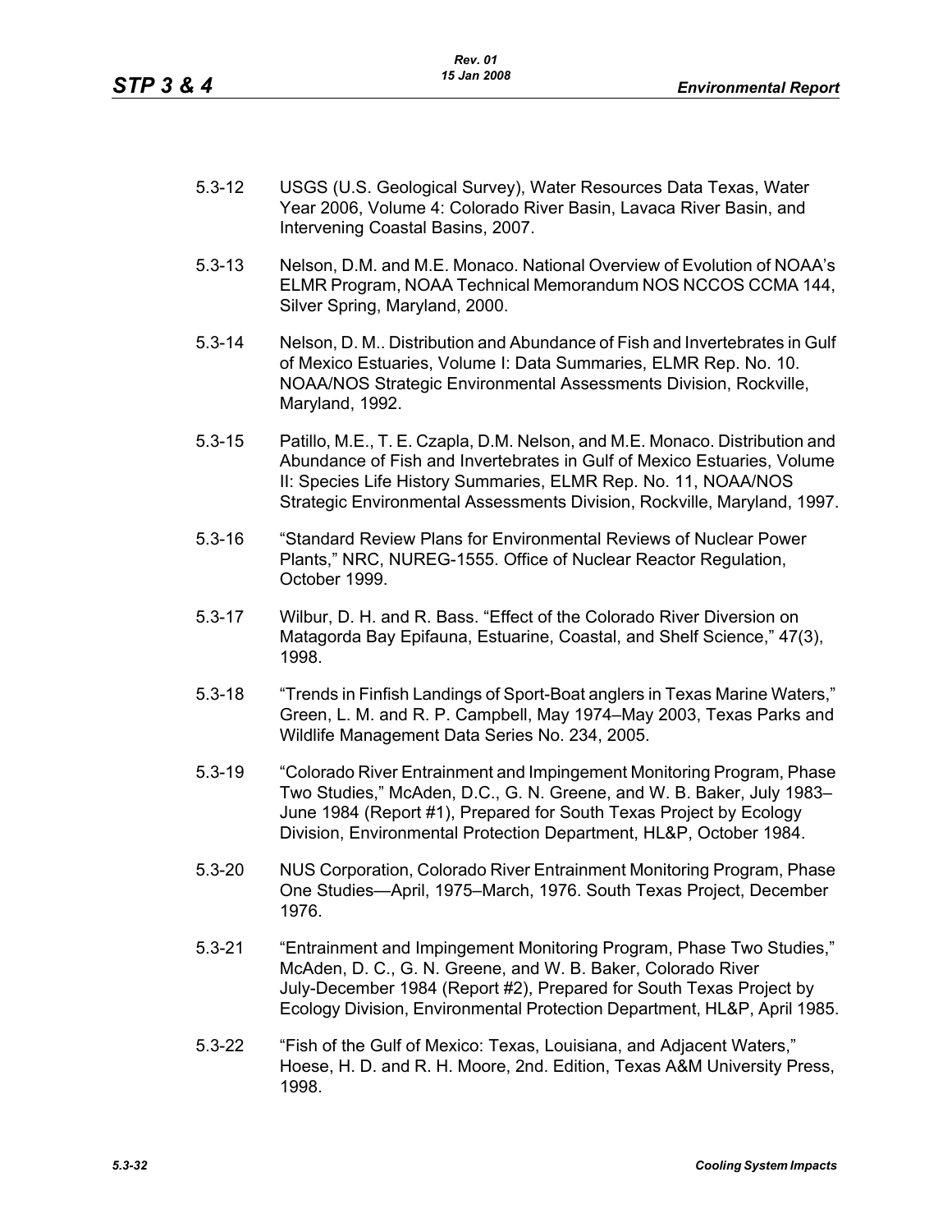5.3-12 USGS (U.S. Geological Survey), Water Resources Data Texas, Water Year 2006, Volume 4: Colorado River Basin, Lavaca River Basin, and Intervening Coastal Basins, 2007.

5.3-13 Nelson, D.M. and M.E. Monaco. National Overview of Evolution of NOAA's ELMR Program, NOAA Technical Memorandum NOS NCCOS CCMA 144, Silver Spring, Maryland, 2000.

5.3-14 Nelson, D. M.. Distribution and Abundance of Fish and Invertebrates in Gulf of Mexico Estuaries, Volume I: Data Summaries, ELMR Rep. No. 10. NOAA/NOS Strategic Environmental Assessments Division, Rockville, Maryland, 1992.

5.3-15 Patillo, M.E., T. E. Czapla, D.M. Nelson, and M.E. Monaco. Distribution and Abundance of Fish and Invertebrates in Gulf of Mexico Estuaries, Volume II: Species Life History Summaries, ELMR Rep. No. 11, NOAA/NOS Strategic Environmental Assessments Division, Rockville, Maryland, 1997.

5.3-16 "Standard Review Plans for Environmental Reviews of Nuclear Power Plants," NRC, NUREG-1555. Office of Nuclear Reactor Regulation, October 1999.

5.3-17 Wilbur, D. H. and R. Bass. "Effect of the Colorado River Diversion on Matagorda Bay Epifauna, Estuarine, Coastal, and Shelf Science," 47(3), 1998.

5.3-18 "Trends in Finfish Landings of Sport-Boat anglers in Texas Marine Waters," Green, L. M. and R. P. Campbell, May 1974–May 2003, Texas Parks and Wildlife Management Data Series No. 234, 2005.

5.3-19 "Colorado River Entrainment and Impingement Monitoring Program, Phase Two Studies," McAden, D.C., G. N. Greene, and W. B. Baker, July 1983–June 1984 (Report #1), Prepared for South Texas Project by Ecology Division, Environmental Protection Department, HL&P, October 1984.

5.3-20 NUS Corporation, Colorado River Entrainment Monitoring Program, Phase One Studies—April, 1975–March, 1976. South Texas Project, December 1976.

5.3-21 "Entrainment and Impingement Monitoring Program, Phase Two Studies," McAden, D. C., G. N. Greene, and W. B. Baker, Colorado River July-December 1984 (Report #2), Prepared for South Texas Project by Ecology Division, Environmental Protection Department, HL&P, April 1985.

5.3-22 "Fish of the Gulf of Mexico: Texas, Louisiana, and Adjacent Waters," Hoese, H. D. and R. H. Moore, 2nd. Edition, Texas A&M University Press, 1998.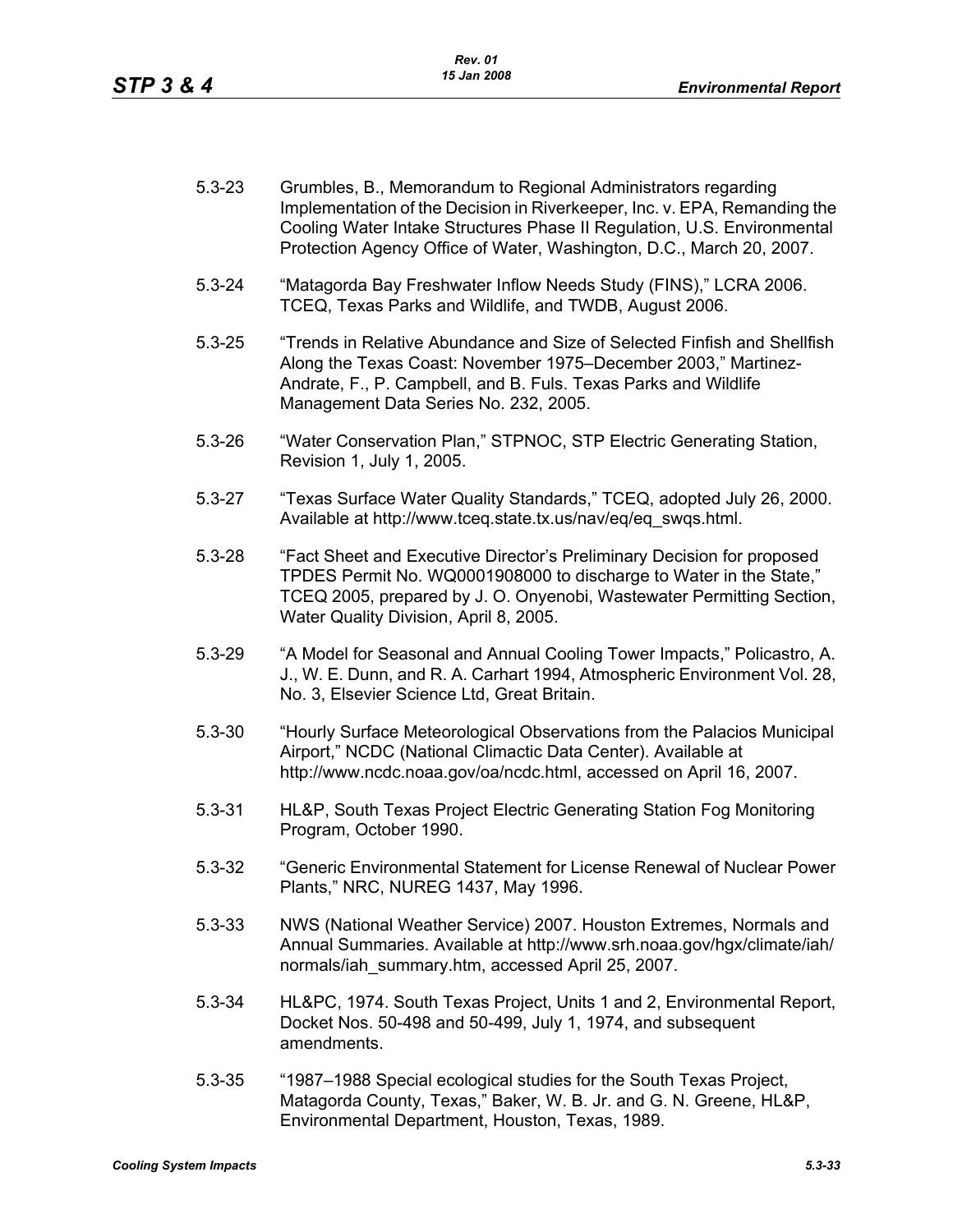5.3-23 Grumbles, B., Memorandum to Regional Administrators regarding Implementation of the Decision in Riverkeeper, Inc. v. EPA, Remanding the Cooling Water Intake Structures Phase II Regulation, U.S. Environmental Protection Agency Office of Water, Washington, D.C., March 20, 2007.

5.3-24 "Matagorda Bay Freshwater Inflow Needs Study (FINS)," LCRA 2006. TCEQ, Texas Parks and Wildlife, and TWDB, August 2006.

5.3-25 "Trends in Relative Abundance and Size of Selected Finfish and Shellfish Along the Texas Coast: November 1975–December 2003," Martinez-Andrate, F., P. Campbell, and B. Fuls. Texas Parks and Wildlife Management Data Series No. 232, 2005.

5.3-26 "Water Conservation Plan," STPNOC, STP Electric Generating Station, Revision 1, July 1, 2005.

5.3-27 "Texas Surface Water Quality Standards," TCEQ, adopted July 26, 2000. Available at http://www.tceq.state.tx.us/nav/eq/eq_swqs.html.

5.3-28 "Fact Sheet and Executive Director's Preliminary Decision for proposed TPDES Permit No. WQ0001908000 to discharge to Water in the State," TCEQ 2005, prepared by J. O. Onyenobi, Wastewater Permitting Section, Water Quality Division, April 8, 2005.

5.3-29 "A Model for Seasonal and Annual Cooling Tower Impacts," Policastro, A. J., W. E. Dunn, and R. A. Carhart 1994, Atmospheric Environment Vol. 28, No. 3, Elsevier Science Ltd, Great Britain.

5.3-30 "Hourly Surface Meteorological Observations from the Palacios Municipal Airport," NCDC (National Climactic Data Center). Available at http://www.ncdc.noaa.gov/oa/ncdc.html, accessed on April 16, 2007.

5.3-31 HL&P, South Texas Project Electric Generating Station Fog Monitoring Program, October 1990.

5.3-32 "Generic Environmental Statement for License Renewal of Nuclear Power Plants," NRC, NUREG 1437, May 1996.

5.3-33 NWS (National Weather Service) 2007. Houston Extremes, Normals and Annual Summaries. Available at http://www.srh.noaa.gov/hgx/climate/iah/normals/iah_summary.htm, accessed April 25, 2007.

5.3-34 HL&PC, 1974. South Texas Project, Units 1 and 2, Environmental Report, Docket Nos. 50-498 and 50-499, July 1, 1974, and subsequent amendments.

5.3-35 "1987–1988 Special ecological studies for the South Texas Project, Matagorda County, Texas," Baker, W. B. Jr. and G. N. Greene, HL&P, Environmental Department, Houston, Texas, 1989.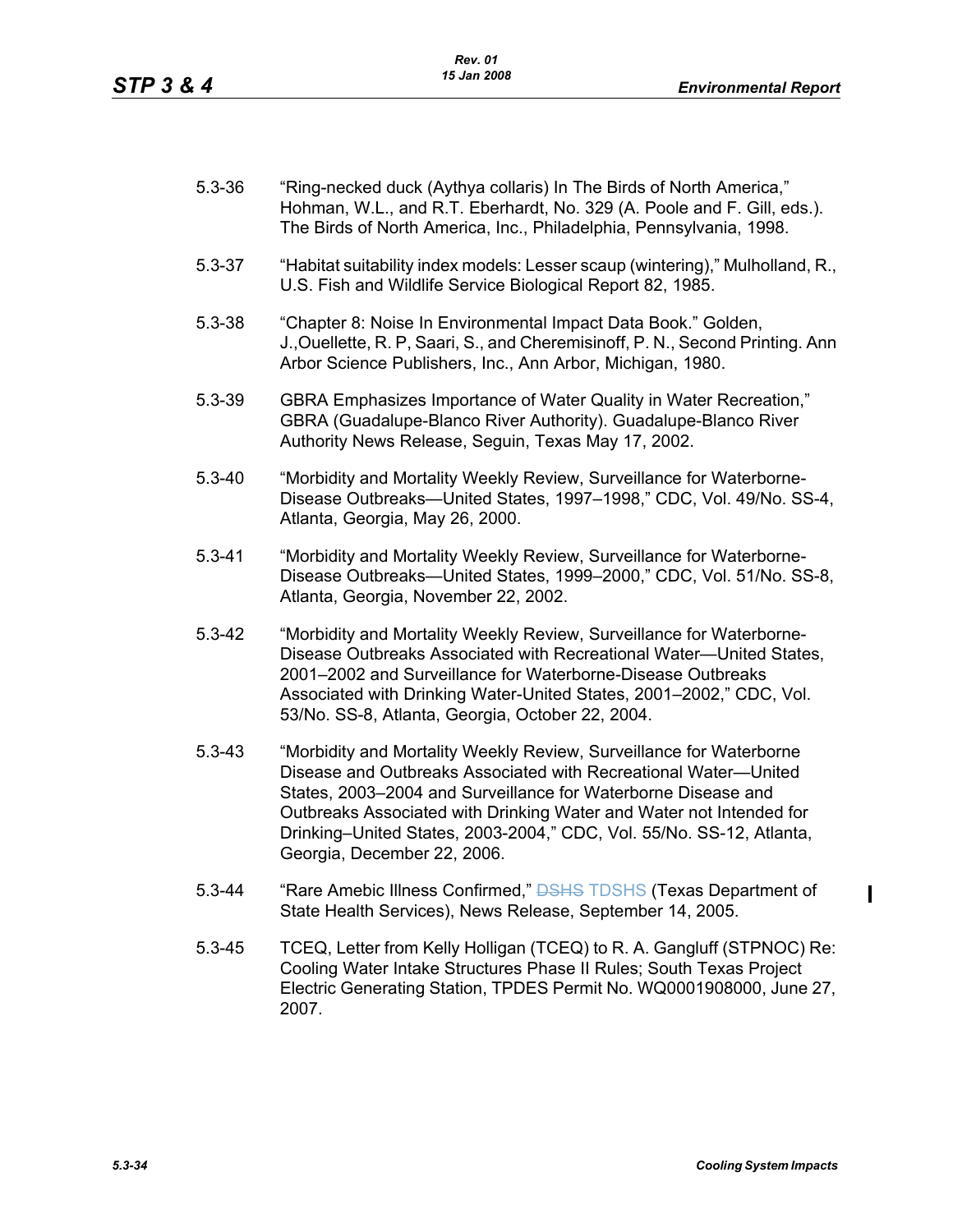5.3-36 “Ring-necked duck (Aythya collaris) In The Birds of North America,” Hohman, W.L., and R.T. Eberhardt, No. 329 (A. Poole and F. Gill, eds.). The Birds of North America, Inc., Philadelphia, Pennsylvania, 1998.

5.3-37 “Habitat suitability index models: Lesser scaup (wintering),” Mulholland, R., U.S. Fish and Wildlife Service Biological Report 82, 1985.

5.3-38 “Chapter 8: Noise In Environmental Impact Data Book.” Golden, J.,Ouellette, R. P, Saari, S., and Cheremisinoff, P. N., Second Printing. Ann Arbor Science Publishers, Inc., Ann Arbor, Michigan, 1980.

5.3-39 GBRA Emphasizes Importance of Water Quality in Water Recreation,” GBRA (Guadalupe-Blanco River Authority). Guadalupe-Blanco River Authority News Release, Seguin, Texas May 17, 2002.

5.3-40 “Morbidity and Mortality Weekly Review, Surveillance for Waterborne-Disease Outbreaks—United States, 1997–1998,” CDC, Vol. 49/No. SS-4, Atlanta, Georgia, May 26, 2000.

5.3-41 “Morbidity and Mortality Weekly Review, Surveillance for Waterborne-Disease Outbreaks—United States, 1999–2000,” CDC, Vol. 51/No. SS-8, Atlanta, Georgia, November 22, 2002.

5.3-42 “Morbidity and Mortality Weekly Review, Surveillance for Waterborne-Disease Outbreaks Associated with Recreational Water—United States, 2001–2002 and Surveillance for Waterborne-Disease Outbreaks Associated with Drinking Water-United States, 2001–2002,” CDC, Vol. 53/No. SS-8, Atlanta, Georgia, October 22, 2004.

5.3-43 “Morbidity and Mortality Weekly Review, Surveillance for Waterborne Disease and Outbreaks Associated with Recreational Water—United States, 2003–2004 and Surveillance for Waterborne Disease and Outbreaks Associated with Drinking Water and Water not Intended for Drinking–United States, 2003-2004,” CDC, Vol. 55/No. SS-12, Atlanta, Georgia, December 22, 2006.

5.3-44 “Rare Amebic Illness Confirmed,” ~~DSHS~~ TDSHS (Texas Department of State Health Services), News Release, September 14, 2005.

5.3-45 TCEQ, Letter from Kelly Holligan (TCEQ) to R. A. Gangluff (STPNOC) Re: Cooling Water Intake Structures Phase II Rules; South Texas Project Electric Generating Station, TPDES Permit No. WQ0001908000, June 27, 2007.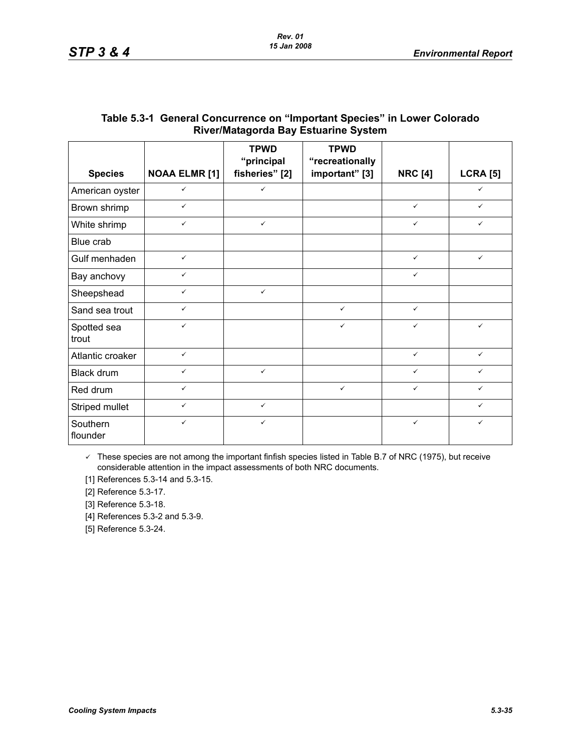**Table 5.3-1 General Concurrence on "Important Species" in Lower Colorado River/Matagorda Bay Estuarine System**

| Species | NOAA ELMR [1] | TPWD "principal fisheries" [2] | TPWD "recreationally important" [3] | NRC [4] | LCRA [5] |
|---|---|---|---|---|---|
| American oyster | ✓ | ✓ | | | ✓ |
| Brown shrimp | ✓ | | | ✓ | ✓ |
| White shrimp | ✓ | ✓ | | ✓ | ✓ |
| Blue crab | | | | | |
| Gulf menhaden | ✓ | | | ✓ | ✓ |
| Bay anchovy | ✓ | | | ✓ | |
| Sheepshead | ✓ | ✓ | | | |
| Sand sea trout | ✓ | | ✓ | ✓ | |
| Spotted sea trout | ✓ | | ✓ | ✓ | ✓ |
| Atlantic croaker | ✓ | | | ✓ | ✓ |
| Black drum | ✓ | ✓ | | ✓ | ✓ |
| Red drum | ✓ | | ✓ | ✓ | ✓ |
| Striped mullet | ✓ | ✓ | | | ✓ |
| Southern flounder | ✓ | ✓ | | ✓ | ✓ |

✓ These species are not among the important finfish species listed in Table B.7 of NRC (1975), but receive considerable attention in the impact assessments of both NRC documents.

[1] References 5.3-14 and 5.3-15.

[2] Reference 5.3-17.

[3] Reference 5.3-18.

[4] References 5.3-2 and 5.3-9.

[5] Reference 5.3-24.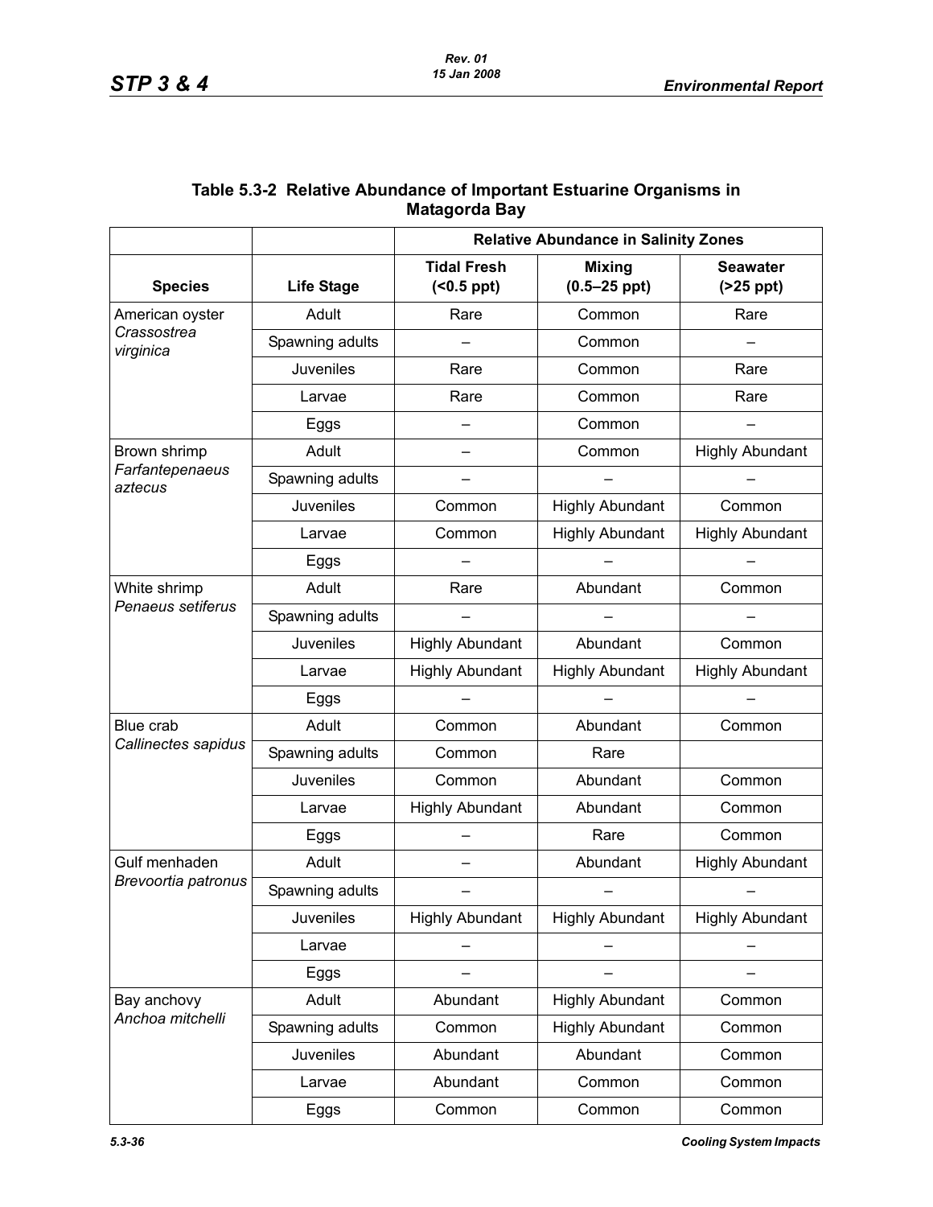### Table 5.3-2 Relative Abundance of Important Estuarine Organisms in Matagorda Bay

| | | Relative Abundance in Salinity Zones | | |
|---|---|---|---|---|
| **Species** | **Life Stage** | **Tidal Fresh (<0.5 ppt)** | **Mixing (0.5–25 ppt)** | **Seawater (>25 ppt)** |
| American oyster *Crassostrea virginica* | Adult | Rare | Common | Rare |
| | Spawning adults | – | Common | – |
| | Juveniles | Rare | Common | Rare |
| | Larvae | Rare | Common | Rare |
| | Eggs | – | Common | – |
| Brown shrimp *Farfantepenaeus aztecus* | Adult | – | Common | Highly Abundant |
| | Spawning adults | – | – | – |
| | Juveniles | Common | Highly Abundant | Common |
| | Larvae | Common | Highly Abundant | Highly Abundant |
| | Eggs | – | – | – |
| White shrimp *Penaeus setiferus* | Adult | Rare | Abundant | Common |
| | Spawning adults | – | – | – |
| | Juveniles | Highly Abundant | Abundant | Common |
| | Larvae | Highly Abundant | Highly Abundant | Highly Abundant |
| | Eggs | – | – | – |
| Blue crab *Callinectes sapidus* | Adult | Common | Abundant | Common |
| | Spawning adults | Common | Rare | |
| | Juveniles | Common | Abundant | Common |
| | Larvae | Highly Abundant | Abundant | Common |
| | Eggs | – | Rare | Common |
| Gulf menhaden *Brevoortia patronus* | Adult | – | Abundant | Highly Abundant |
| | Spawning adults | – | – | – |
| | Juveniles | Highly Abundant | Highly Abundant | Highly Abundant |
| | Larvae | – | – | – |
| | Eggs | – | – | – |
| Bay anchovy *Anchoa mitchelli* | Adult | Abundant | Highly Abundant | Common |
| | Spawning adults | Common | Highly Abundant | Common |
| | Juveniles | Abundant | Abundant | Common |
| | Larvae | Abundant | Common | Common |
| | Eggs | Common | Common | Common |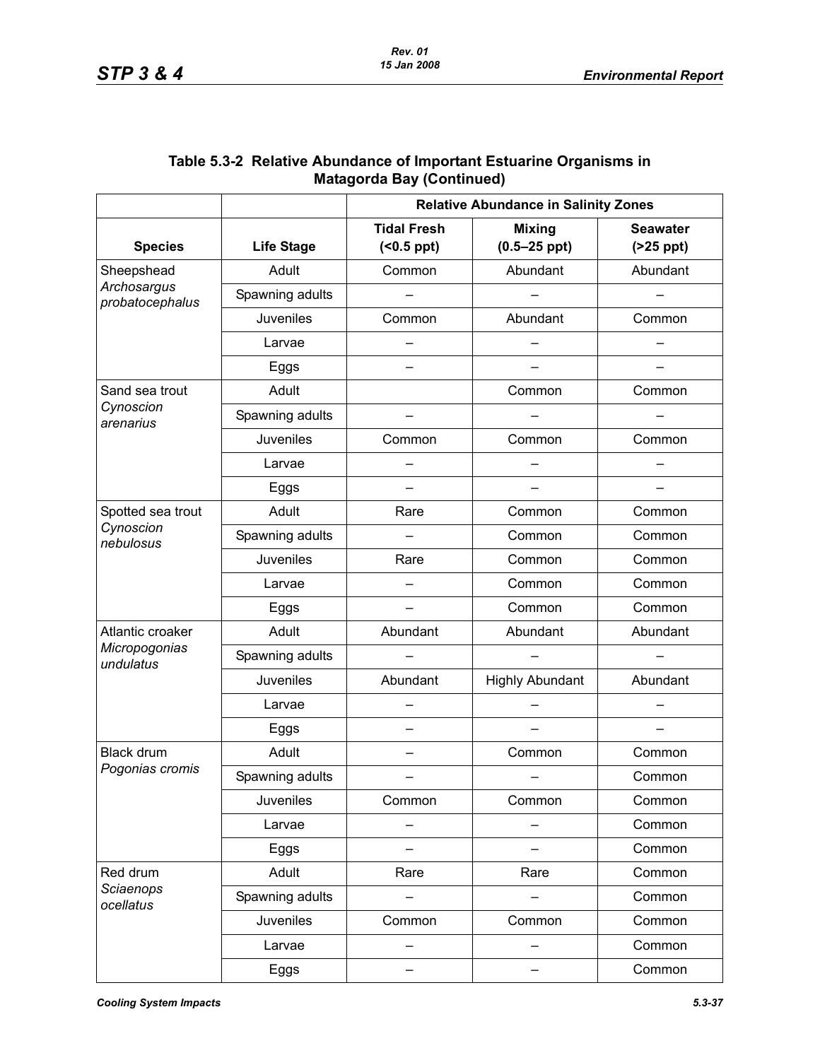**Table 5.3-2 Relative Abundance of Important Estuarine Organisms in Matagorda Bay (Continued)**

| | | Relative Abundance in Salinity Zones | | |
|---|---|---|---|---|
| **Species** | **Life Stage** | **Tidal Fresh (<0.5 ppt)** | **Mixing (0.5–25 ppt)** | **Seawater (>25 ppt)** |
| Sheepshead *Archosargus probatocephalus* | Adult | Common | Abundant | Abundant |
| | Spawning adults | – | – | – |
| | Juveniles | Common | Abundant | Common |
| | Larvae | – | – | – |
| | Eggs | – | – | – |
| Sand sea trout *Cynoscion arenarius* | Adult | | Common | Common |
| | Spawning adults | – | – | – |
| | Juveniles | Common | Common | Common |
| | Larvae | – | – | – |
| | Eggs | – | – | – |
| Spotted sea trout *Cynoscion nebulosus* | Adult | Rare | Common | Common |
| | Spawning adults | – | Common | Common |
| | Juveniles | Rare | Common | Common |
| | Larvae | – | Common | Common |
| | Eggs | – | Common | Common |
| Atlantic croaker *Micropogonias undulatus* | Adult | Abundant | Abundant | Abundant |
| | Spawning adults | – | – | – |
| | Juveniles | Abundant | Highly Abundant | Abundant |
| | Larvae | – | – | – |
| | Eggs | – | – | – |
| Black drum *Pogonias cromis* | Adult | – | Common | Common |
| | Spawning adults | – | – | Common |
| | Juveniles | Common | Common | Common |
| | Larvae | – | – | Common |
| | Eggs | – | – | Common |
| Red drum *Sciaenops ocellatus* | Adult | Rare | Rare | Common |
| | Spawning adults | – | – | Common |
| | Juveniles | Common | Common | Common |
| | Larvae | – | – | Common |
| | Eggs | – | – | Common |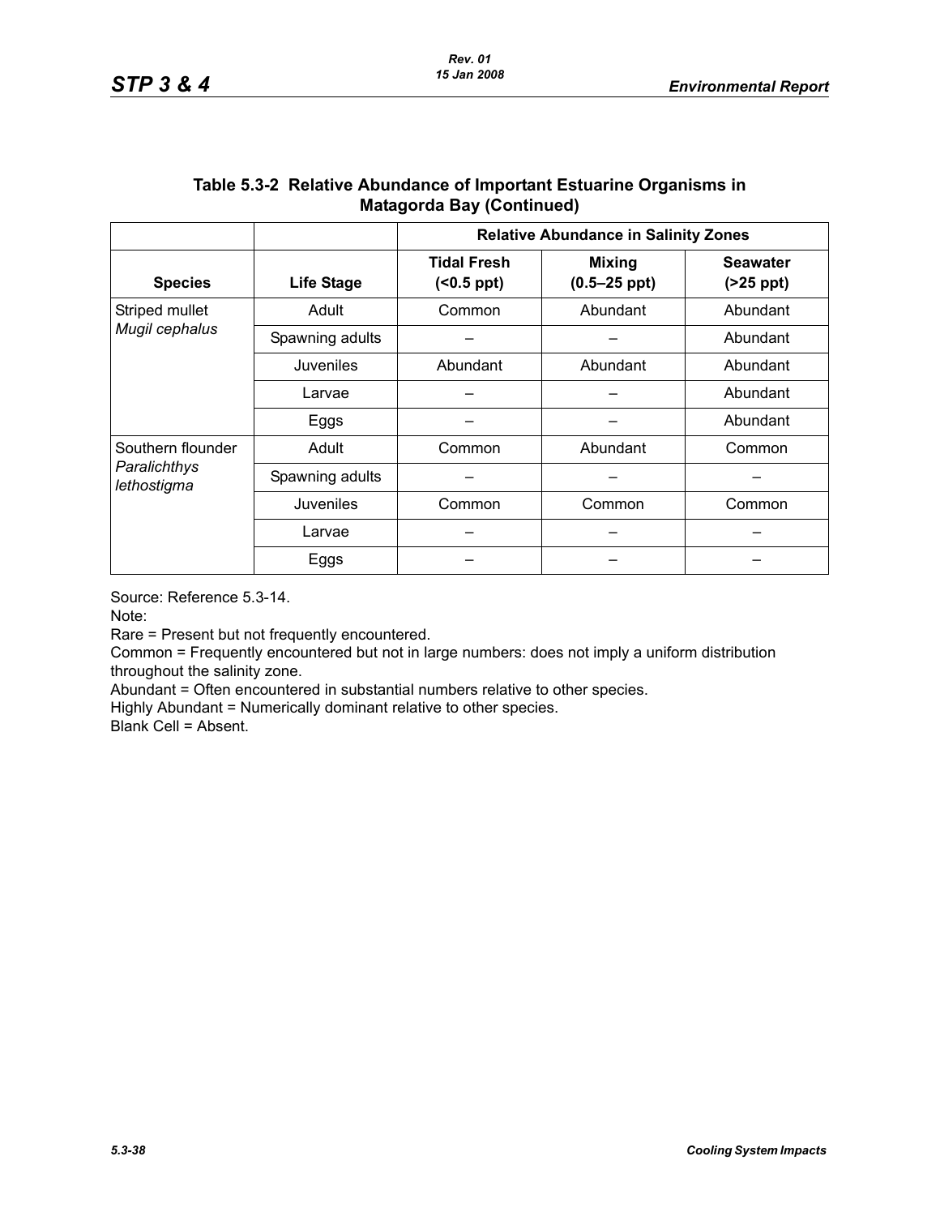## Table 5.3-2 Relative Abundance of Important Estuarine Organisms in Matagorda Bay (Continued)

| | | Relative Abundance in Salinity Zones | | |
|---|---|---|---|---|
| **Species** | **Life Stage** | **Tidal Fresh (<0.5 ppt)** | **Mixing (0.5–25 ppt)** | **Seawater (>25 ppt)** |
| Striped mullet *Mugil cephalus* | Adult | Common | Abundant | Abundant |
| | Spawning adults | – | – | Abundant |
| | Juveniles | Abundant | Abundant | Abundant |
| | Larvae | – | – | Abundant |
| | Eggs | – | – | Abundant |
| Southern flounder *Paralichthys lethostigma* | Adult | Common | Abundant | Common |
| | Spawning adults | – | – | – |
| | Juveniles | Common | Common | Common |
| | Larvae | – | – | – |
| | Eggs | – | – | – |

Source: Reference 5.3-14.

Note:

Rare = Present but not frequently encountered.

Common = Frequently encountered but not in large numbers: does not imply a uniform distribution throughout the salinity zone.

Abundant = Often encountered in substantial numbers relative to other species.

Highly Abundant = Numerically dominant relative to other species.

Blank Cell = Absent.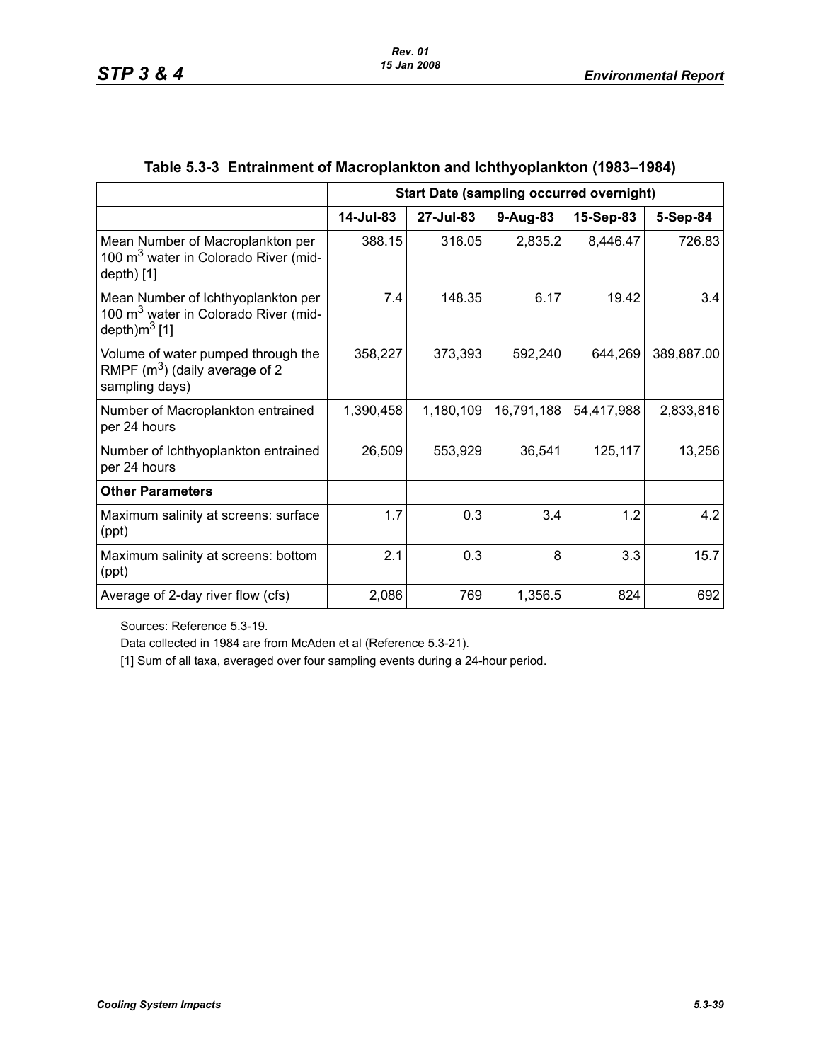**Table 5.3-3 Entrainment of Macroplankton and Ichthyoplankton (1983–1984)**

| | Start Date (sampling occurred overnight) | | | | |
|---|---|---|---|---|---|
| | 14-Jul-83 | 27-Jul-83 | 9-Aug-83 | 15-Sep-83 | 5-Sep-84 |
| Mean Number of Macroplankton per 100 $m^3$ water in Colorado River (mid-depth) [1] | 388.15 | 316.05 | 2,835.2 | 8,446.47 | 726.83 |
| Mean Number of Ichthyoplankton per 100 $m^3$ water in Colorado River (mid-depth)$m^3$ [1] | 7.4 | 148.35 | 6.17 | 19.42 | 3.4 |
| Volume of water pumped through the RMPF ($m^3$) (daily average of 2 sampling days) | 358,227 | 373,393 | 592,240 | 644,269 | 389,887.00 |
| Number of Macroplankton entrained per 24 hours | 1,390,458 | 1,180,109 | 16,791,188 | 54,417,988 | 2,833,816 |
| Number of Ichthyoplankton entrained per 24 hours | 26,509 | 553,929 | 36,541 | 125,117 | 13,256 |
| **Other Parameters** | | | | | |
| Maximum salinity at screens: surface (ppt) | 1.7 | 0.3 | 3.4 | 1.2 | 4.2 |
| Maximum salinity at screens: bottom (ppt) | 2.1 | 0.3 | 8 | 3.3 | 15.7 |
| Average of 2-day river flow (cfs) | 2,086 | 769 | 1,356.5 | 824 | 692 |

Sources: Reference 5.3-19.

Data collected in 1984 are from McAden et al (Reference 5.3-21).

[1] Sum of all taxa, averaged over four sampling events during a 24-hour period.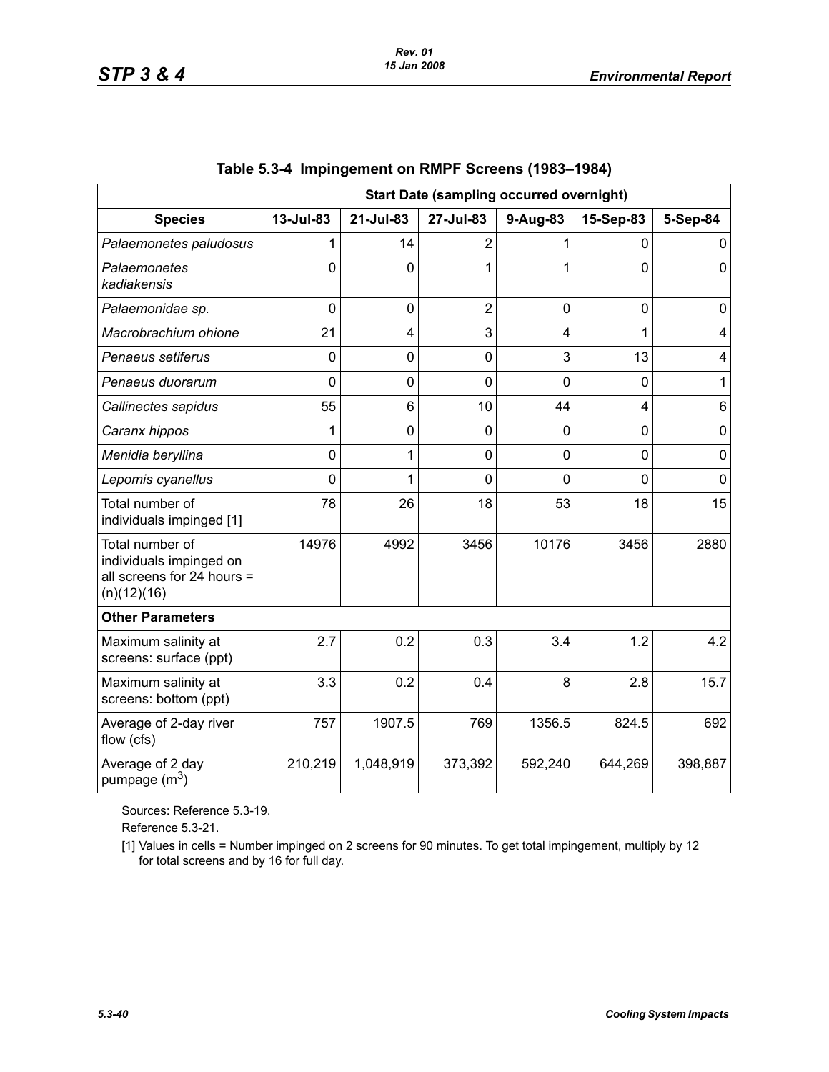**Table 5.3-4 Impingement on RMPF Screens (1983–1984)**

| | Start Date (sampling occurred overnight) | | | | | |
|---|---|---|---|---|---|---|
| **Species** | **13-Jul-83** | **21-Jul-83** | **27-Jul-83** | **9-Aug-83** | **15-Sep-83** | **5-Sep-84** |
| *Palaemonetes paludosus* | 1 | 14 | 2 | 1 | 0 | 0 |
| *Palaemonetes kadiakensis* | 0 | 0 | 1 | 1 | 0 | 0 |
| *Palaemonidae sp.* | 0 | 0 | 2 | 0 | 0 | 0 |
| *Macrobrachium ohione* | 21 | 4 | 3 | 4 | 1 | 4 |
| *Penaeus setiferus* | 0 | 0 | 0 | 3 | 13 | 4 |
| *Penaeus duorarum* | 0 | 0 | 0 | 0 | 0 | 1 |
| *Callinectes sapidus* | 55 | 6 | 10 | 44 | 4 | 6 |
| *Caranx hippos* | 1 | 0 | 0 | 0 | 0 | 0 |
| *Menidia beryllina* | 0 | 1 | 0 | 0 | 0 | 0 |
| *Lepomis cyanellus* | 0 | 1 | 0 | 0 | 0 | 0 |
| Total number of individuals impinged [1] | 78 | 26 | 18 | 53 | 18 | 15 |
| Total number of individuals impinged on all screens for 24 hours = (n)(12)(16) | 14976 | 4992 | 3456 | 10176 | 3456 | 2880 |
| **Other Parameters** | | | | | | |
| Maximum salinity at screens: surface (ppt) | 2.7 | 0.2 | 0.3 | 3.4 | 1.2 | 4.2 |
| Maximum salinity at screens: bottom (ppt) | 3.3 | 0.2 | 0.4 | 8 | 2.8 | 15.7 |
| Average of 2-day river flow (cfs) | 757 | 1907.5 | 769 | 1356.5 | 824.5 | 692 |
| Average of 2 day pumpage ($m^3$) | 210,219 | 1,048,919 | 373,392 | 592,240 | 644,269 | 398,887 |

Sources: Reference 5.3-19.

Reference 5.3-21.

[1] Values in cells = Number impinged on 2 screens for 90 minutes. To get total impingement, multiply by 12 for total screens and by 16 for full day.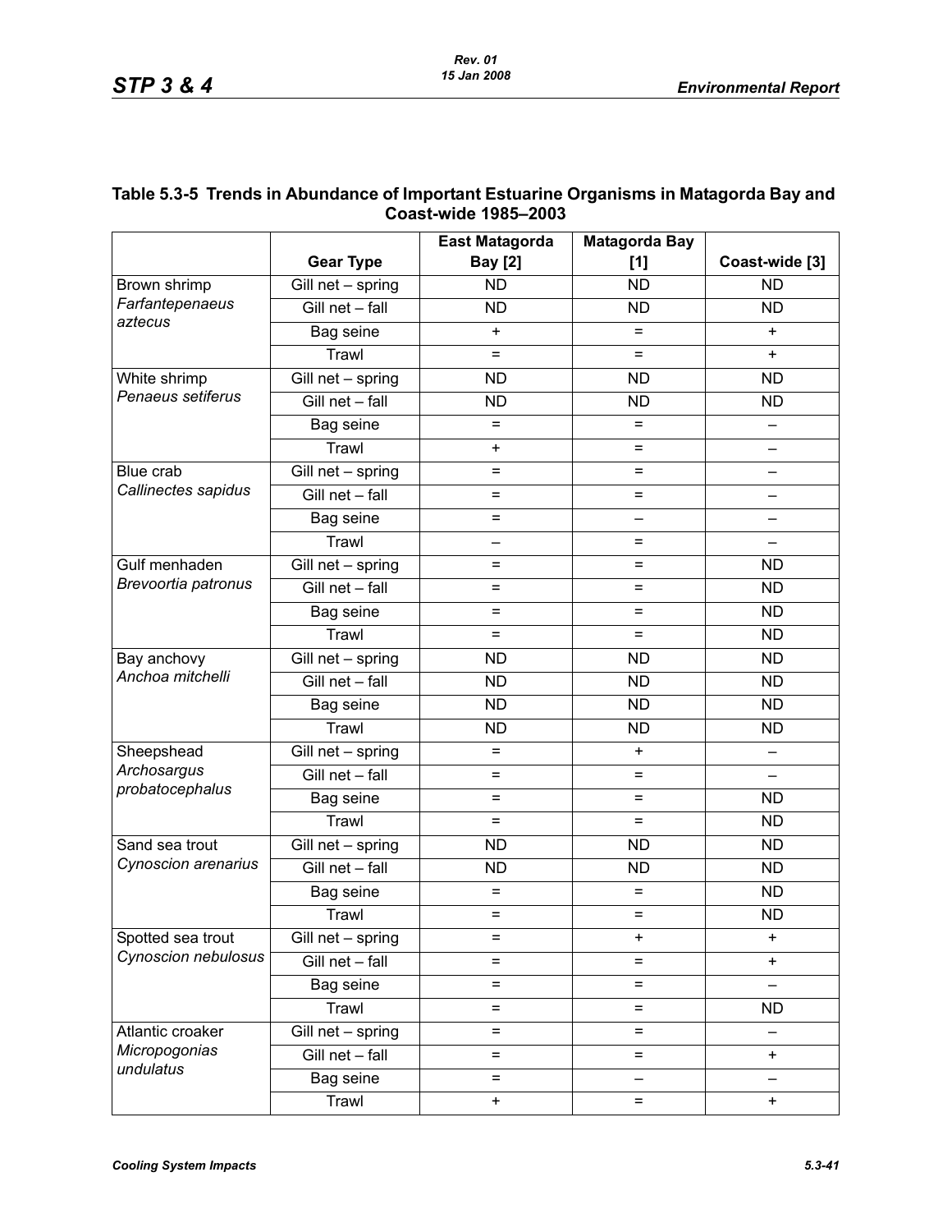**Table 5.3-5 Trends in Abundance of Important Estuarine Organisms in Matagorda Bay and Coast-wide 1985–2003**

| | Gear Type | East Matagorda Bay [2] | Matagorda Bay [1] | Coast-wide [3] |
|---|---|---|---|---|
| Brown shrimp *Farfantepenaeus aztecus* | Gill net – spring | ND | ND | ND |
| | Gill net – fall | ND | ND | ND |
| | Bag seine | + | = | + |
| | Trawl | = | = | + |
| White shrimp *Penaeus setiferus* | Gill net – spring | ND | ND | ND |
| | Gill net – fall | ND | ND | ND |
| | Bag seine | = | = | – |
| | Trawl | + | = | – |
| Blue crab *Callinectes sapidus* | Gill net – spring | = | = | – |
| | Gill net – fall | = | = | – |
| | Bag seine | = | – | – |
| | Trawl | – | = | – |
| Gulf menhaden *Brevoortia patronus* | Gill net – spring | = | = | ND |
| | Gill net – fall | = | = | ND |
| | Bag seine | = | = | ND |
| | Trawl | = | = | ND |
| Bay anchovy *Anchoa mitchelli* | Gill net – spring | ND | ND | ND |
| | Gill net – fall | ND | ND | ND |
| | Bag seine | ND | ND | ND |
| | Trawl | ND | ND | ND |
| Sheepshead *Archosargus probatocephalus* | Gill net – spring | = | + | – |
| | Gill net – fall | = | = | – |
| | Bag seine | = | = | ND |
| | Trawl | = | = | ND |
| Sand sea trout *Cynoscion arenarius* | Gill net – spring | ND | ND | ND |
| | Gill net – fall | ND | ND | ND |
| | Bag seine | = | = | ND |
| | Trawl | = | = | ND |
| Spotted sea trout *Cynoscion nebulosus* | Gill net – spring | = | + | + |
| | Gill net – fall | = | = | + |
| | Bag seine | = | = | – |
| | Trawl | = | = | ND |
| Atlantic croaker *Micropogonias undulatus* | Gill net – spring | = | = | – |
| | Gill net – fall | = | = | + |
| | Bag seine | = | – | – |
| | Trawl | + | = | + |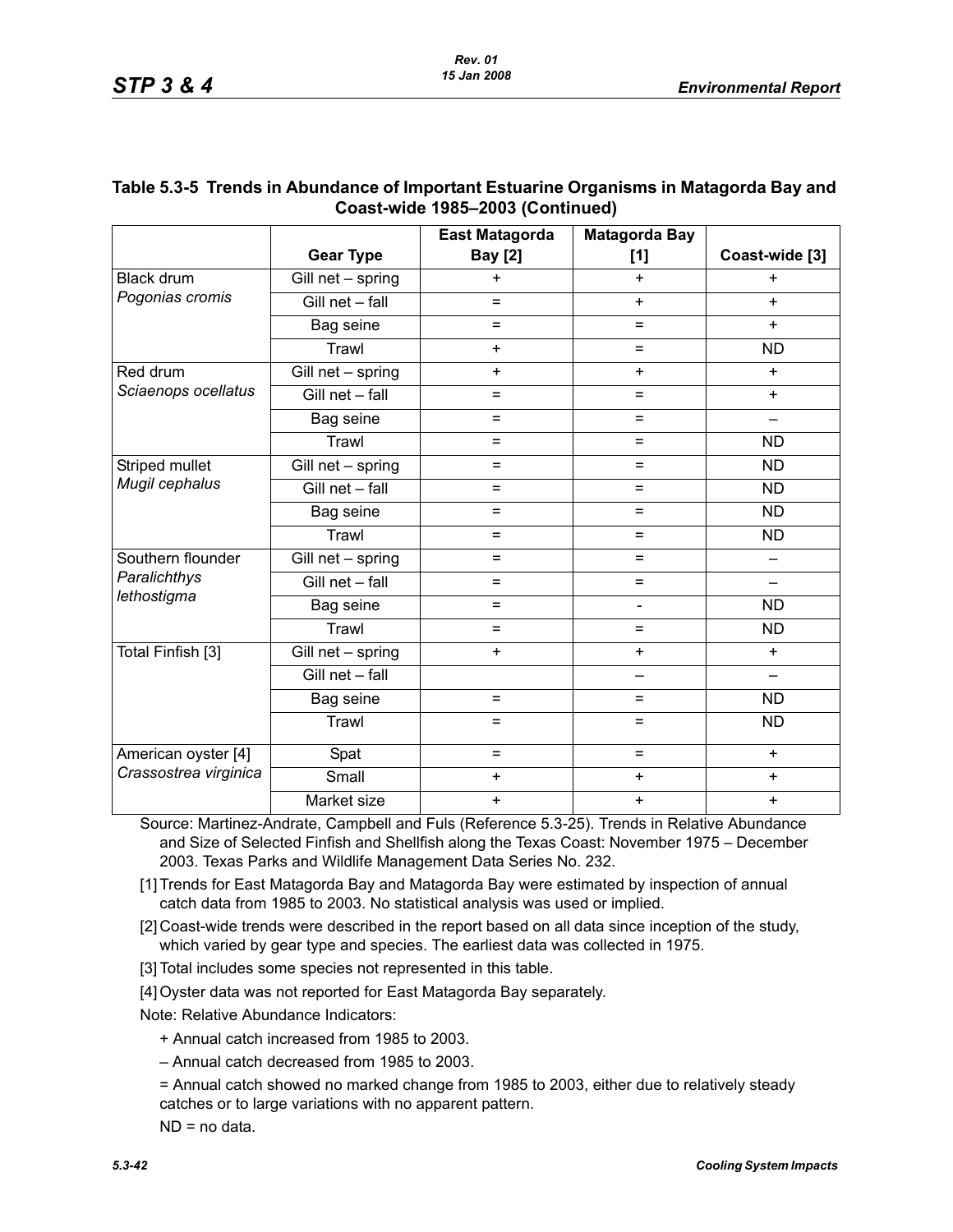## Table 5.3-5 Trends in Abundance of Important Estuarine Organisms in Matagorda Bay and Coast-wide 1985–2003 (Continued)

| | Gear Type | East Matagorda Bay [2] | Matagorda Bay [1] | Coast-wide [3] |
|---|---|---|---|---|
| Black drum *Pogonias cromis* | Gill net – spring | + | + | + |
| | Gill net – fall | = | + | + |
| | Bag seine | = | = | + |
| | Trawl | + | = | ND |
| Red drum *Sciaenops ocellatus* | Gill net – spring | + | + | + |
| | Gill net – fall | = | = | + |
| | Bag seine | = | = | – |
| | Trawl | = | = | ND |
| Striped mullet *Mugil cephalus* | Gill net – spring | = | = | ND |
| | Gill net – fall | = | = | ND |
| | Bag seine | = | = | ND |
| | Trawl | = | = | ND |
| Southern flounder *Paralichthys lethostigma* | Gill net – spring | = | = | – |
| | Gill net – fall | = | = | – |
| | Bag seine | = | - | ND |
| | Trawl | = | = | ND |
| Total Finfish [3] | Gill net – spring | + | + | + |
| | Gill net – fall | | – | – |
| | Bag seine | = | = | ND |
| | Trawl | = | = | ND |
| American oyster [4] *Crassostrea virginica* | Spat | = | = | + |
| | Small | + | + | + |
| | Market size | + | + | + |

Source: Martinez-Andrate, Campbell and Fuls (Reference 5.3-25). Trends in Relative Abundance and Size of Selected Finfish and Shellfish along the Texas Coast: November 1975 – December 2003. Texas Parks and Wildlife Management Data Series No. 232.

[1] Trends for East Matagorda Bay and Matagorda Bay were estimated by inspection of annual catch data from 1985 to 2003. No statistical analysis was used or implied.

[2] Coast-wide trends were described in the report based on all data since inception of the study, which varied by gear type and species. The earliest data was collected in 1975.

[3] Total includes some species not represented in this table.

[4] Oyster data was not reported for East Matagorda Bay separately.

Note: Relative Abundance Indicators:

+ Annual catch increased from 1985 to 2003.

– Annual catch decreased from 1985 to 2003.

= Annual catch showed no marked change from 1985 to 2003, either due to relatively steady catches or to large variations with no apparent pattern.

ND = no data.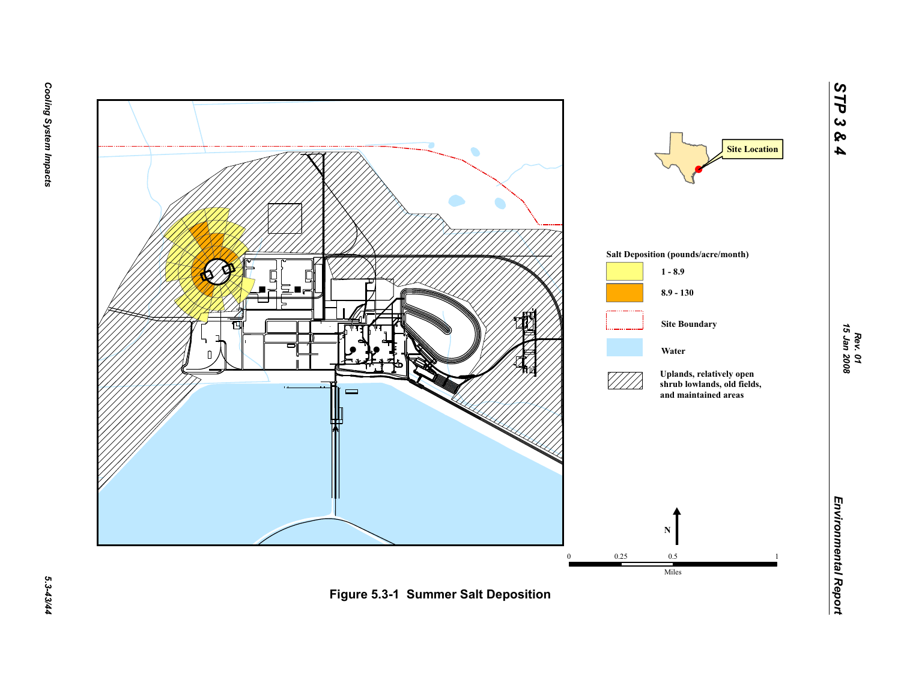Salt Deposition (pounds/acre/month)

1 - 8.9

8.9 - 130

Site Boundary

Water

Uplands, relatively open shrub lowlands, old fields, and maintained areas

Site Location

N

0 0.25 0.5 1

Miles

**Figure 5.3-1 Summer Salt Deposition**